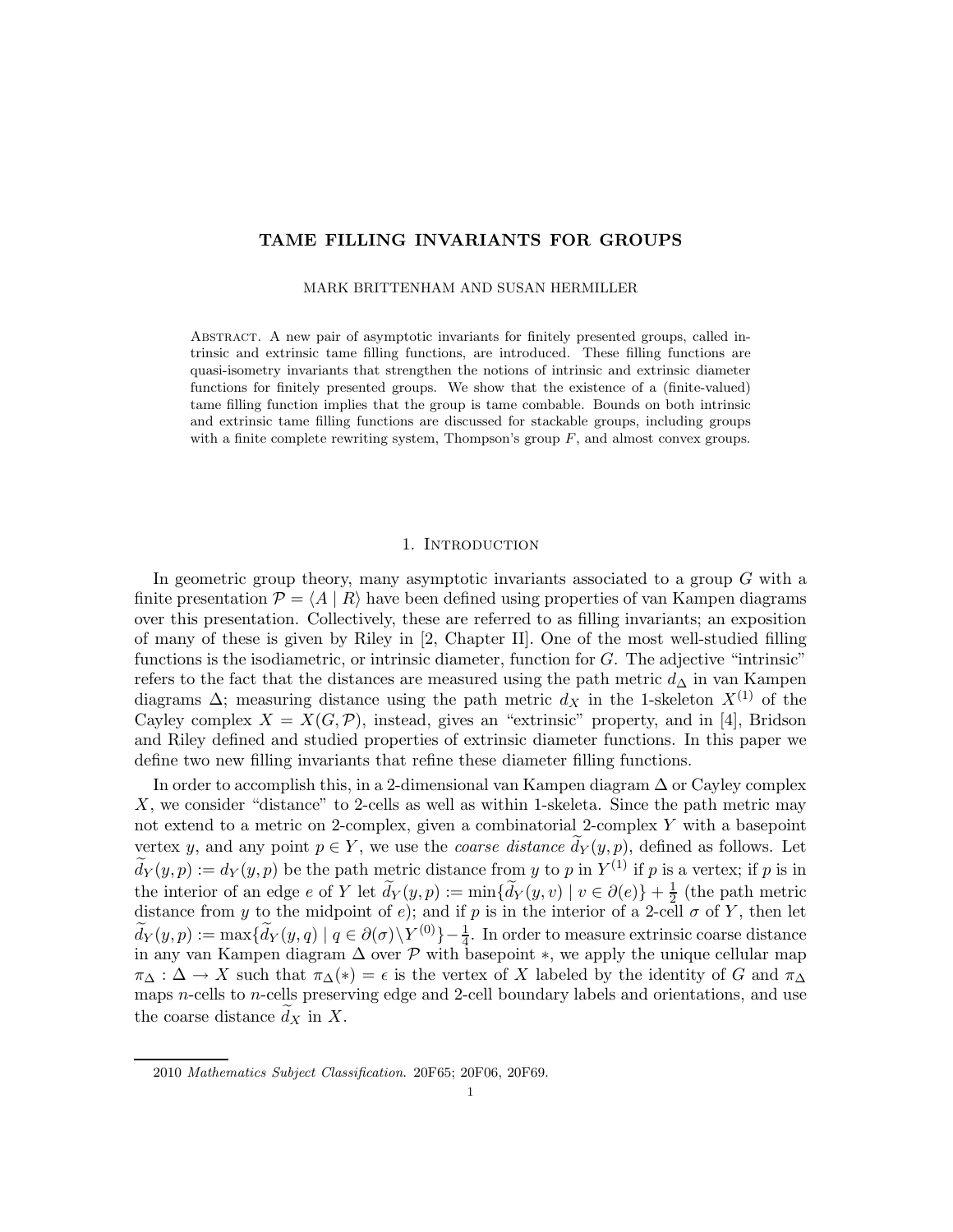# TAME FILLING INVARIANTS FOR GROUPS

MARK BRITTENHAM AND SUSAN HERMILLER

Abstract. A new pair of asymptotic invariants for finitely presented groups, called intrinsic and extrinsic tame filling functions, are introduced. These filling functions are quasi-isometry invariants that strengthen the notions of intrinsic and extrinsic diameter functions for finitely presented groups. We show that the existence of a (finite-valued) tame filling function implies that the group is tame combable. Bounds on both intrinsic and extrinsic tame filling functions are discussed for stackable groups, including groups with a finite complete rewriting system, Thompson's group $F$, and almost convex groups.

## 1. Introduction

In geometric group theory, many asymptotic invariants associated to a group $G$ with a finite presentation $\mathcal{P} = \langle A \mid R \rangle$ have been defined using properties of van Kampen diagrams over this presentation. Collectively, these are referred to as filling invariants; an exposition of many of these is given by Riley in [2, Chapter II]. One of the most well-studied filling functions is the isodiametric, or intrinsic diameter, function for $G$. The adjective "intrinsic" refers to the fact that the distances are measured using the path metric $d_\Delta$ in van Kampen diagrams $\Delta$; measuring distance using the path metric $d_X$ in the 1-skeleton $X^{(1)}$ of the Cayley complex $X = X(G, \mathcal{P})$, instead, gives an "extrinsic" property, and in [4], Bridson and Riley defined and studied properties of extrinsic diameter functions. In this paper we define two new filling invariants that refine these diameter filling functions.

In order to accomplish this, in a 2-dimensional van Kampen diagram $\Delta$ or Cayley complex $X$, we consider "distance" to 2-cells as well as within 1-skeleta. Since the path metric may not extend to a metric on 2-complex, given a combinatorial 2-complex $Y$ with a basepoint vertex $y$, and any point $p \in Y$, we use the *coarse distance* $\widetilde{d}_Y(y, p)$, defined as follows. Let $\widetilde{d}_Y(y, p) := d_Y(y, p)$ be the path metric distance from $y$ to $p$ in $Y^{(1)}$ if $p$ is a vertex; if $p$ is in the interior of an edge $e$ of $Y$ let $\widetilde{d}_Y(y, p) := \min\{\widetilde{d}_Y(y, v) \mid v \in \partial(e)\} + \frac{1}{2}$ (the path metric distance from $y$ to the midpoint of $e$); and if $p$ is in the interior of a 2-cell $\sigma$ of $Y$, then let $\widetilde{d}_Y(y, p) := \max\{\widetilde{d}_Y(y, q) \mid q \in \partial(\sigma) \backslash Y^{(0)}\} - \frac{1}{4}$. In order to measure extrinsic coarse distance in any van Kampen diagram $\Delta$ over $\mathcal{P}$ with basepoint $*$, we apply the unique cellular map $\pi_\Delta : \Delta \to X$ such that $\pi_\Delta(*) = \epsilon$ is the vertex of $X$ labeled by the identity of $G$ and $\pi_\Delta$ maps $n$-cells to $n$-cells preserving edge and 2-cell boundary labels and orientations, and use the coarse distance $\widetilde{d}_X$ in $X$.

2010 *Mathematics Subject Classification.* 20F65; 20F06, 20F69.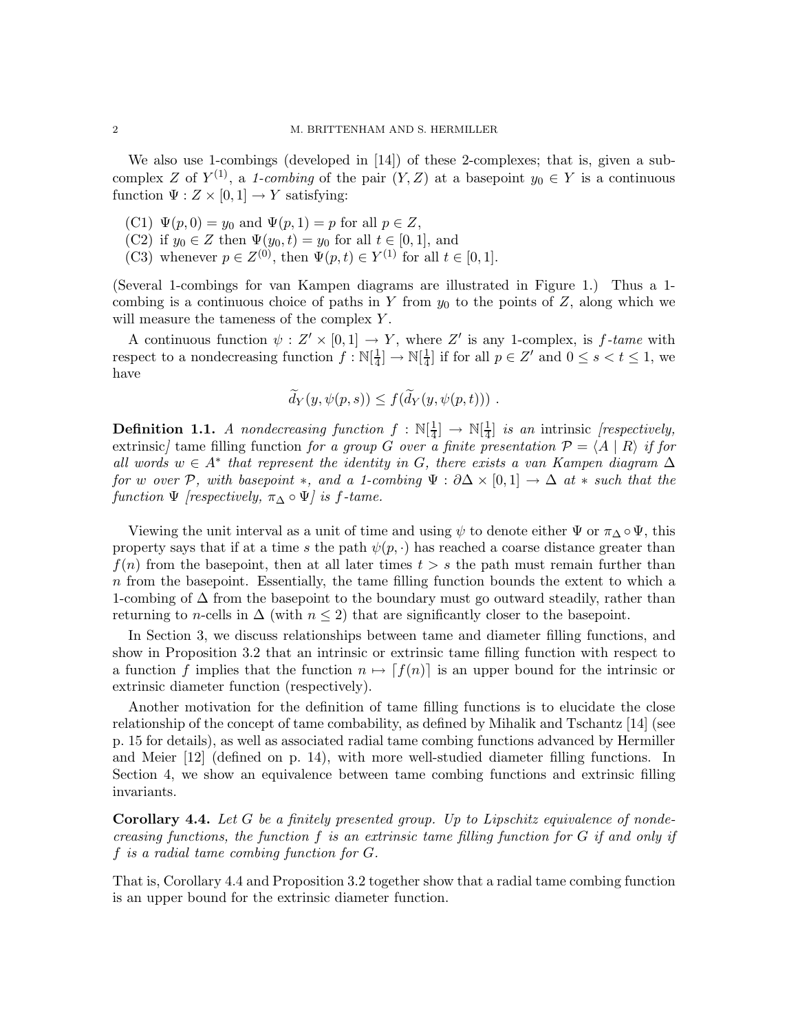We also use 1-combings (developed in [14]) of these 2-complexes; that is, given a subcomplex $Z$ of $Y^{(1)}$, a *1-combing* of the pair $(Y, Z)$ at a basepoint $y_0 \in Y$ is a continuous function $\Psi : Z \times [0,1] \to Y$ satisfying:

(C1) $\Psi(p, 0) = y_0$ and $\Psi(p, 1) = p$ for all $p \in Z$,
(C2) if $y_0 \in Z$ then $\Psi(y_0, t) = y_0$ for all $t \in [0,1]$, and
(C3) whenever $p \in Z^{(0)}$, then $\Psi(p, t) \in Y^{(1)}$ for all $t \in [0,1]$.

(Several 1-combings for van Kampen diagrams are illustrated in Figure 1.) Thus a 1-combing is a continuous choice of paths in $Y$ from $y_0$ to the points of $Z$, along which we will measure the tameness of the complex $Y$.

A continuous function $\psi : Z' \times [0,1] \to Y$, where $Z'$ is any 1-complex, is *$f$-tame* with respect to a nondecreasing function $f : \mathbb{N}[\frac{1}{4}] \to \mathbb{N}[\frac{1}{4}]$ if for all $p \in Z'$ and $0 \le s < t \le 1$, we have

$$\widetilde{d}_Y(y, \psi(p,s)) \le f(\widetilde{d}_Y(y, \psi(p,t))) .$$

**Definition 1.1.** *A nondecreasing function $f : \mathbb{N}[\frac{1}{4}] \to \mathbb{N}[\frac{1}{4}]$ is an* intrinsic *[respectively,* extrinsic*]* tame filling function *for a group $G$ over a finite presentation $\mathcal{P} = \langle A \mid R \rangle$ if for all words $w \in A^*$ that represent the identity in $G$, there exists a van Kampen diagram $\Delta$ for $w$ over $\mathcal{P}$, with basepoint $*$, and a 1-combing $\Psi : \partial\Delta \times [0,1] \to \Delta$ at $*$ such that the function $\Psi$ [respectively, $\pi_\Delta \circ \Psi$] is $f$-tame.*

Viewing the unit interval as a unit of time and using $\psi$ to denote either $\Psi$ or $\pi_\Delta \circ \Psi$, this property says that if at a time $s$ the path $\psi(p, \cdot)$ has reached a coarse distance greater than $f(n)$ from the basepoint, then at all later times $t > s$ the path must remain further than $n$ from the basepoint. Essentially, the tame filling function bounds the extent to which a 1-combing of $\Delta$ from the basepoint to the boundary must go outward steadily, rather than returning to $n$-cells in $\Delta$ (with $n \le 2$) that are significantly closer to the basepoint.

In Section 3, we discuss relationships between tame and diameter filling functions, and show in Proposition 3.2 that an intrinsic or extrinsic tame filling function with respect to a function $f$ implies that the function $n \mapsto \lceil f(n) \rceil$ is an upper bound for the intrinsic or extrinsic diameter function (respectively).

Another motivation for the definition of tame filling functions is to elucidate the close relationship of the concept of tame combability, as defined by Mihalik and Tschantz [14] (see p. 15 for details), as well as associated radial tame combing functions advanced by Hermiller and Meier [12] (defined on p. 14), with more well-studied diameter filling functions. In Section 4, we show an equivalence between tame combing functions and extrinsic filling invariants.

**Corollary 4.4.** *Let $G$ be a finitely presented group. Up to Lipschitz equivalence of nondecreasing functions, the function $f$ is an extrinsic tame filling function for $G$ if and only if $f$ is a radial tame combing function for $G$.*

That is, Corollary 4.4 and Proposition 3.2 together show that a radial tame combing function is an upper bound for the extrinsic diameter function.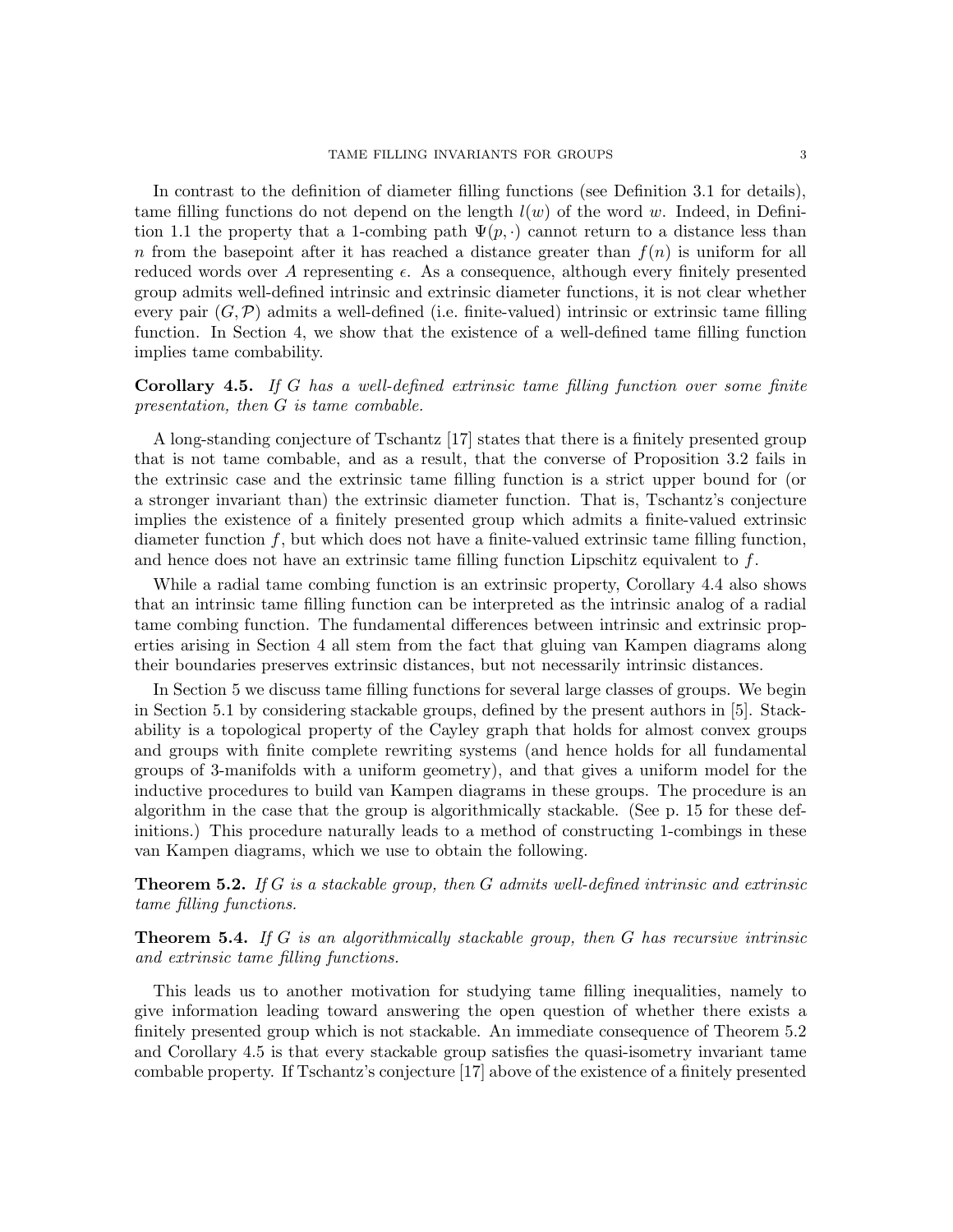In contrast to the definition of diameter filling functions (see Definition 3.1 for details), tame filling functions do not depend on the length $l(w)$ of the word $w$. Indeed, in Definition 1.1 the property that a 1-combing path $\Psi(p, \cdot)$ cannot return to a distance less than $n$ from the basepoint after it has reached a distance greater than $f(n)$ is uniform for all reduced words over $A$ representing $\epsilon$. As a consequence, although every finitely presented group admits well-defined intrinsic and extrinsic diameter functions, it is not clear whether every pair $(G, \mathcal{P})$ admits a well-defined (i.e. finite-valued) intrinsic or extrinsic tame filling function. In Section 4, we show that the existence of a well-defined tame filling function implies tame combability.

**Corollary 4.5.** *If $G$ has a well-defined extrinsic tame filling function over some finite presentation, then $G$ is tame combable.*

A long-standing conjecture of Tschantz [17] states that there is a finitely presented group that is not tame combable, and as a result, that the converse of Proposition 3.2 fails in the extrinsic case and the extrinsic tame filling function is a strict upper bound for (or a stronger invariant than) the extrinsic diameter function. That is, Tschantz's conjecture implies the existence of a finitely presented group which admits a finite-valued extrinsic diameter function $f$, but which does not have a finite-valued extrinsic tame filling function, and hence does not have an extrinsic tame filling function Lipschitz equivalent to $f$.

While a radial tame combing function is an extrinsic property, Corollary 4.4 also shows that an intrinsic tame filling function can be interpreted as the intrinsic analog of a radial tame combing function. The fundamental differences between intrinsic and extrinsic properties arising in Section 4 all stem from the fact that gluing van Kampen diagrams along their boundaries preserves extrinsic distances, but not necessarily intrinsic distances.

In Section 5 we discuss tame filling functions for several large classes of groups. We begin in Section 5.1 by considering stackable groups, defined by the present authors in [5]. Stackability is a topological property of the Cayley graph that holds for almost convex groups and groups with finite complete rewriting systems (and hence holds for all fundamental groups of 3-manifolds with a uniform geometry), and that gives a uniform model for the inductive procedures to build van Kampen diagrams in these groups. The procedure is an algorithm in the case that the group is algorithmically stackable. (See p. 15 for these definitions.) This procedure naturally leads to a method of constructing 1-combings in these van Kampen diagrams, which we use to obtain the following.

**Theorem 5.2.** *If $G$ is a stackable group, then $G$ admits well-defined intrinsic and extrinsic tame filling functions.*

**Theorem 5.4.** *If $G$ is an algorithmically stackable group, then $G$ has recursive intrinsic and extrinsic tame filling functions.*

This leads us to another motivation for studying tame filling inequalities, namely to give information leading toward answering the open question of whether there exists a finitely presented group which is not stackable. An immediate consequence of Theorem 5.2 and Corollary 4.5 is that every stackable group satisfies the quasi-isometry invariant tame combable property. If Tschantz's conjecture [17] above of the existence of a finitely presented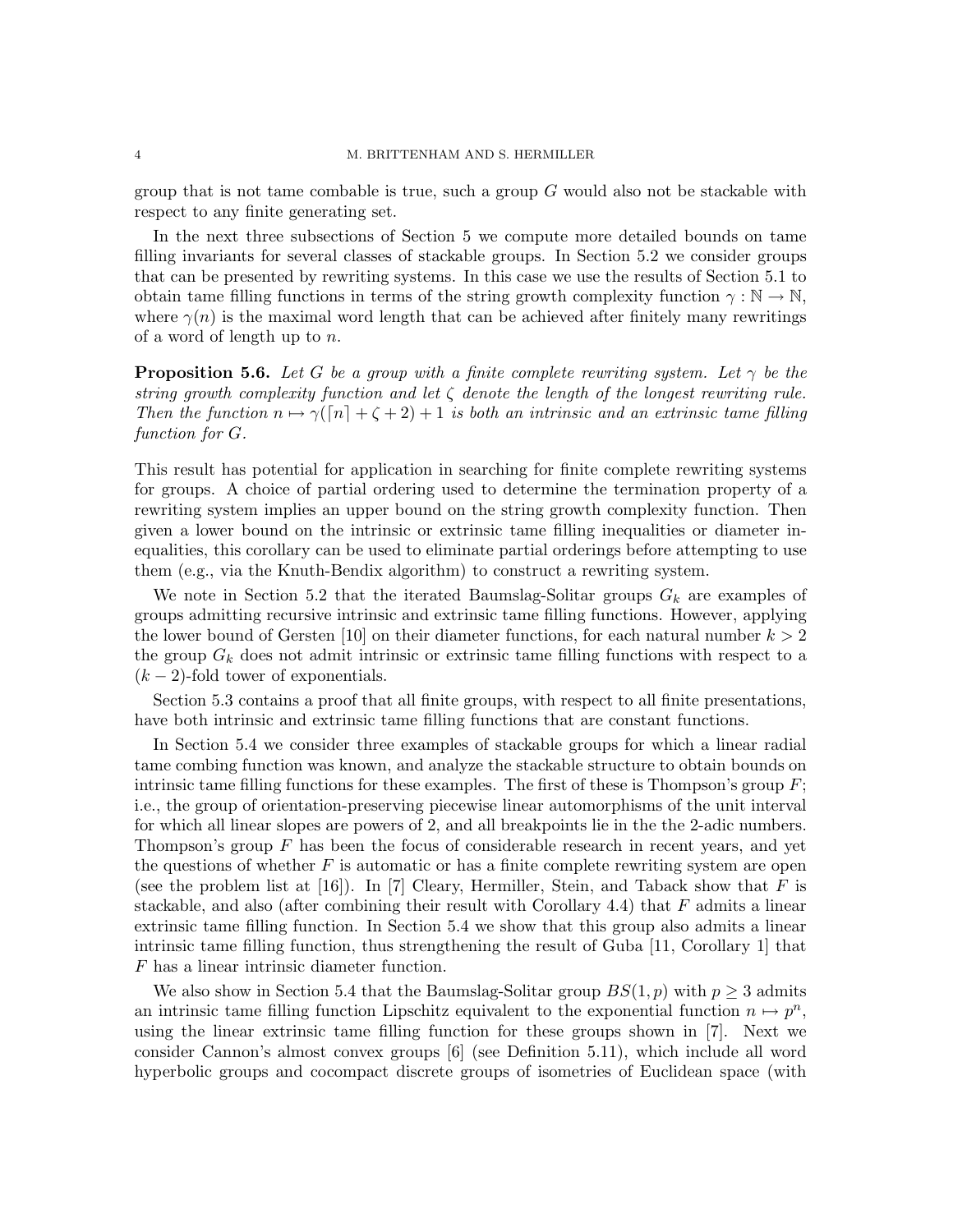group that is not tame combable is true, such a group $G$ would also not be stackable with respect to any finite generating set.

In the next three subsections of Section 5 we compute more detailed bounds on tame filling invariants for several classes of stackable groups. In Section 5.2 we consider groups that can be presented by rewriting systems. In this case we use the results of Section 5.1 to obtain tame filling functions in terms of the string growth complexity function $\gamma : \mathbb{N} \to \mathbb{N}$, where $\gamma(n)$ is the maximal word length that can be achieved after finitely many rewritings of a word of length up to $n$.

**Proposition 5.6.** *Let $G$ be a group with a finite complete rewriting system. Let $\gamma$ be the string growth complexity function and let $\zeta$ denote the length of the longest rewriting rule. Then the function $n \mapsto \gamma(\lceil n \rceil + \zeta + 2) + 1$ is both an intrinsic and an extrinsic tame filling function for $G$.*

This result has potential for application in searching for finite complete rewriting systems for groups. A choice of partial ordering used to determine the termination property of a rewriting system implies an upper bound on the string growth complexity function. Then given a lower bound on the intrinsic or extrinsic tame filling inequalities or diameter inequalities, this corollary can be used to eliminate partial orderings before attempting to use them (e.g., via the Knuth-Bendix algorithm) to construct a rewriting system.

We note in Section 5.2 that the iterated Baumslag-Solitar groups $G_k$ are examples of groups admitting recursive intrinsic and extrinsic tame filling functions. However, applying the lower bound of Gersten [10] on their diameter functions, for each natural number $k > 2$ the group $G_k$ does not admit intrinsic or extrinsic tame filling functions with respect to a $(k-2)$-fold tower of exponentials.

Section 5.3 contains a proof that all finite groups, with respect to all finite presentations, have both intrinsic and extrinsic tame filling functions that are constant functions.

In Section 5.4 we consider three examples of stackable groups for which a linear radial tame combing function was known, and analyze the stackable structure to obtain bounds on intrinsic tame filling functions for these examples. The first of these is Thompson's group $F$; i.e., the group of orientation-preserving piecewise linear automorphisms of the unit interval for which all linear slopes are powers of 2, and all breakpoints lie in the the 2-adic numbers. Thompson's group $F$ has been the focus of considerable research in recent years, and yet the questions of whether $F$ is automatic or has a finite complete rewriting system are open (see the problem list at [16]). In [7] Cleary, Hermiller, Stein, and Taback show that $F$ is stackable, and also (after combining their result with Corollary 4.4) that $F$ admits a linear extrinsic tame filling function. In Section 5.4 we show that this group also admits a linear intrinsic tame filling function, thus strengthening the result of Guba [11, Corollary 1] that $F$ has a linear intrinsic diameter function.

We also show in Section 5.4 that the Baumslag-Solitar group $BS(1, p)$ with $p \geq 3$ admits an intrinsic tame filling function Lipschitz equivalent to the exponential function $n \mapsto p^n$, using the linear extrinsic tame filling function for these groups shown in [7]. Next we consider Cannon's almost convex groups [6] (see Definition 5.11), which include all word hyperbolic groups and cocompact discrete groups of isometries of Euclidean space (with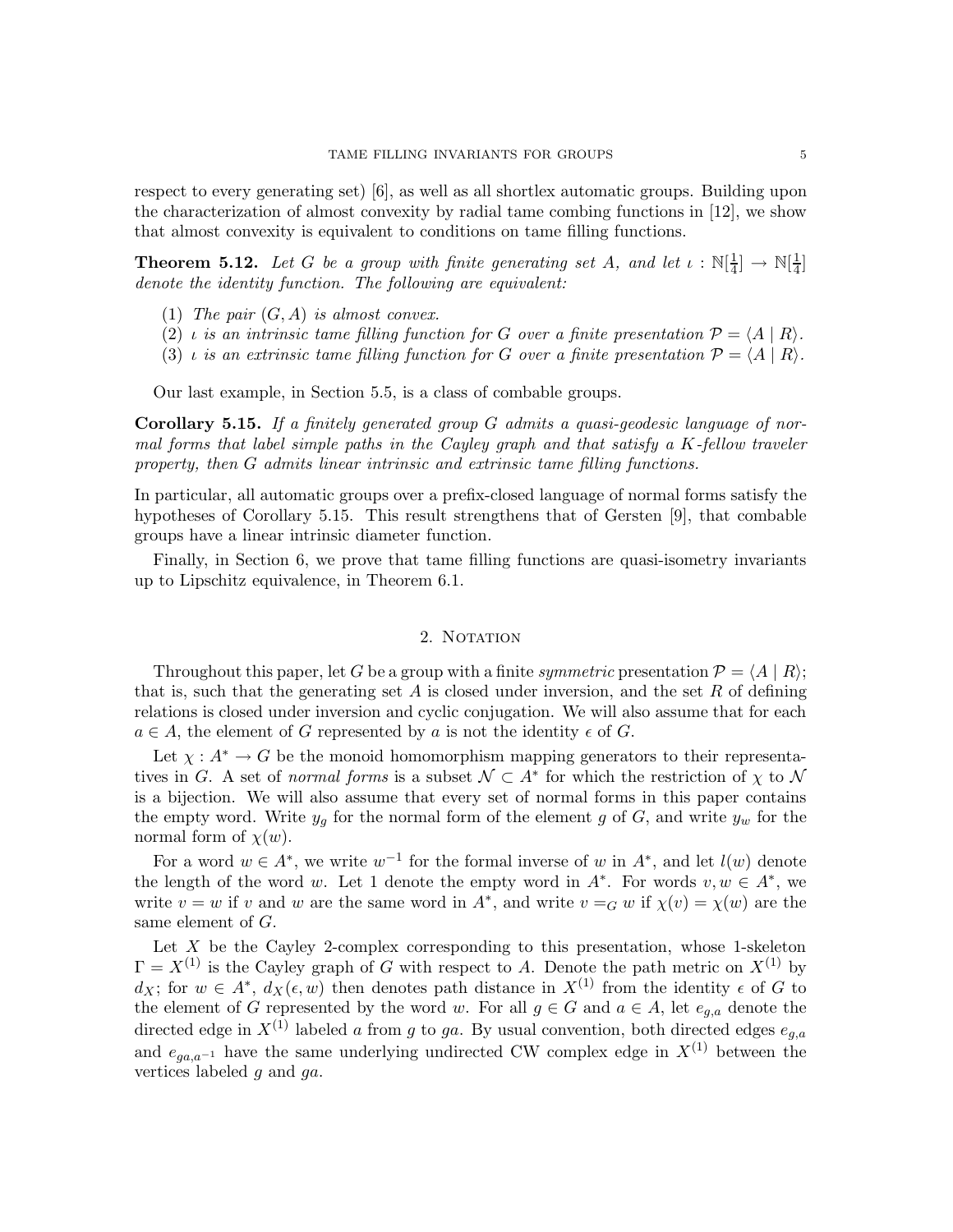respect to every generating set) [6], as well as all shortlex automatic groups. Building upon the characterization of almost convexity by radial tame combing functions in [12], we show that almost convexity is equivalent to conditions on tame filling functions.

**Theorem 5.12.** *Let $G$ be a group with finite generating set $A$, and let $\iota : \mathbb{N}[\frac{1}{4}] \to \mathbb{N}[\frac{1}{4}]$ denote the identity function. The following are equivalent:*

1. *The pair $(G, A)$ is almost convex.*
2. *$\iota$ is an intrinsic tame filling function for $G$ over a finite presentation $\mathcal{P} = \langle A \mid R \rangle$.*
3. *$\iota$ is an extrinsic tame filling function for $G$ over a finite presentation $\mathcal{P} = \langle A \mid R \rangle$.*

Our last example, in Section 5.5, is a class of combable groups.

**Corollary 5.15.** *If a finitely generated group $G$ admits a quasi-geodesic language of normal forms that label simple paths in the Cayley graph and that satisfy a $K$-fellow traveler property, then $G$ admits linear intrinsic and extrinsic tame filling functions.*

In particular, all automatic groups over a prefix-closed language of normal forms satisfy the hypotheses of Corollary 5.15. This result strengthens that of Gersten [9], that combable groups have a linear intrinsic diameter function.

Finally, in Section 6, we prove that tame filling functions are quasi-isometry invariants up to Lipschitz equivalence, in Theorem 6.1.

## 2. Notation

Throughout this paper, let $G$ be a group with a finite *symmetric* presentation $\mathcal{P} = \langle A \mid R \rangle$; that is, such that the generating set $A$ is closed under inversion, and the set $R$ of defining relations is closed under inversion and cyclic conjugation. We will also assume that for each $a \in A$, the element of $G$ represented by $a$ is not the identity $\epsilon$ of $G$.

Let $\chi : A^* \to G$ be the monoid homomorphism mapping generators to their representatives in $G$. A set of *normal forms* is a subset $\mathcal{N} \subset A^*$ for which the restriction of $\chi$ to $\mathcal{N}$ is a bijection. We will also assume that every set of normal forms in this paper contains the empty word. Write $y_g$ for the normal form of the element $g$ of $G$, and write $y_w$ for the normal form of $\chi(w)$.

For a word $w \in A^*$, we write $w^{-1}$ for the formal inverse of $w$ in $A^*$, and let $l(w)$ denote the length of the word $w$. Let 1 denote the empty word in $A^*$. For words $v, w \in A^*$, we write $v = w$ if $v$ and $w$ are the same word in $A^*$, and write $v =_G w$ if $\chi(v) = \chi(w)$ are the same element of $G$.

Let $X$ be the Cayley 2-complex corresponding to this presentation, whose 1-skeleton $\Gamma = X^{(1)}$ is the Cayley graph of $G$ with respect to $A$. Denote the path metric on $X^{(1)}$ by $d_X$; for $w \in A^*$, $d_X(\epsilon, w)$ then denotes path distance in $X^{(1)}$ from the identity $\epsilon$ of $G$ to the element of $G$ represented by the word $w$. For all $g \in G$ and $a \in A$, let $e_{g,a}$ denote the directed edge in $X^{(1)}$ labeled $a$ from $g$ to $ga$. By usual convention, both directed edges $e_{g,a}$ and $e_{ga,a^{-1}}$ have the same underlying undirected CW complex edge in $X^{(1)}$ between the vertices labeled $g$ and $ga$.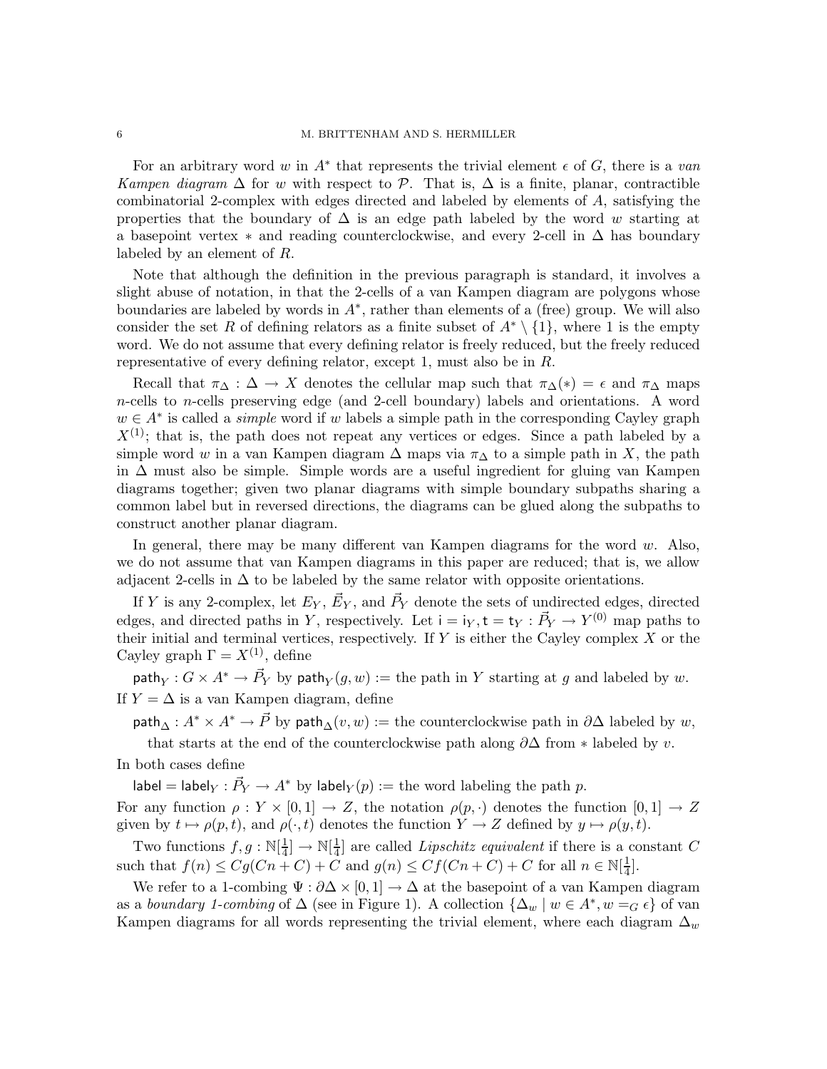For an arbitrary word $w$ in $A^*$ that represents the trivial element $\epsilon$ of $G$, there is a *van Kampen diagram* $\Delta$ for $w$ with respect to $\mathcal{P}$. That is, $\Delta$ is a finite, planar, contractible combinatorial 2-complex with edges directed and labeled by elements of $A$, satisfying the properties that the boundary of $\Delta$ is an edge path labeled by the word $w$ starting at a basepoint vertex $*$ and reading counterclockwise, and every 2-cell in $\Delta$ has boundary labeled by an element of $R$.

Note that although the definition in the previous paragraph is standard, it involves a slight abuse of notation, in that the 2-cells of a van Kampen diagram are polygons whose boundaries are labeled by words in $A^*$, rather than elements of a (free) group. We will also consider the set $R$ of defining relators as a finite subset of $A^* \setminus \{1\}$, where 1 is the empty word. We do not assume that every defining relator is freely reduced, but the freely reduced representative of every defining relator, except 1, must also be in $R$.

Recall that $\pi_\Delta : \Delta \to X$ denotes the cellular map such that $\pi_\Delta(*) = \epsilon$ and $\pi_\Delta$ maps $n$-cells to $n$-cells preserving edge (and 2-cell boundary) labels and orientations. A word $w \in A^*$ is called a *simple* word if $w$ labels a simple path in the corresponding Cayley graph $X^{(1)}$; that is, the path does not repeat any vertices or edges. Since a path labeled by a simple word $w$ in a van Kampen diagram $\Delta$ maps via $\pi_\Delta$ to a simple path in $X$, the path in $\Delta$ must also be simple. Simple words are a useful ingredient for gluing van Kampen diagrams together; given two planar diagrams with simple boundary subpaths sharing a common label but in reversed directions, the diagrams can be glued along the subpaths to construct another planar diagram.

In general, there may be many different van Kampen diagrams for the word $w$. Also, we do not assume that van Kampen diagrams in this paper are reduced; that is, we allow adjacent 2-cells in $\Delta$ to be labeled by the same relator with opposite orientations.

If $Y$ is any 2-complex, let $E_Y$, $\vec{E}_Y$, and $\vec{P}_Y$ denote the sets of undirected edges, directed edges, and directed paths in $Y$, respectively. Let $\mathsf{i} = \mathsf{i}_Y, \mathsf{t} = \mathsf{t}_Y : \vec{P}_Y \to Y^{(0)}$ map paths to their initial and terminal vertices, respectively. If $Y$ is either the Cayley complex $X$ or the Cayley graph $\Gamma = X^{(1)}$, define

$\mathsf{path}_Y : G \times A^* \to \vec{P}_Y$ by $\mathsf{path}_Y(g, w) :=$ the path in $Y$ starting at $g$ and labeled by $w$.

If $Y = \Delta$ is a van Kampen diagram, define

$\mathsf{path}_\Delta : A^* \times A^* \to \vec{P}$ by $\mathsf{path}_\Delta(v, w) :=$ the counterclockwise path in $\partial\Delta$ labeled by $w$, that starts at the end of the counterclockwise path along $\partial\Delta$ from $*$ labeled by $v$.

In both cases define

$\mathsf{label} = \mathsf{label}_Y : \vec{P}_Y \to A^*$ by $\mathsf{label}_Y(p) :=$ the word labeling the path $p$.

For any function $\rho : Y \times [0, 1] \to Z$, the notation $\rho(p, \cdot)$ denotes the function $[0, 1] \to Z$ given by $t \mapsto \rho(p, t)$, and $\rho(\cdot, t)$ denotes the function $Y \to Z$ defined by $y \mapsto \rho(y, t)$.

Two functions $f, g : \mathbb{N}[\frac{1}{4}] \to \mathbb{N}[\frac{1}{4}]$ are called *Lipschitz equivalent* if there is a constant $C$ such that $f(n) \leq Cg(Cn + C) + C$ and $g(n) \leq Cf(Cn + C) + C$ for all $n \in \mathbb{N}[\frac{1}{4}]$.

We refer to a 1-combing $\Psi : \partial\Delta \times [0, 1] \to \Delta$ at the basepoint of a van Kampen diagram as a *boundary 1-combing* of $\Delta$ (see in Figure 1). A collection $\{\Delta_w \mid w \in A^*, w =_G \epsilon\}$ of van Kampen diagrams for all words representing the trivial element, where each diagram $\Delta_w$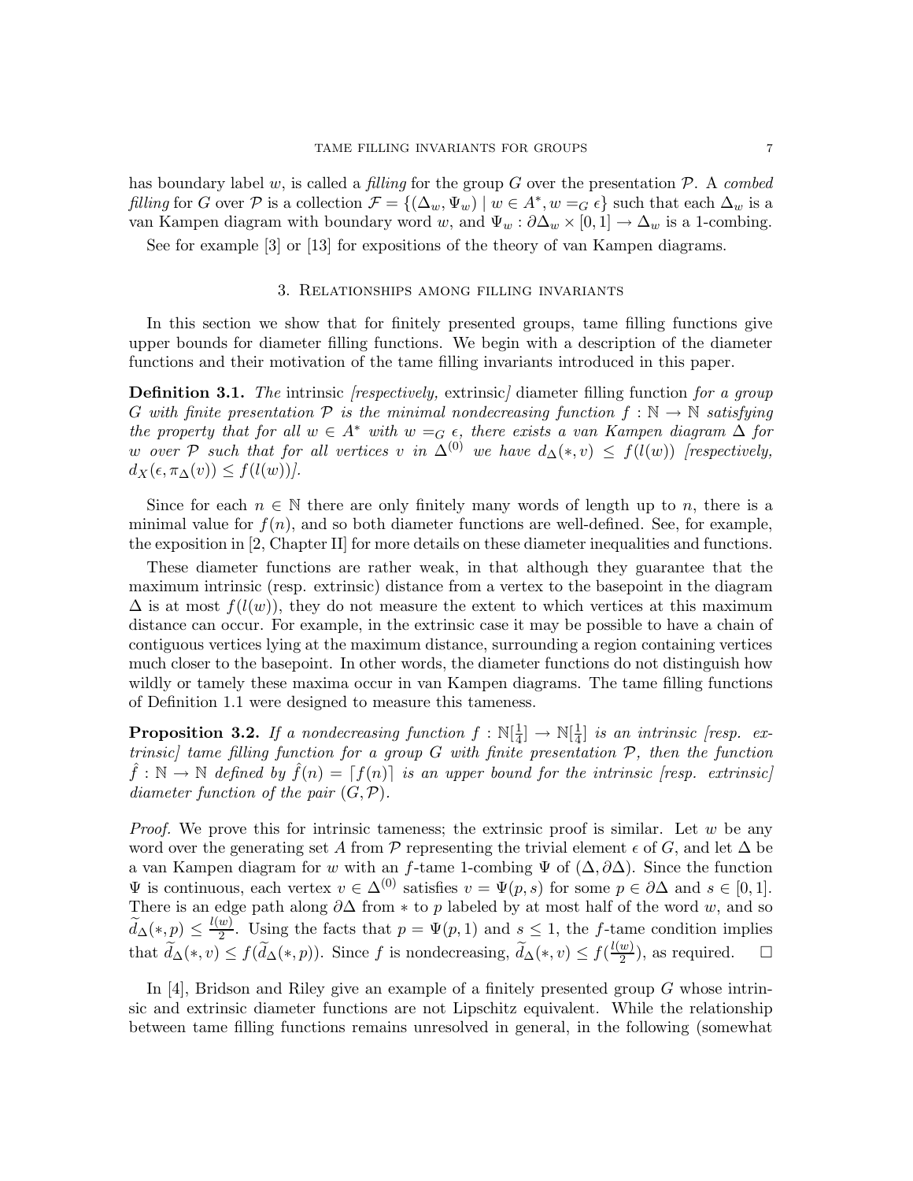has boundary label $w$, is called a *filling* for the group $G$ over the presentation $\mathcal{P}$. A *combed filling* for $G$ over $\mathcal{P}$ is a collection $\mathcal{F} = \{(\Delta_w, \Psi_w) \mid w \in A^*, w =_G \epsilon\}$ such that each $\Delta_w$ is a van Kampen diagram with boundary word $w$, and $\Psi_w : \partial\Delta_w \times [0,1] \to \Delta_w$ is a 1-combing.

See for example [3] or [13] for expositions of the theory of van Kampen diagrams.

## 3. Relationships among filling invariants

In this section we show that for finitely presented groups, tame filling functions give upper bounds for diameter filling functions. We begin with a description of the diameter functions and their motivation of the tame filling invariants introduced in this paper.

**Definition 3.1.** *The* intrinsic *[respectively,* extrinsic*] diameter filling function for a group $G$ with finite presentation $\mathcal{P}$ is the minimal nondecreasing function $f : \mathbb{N} \to \mathbb{N}$ satisfying the property that for all $w \in A^*$ with $w =_G \epsilon$, there exists a van Kampen diagram $\Delta$ for $w$ over $\mathcal{P}$ such that for all vertices $v$ in $\Delta^{(0)}$ we have $d_\Delta(*, v) \le f(l(w))$ [respectively, $d_X(\epsilon, \pi_\Delta(v)) \le f(l(w))$].*

Since for each $n \in \mathbb{N}$ there are only finitely many words of length up to $n$, there is a minimal value for $f(n)$, and so both diameter functions are well-defined. See, for example, the exposition in [2, Chapter II] for more details on these diameter inequalities and functions.

These diameter functions are rather weak, in that although they guarantee that the maximum intrinsic (resp. extrinsic) distance from a vertex to the basepoint in the diagram $\Delta$ is at most $f(l(w))$, they do not measure the extent to which vertices at this maximum distance can occur. For example, in the extrinsic case it may be possible to have a chain of contiguous vertices lying at the maximum distance, surrounding a region containing vertices much closer to the basepoint. In other words, the diameter functions do not distinguish how wildly or tamely these maxima occur in van Kampen diagrams. The tame filling functions of Definition 1.1 were designed to measure this tameness.

**Proposition 3.2.** *If a nondecreasing function $f : \mathbb{N}[\frac{1}{4}] \to \mathbb{N}[\frac{1}{4}]$ is an intrinsic [resp. extrinsic] tame filling function for a group $G$ with finite presentation $\mathcal{P}$, then the function $\hat{f} : \mathbb{N} \to \mathbb{N}$ defined by $\hat{f}(n) = \lceil f(n) \rceil$ is an upper bound for the intrinsic [resp. extrinsic] diameter function of the pair $(G, \mathcal{P})$.*

*Proof.* We prove this for intrinsic tameness; the extrinsic proof is similar. Let $w$ be any word over the generating set $A$ from $\mathcal{P}$ representing the trivial element $\epsilon$ of $G$, and let $\Delta$ be a van Kampen diagram for $w$ with an $f$-tame 1-combing $\Psi$ of $(\Delta, \partial\Delta)$. Since the function $\Psi$ is continuous, each vertex $v \in \Delta^{(0)}$ satisfies $v = \Psi(p, s)$ for some $p \in \partial\Delta$ and $s \in [0,1]$. There is an edge path along $\partial\Delta$ from $*$ to $p$ labeled by at most half of the word $w$, and so $\widetilde{d}_\Delta(*, p) \le \frac{l(w)}{2}$. Using the facts that $p = \Psi(p, 1)$ and $s \le 1$, the $f$-tame condition implies that $\widetilde{d}_\Delta(*, v) \le f(\widetilde{d}_\Delta(*, p))$. Since $f$ is nondecreasing, $\widetilde{d}_\Delta(*, v) \le f(\frac{l(w)}{2})$, as required. $\square$

In [4], Bridson and Riley give an example of a finitely presented group $G$ whose intrinsic and extrinsic diameter functions are not Lipschitz equivalent. While the relationship between tame filling functions remains unresolved in general, in the following (somewhat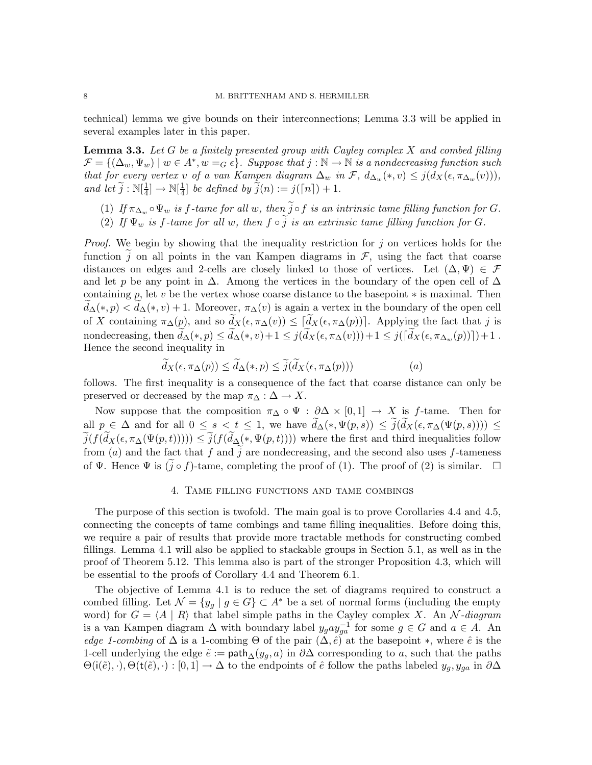technical) lemma we give bounds on their interconnections; Lemma 3.3 will be applied in several examples later in this paper.

**Lemma 3.3.** *Let $G$ be a finitely presented group with Cayley complex $X$ and combed filling $\mathcal{F} = \{(\Delta_w, \Psi_w) \mid w \in A^*, w =_G \epsilon\}$. Suppose that $j : \mathbb{N} \to \mathbb{N}$ is a nondecreasing function such that for every vertex $v$ of a van Kampen diagram $\Delta_w$ in $\mathcal{F}$, $d_{\Delta_w}(*, v) \leq j(d_X(\epsilon, \pi_{\Delta_w}(v)))$, and let $\widetilde{j} : \mathbb{N}[\frac{1}{4}] \to \mathbb{N}[\frac{1}{4}]$ be defined by $\widetilde{j}(n) := j(\lceil n \rceil) + 1$.*

1. *If $\pi_{\Delta_w} \circ \Psi_w$ is $f$-tame for all $w$, then $\widetilde{j} \circ f$ is an intrinsic tame filling function for $G$.*
2. *If $\Psi_w$ is $f$-tame for all $w$, then $f \circ \widetilde{j}$ is an extrinsic tame filling function for $G$.*

*Proof.* We begin by showing that the inequality restriction for $j$ on vertices holds for the function $\widetilde{j}$ on all points in the van Kampen diagrams in $\mathcal{F}$, using the fact that coarse distances on edges and 2-cells are closely linked to those of vertices. Let $(\Delta, \Psi) \in \mathcal{F}$ and let $p$ be any point in $\Delta$. Among the vertices in the boundary of the open cell of $\Delta$ containing $p$, let $v$ be the vertex whose coarse distance to the basepoint $*$ is maximal. Then $\widetilde{d}_\Delta(*, p) < \widetilde{d}_\Delta(*, v) + 1$. Moreover, $\pi_\Delta(v)$ is again a vertex in the boundary of the open cell of $X$ containing $\pi_\Delta(p)$, and so $\widetilde{d}_X(\epsilon, \pi_\Delta(v)) \leq \lceil \widetilde{d}_X(\epsilon, \pi_\Delta(p)) \rceil$. Applying the fact that $j$ is nondecreasing, then $\widetilde{d}_\Delta(*, p) \leq \widetilde{d}_\Delta(*, v) + 1 \leq j(\widetilde{d}_X(\epsilon, \pi_\Delta(v))) + 1 \leq j(\lceil \widetilde{d}_X(\epsilon, \pi_{\Delta_w}(p)) \rceil) + 1$. Hence the second inequality in

$$\widetilde{d}_X(\epsilon, \pi_\Delta(p)) \leq \widetilde{d}_\Delta(*, p) \leq \widetilde{j}(\widetilde{d}_X(\epsilon, \pi_\Delta(p))) \qquad (a)$$

follows. The first inequality is a consequence of the fact that coarse distance can only be preserved or decreased by the map $\pi_\Delta : \Delta \to X$.

Now suppose that the composition $\pi_\Delta \circ \Psi : \partial\Delta \times [0, 1] \to X$ is $f$-tame. Then for all $p \in \Delta$ and for all $0 \leq s < t \leq 1$, we have $\widetilde{d}_\Delta(*, \Psi(p, s)) \leq \widetilde{j}(\widetilde{d}_X(\epsilon, \pi_\Delta(\Psi(p, s)))) \leq \widetilde{j}(f(\widetilde{d}_X(\epsilon, \pi_\Delta(\Psi(p, t))))) \leq \widetilde{j}(f(\widetilde{d}_\Delta(*, \Psi(p, t))))$ where the first and third inequalities follow from $(a)$ and the fact that $f$ and $\widetilde{j}$ are nondecreasing, and the second also uses $f$-tameness of $\Psi$. Hence $\Psi$ is $(\widetilde{j} \circ f)$-tame, completing the proof of (1). The proof of (2) is similar. $\square$

## 4. Tame filling functions and tame combings

The purpose of this section is twofold. The main goal is to prove Corollaries 4.4 and 4.5, connecting the concepts of tame combings and tame filling inequalities. Before doing this, we require a pair of results that provide more tractable methods for constructing combed fillings. Lemma 4.1 will also be applied to stackable groups in Section 5.1, as well as in the proof of Theorem 5.12. This lemma also is part of the stronger Proposition 4.3, which will be essential to the proofs of Corollary 4.4 and Theorem 6.1.

The objective of Lemma 4.1 is to reduce the set of diagrams required to construct a combed filling. Let $\mathcal{N} = \{y_g \mid g \in G\} \subset A^*$ be a set of normal forms (including the empty word) for $G = \langle A \mid R \rangle$ that label simple paths in the Cayley complex $X$. An *$\mathcal{N}$-diagram* is a van Kampen diagram $\Delta$ with boundary label $y_g a y_{ga}^{-1}$ for some $g \in G$ and $a \in A$. An *edge 1-combing* of $\Delta$ is a 1-combing $\Theta$ of the pair $(\Delta, \hat{e})$ at the basepoint $*$, where $\hat{e}$ is the 1-cell underlying the edge $\tilde{e} := \mathsf{path}_\Delta(y_g, a)$ in $\partial\Delta$ corresponding to $a$, such that the paths $\Theta(\mathsf{i}(\tilde{e}), \cdot), \Theta(\mathsf{t}(\tilde{e}), \cdot) : [0, 1] \to \Delta$ to the endpoints of $\hat{e}$ follow the paths labeled $y_g, y_{ga}$ in $\partial\Delta$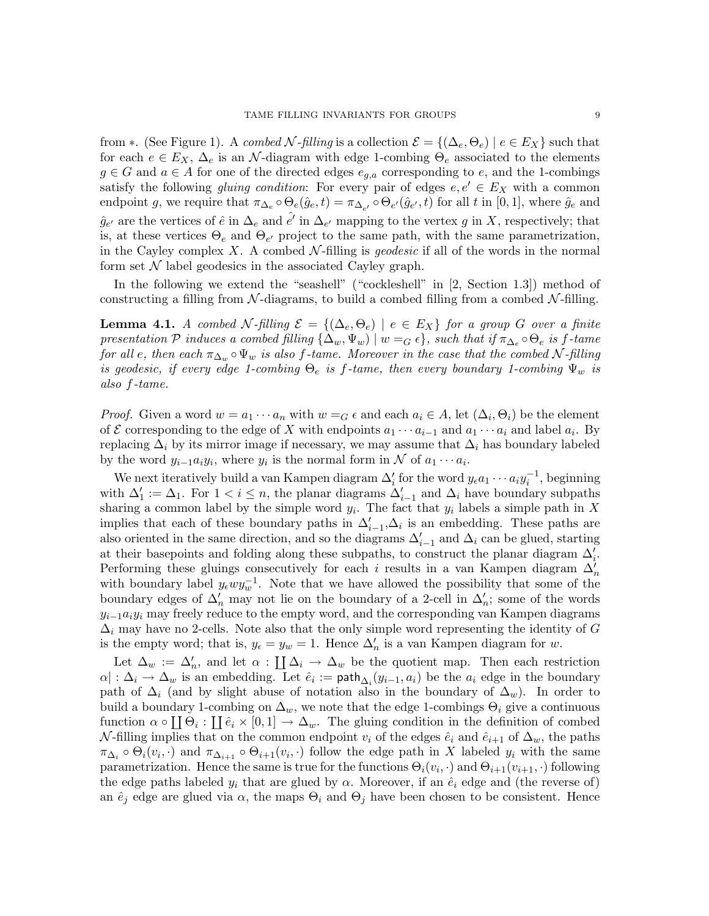from $*$. (See Figure 1). A *combed $\mathcal{N}$-filling* is a collection $\mathcal{E} = \{(\Delta_e, \Theta_e) \mid e \in E_X\}$ such that for each $e \in E_X$, $\Delta_e$ is an $\mathcal{N}$-diagram with edge 1-combing $\Theta_e$ associated to the elements $g \in G$ and $a \in A$ for one of the directed edges $e_{g,a}$ corresponding to $e$, and the 1-combings satisfy the following *gluing condition*: For every pair of edges $e, e' \in E_X$ with a common endpoint $g$, we require that $\pi_{\Delta_e} \circ \Theta_e(\hat{g}_e, t) = \pi_{\Delta_{e'}} \circ \Theta_{e'}(\hat{g}_{e'}, t)$ for all $t$ in $[0, 1]$, where $\hat{g}_e$ and $\hat{g}_{e'}$ are the vertices of $\hat{e}$ in $\Delta_e$ and $\hat{e'}$ in $\Delta_{e'}$ mapping to the vertex $g$ in $X$, respectively; that is, at these vertices $\Theta_e$ and $\Theta_{e'}$ project to the same path, with the same parametrization, in the Cayley complex $X$. A combed $\mathcal{N}$-filling is *geodesic* if all of the words in the normal form set $\mathcal{N}$ label geodesics in the associated Cayley graph.

In the following we extend the "seashell" ("cockleshell" in [2, Section 1.3]) method of constructing a filling from $\mathcal{N}$-diagrams, to build a combed filling from a combed $\mathcal{N}$-filling.

**Lemma 4.1.** *A combed $\mathcal{N}$-filling $\mathcal{E} = \{(\Delta_e, \Theta_e) \mid e \in E_X\}$ for a group $G$ over a finite presentation $\mathcal{P}$ induces a combed filling $\{\Delta_w, \Psi_w) \mid w =_G \epsilon\}$, such that if $\pi_{\Delta_e} \circ \Theta_e$ is $f$-tame for all $e$, then each $\pi_{\Delta_w} \circ \Psi_w$ is also $f$-tame. Moreover in the case that the combed $\mathcal{N}$-filling is geodesic, if every edge 1-combing $\Theta_e$ is $f$-tame, then every boundary 1-combing $\Psi_w$ is also $f$-tame.*

*Proof.* Given a word $w = a_1 \cdots a_n$ with $w =_G \epsilon$ and each $a_i \in A$, let $(\Delta_i, \Theta_i)$ be the element of $\mathcal{E}$ corresponding to the edge of $X$ with endpoints $a_1 \cdots a_{i-1}$ and $a_1 \cdots a_i$ and label $a_i$. By replacing $\Delta_i$ by its mirror image if necessary, we may assume that $\Delta_i$ has boundary labeled by the word $y_{i-1} a_i y_i$, where $y_i$ is the normal form in $\mathcal{N}$ of $a_1 \cdots a_i$.

We next iteratively build a van Kampen diagram $\Delta'_i$ for the word $y_\epsilon a_1 \cdots a_i y_i^{-1}$, beginning with $\Delta'_1 := \Delta_1$. For $1 < i \leq n$, the planar diagrams $\Delta'_{i-1}$ and $\Delta_i$ have boundary subpaths sharing a common label by the simple word $y_i$. The fact that $y_i$ labels a simple path in $X$ implies that each of these boundary paths in $\Delta'_{i-1}$,$\Delta_i$ is an embedding. These paths are also oriented in the same direction, and so the diagrams $\Delta'_{i-1}$ and $\Delta_i$ can be glued, starting at their basepoints and folding along these subpaths, to construct the planar diagram $\Delta'_i$. Performing these gluings consecutively for each $i$ results in a van Kampen diagram $\Delta'_n$ with boundary label $y_\epsilon w y_w^{-1}$. Note that we have allowed the possibility that some of the boundary edges of $\Delta'_n$ may not lie on the boundary of a 2-cell in $\Delta'_n$; some of the words $y_{i-1} a_i y_i$ may freely reduce to the empty word, and the corresponding van Kampen diagrams $\Delta_i$ may have no 2-cells. Note also that the only simple word representing the identity of $G$ is the empty word; that is, $y_\epsilon = y_w = 1$. Hence $\Delta'_n$ is a van Kampen diagram for $w$.

Let $\Delta_w := \Delta'_n$, and let $\alpha : \coprod \Delta_i \to \Delta_w$ be the quotient map. Then each restriction $\alpha| : \Delta_i \to \Delta_w$ is an embedding. Let $\hat{e}_i := \mathsf{path}_{\Delta_i}(y_{i-1}, a_i)$ be the $a_i$ edge in the boundary path of $\Delta_i$ (and by slight abuse of notation also in the boundary of $\Delta_w$). In order to build a boundary 1-combing on $\Delta_w$, we note that the edge 1-combings $\Theta_i$ give a continuous function $\alpha \circ \coprod \Theta_i : \coprod \hat{e}_i \times [0, 1] \to \Delta_w$. The gluing condition in the definition of combed $\mathcal{N}$-filling implies that on the common endpoint $v_i$ of the edges $\hat{e}_i$ and $\hat{e}_{i+1}$ of $\Delta_w$, the paths $\pi_{\Delta_i} \circ \Theta_i(v_i, \cdot)$ and $\pi_{\Delta_{i+1}} \circ \Theta_{i+1}(v_i, \cdot)$ follow the edge path in $X$ labeled $y_i$ with the same parametrization. Hence the same is true for the functions $\Theta_i(v_i, \cdot)$ and $\Theta_{i+1}(v_{i+1}, \cdot)$ following the edge paths labeled $y_i$ that are glued by $\alpha$. Moreover, if an $\hat{e}_i$ edge and (the reverse of) an $\hat{e}_j$ edge are glued via $\alpha$, the maps $\Theta_i$ and $\Theta_j$ have been chosen to be consistent. Hence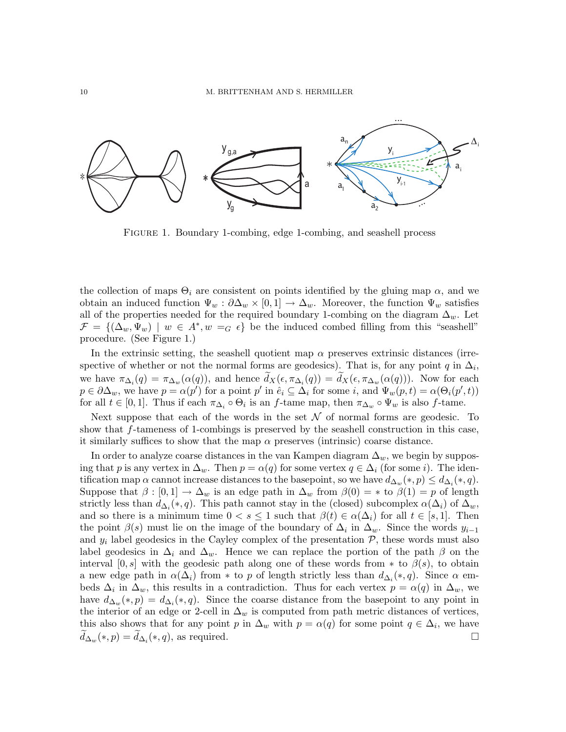FIGURE 1. Boundary 1-combing, edge 1-combing, and seashell process

the collection of maps $\Theta_i$ are consistent on points identified by the gluing map $\alpha$, and we obtain an induced function $\Psi_w : \partial\Delta_w \times [0,1] \to \Delta_w$. Moreover, the function $\Psi_w$ satisfies all of the properties needed for the required boundary 1-combing on the diagram $\Delta_w$. Let $\mathcal{F} = \{(\Delta_w, \Psi_w) \mid w \in A^*, w =_G \epsilon\}$ be the induced combed filling from this "seashell" procedure. (See Figure 1.)

In the extrinsic setting, the seashell quotient map $\alpha$ preserves extrinsic distances (irrespective of whether or not the normal forms are geodesics). That is, for any point $q$ in $\Delta_i$, we have $\pi_{\Delta_i}(q) = \pi_{\Delta_w}(\alpha(q))$, and hence $\widetilde{d}_X(\epsilon, \pi_{\Delta_i}(q)) = \widetilde{d}_X(\epsilon, \pi_{\Delta_w}(\alpha(q)))$. Now for each $p \in \partial\Delta_w$, we have $p = \alpha(p')$ for a point $p'$ in $\hat{e}_i \subseteq \Delta_i$ for some $i$, and $\Psi_w(p,t) = \alpha(\Theta_i(p',t))$ for all $t \in [0,1]$. Thus if each $\pi_{\Delta_i} \circ \Theta_i$ is an $f$-tame map, then $\pi_{\Delta_w} \circ \Psi_w$ is also $f$-tame.

Next suppose that each of the words in the set $\mathcal{N}$ of normal forms are geodesic. To show that $f$-tameness of 1-combings is preserved by the seashell construction in this case, it similarly suffices to show that the map $\alpha$ preserves (intrinsic) coarse distance.

In order to analyze coarse distances in the van Kampen diagram $\Delta_w$, we begin by supposing that $p$ is any vertex in $\Delta_w$. Then $p = \alpha(q)$ for some vertex $q \in \Delta_i$ (for some $i$). The identification map $\alpha$ cannot increase distances to the basepoint, so we have $d_{\Delta_w}(*, p) \leq d_{\Delta_i}(*, q)$. Suppose that $\beta : [0,1] \to \Delta_w$ is an edge path in $\Delta_w$ from $\beta(0) = *$ to $\beta(1) = p$ of length strictly less than $d_{\Delta_i}(*, q)$. This path cannot stay in the (closed) subcomplex $\alpha(\Delta_i)$ of $\Delta_w$, and so there is a minimum time $0 < s \leq 1$ such that $\beta(t) \in \alpha(\Delta_i)$ for all $t \in [s, 1]$. Then the point $\beta(s)$ must lie on the image of the boundary of $\Delta_i$ in $\Delta_w$. Since the words $y_{i-1}$ and $y_i$ label geodesics in the Cayley complex of the presentation $\mathcal{P}$, these words must also label geodesics in $\Delta_i$ and $\Delta_w$. Hence we can replace the portion of the path $\beta$ on the interval $[0, s]$ with the geodesic path along one of these words from $*$ to $\beta(s)$, to obtain a new edge path in $\alpha(\Delta_i)$ from $*$ to $p$ of length strictly less than $d_{\Delta_i}(*, q)$. Since $\alpha$ embeds $\Delta_i$ in $\Delta_w$, this results in a contradiction. Thus for each vertex $p = \alpha(q)$ in $\Delta_w$, we have $d_{\Delta_w}(*, p) = d_{\Delta_i}(*, q)$. Since the coarse distance from the basepoint to any point in the interior of an edge or 2-cell in $\Delta_w$ is computed from path metric distances of vertices, this also shows that for any point $p$ in $\Delta_w$ with $p = \alpha(q)$ for some point $q \in \Delta_i$, we have $\widetilde{d}_{\Delta_w}(*, p) = \widetilde{d}_{\Delta_i}(*, q)$, as required. $\square$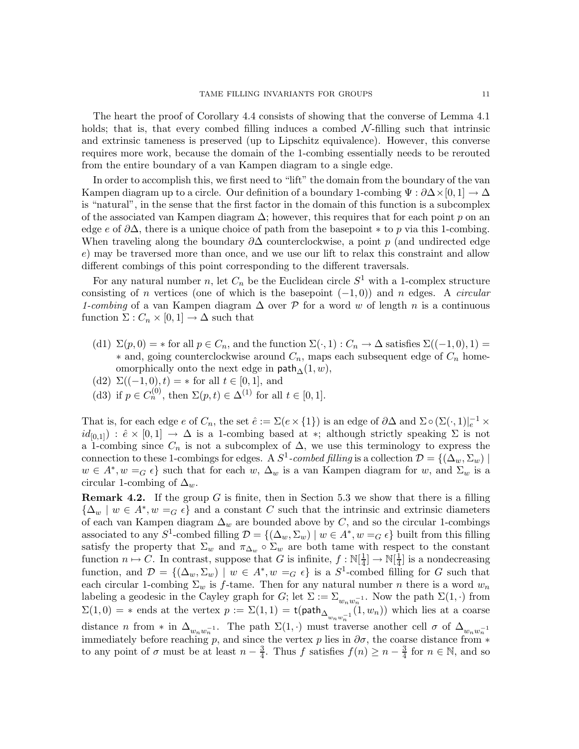The heart the proof of Corollary 4.4 consists of showing that the converse of Lemma 4.1 holds; that is, that every combed filling induces a combed $\mathcal{N}$-filling such that intrinsic and extrinsic tameness is preserved (up to Lipschitz equivalence). However, this converse requires more work, because the domain of the 1-combing essentially needs to be rerouted from the entire boundary of a van Kampen diagram to a single edge.

In order to accomplish this, we first need to "lift" the domain from the boundary of the van Kampen diagram up to a circle. Our definition of a boundary 1-combing $\Psi : \partial\Delta \times [0,1] \to \Delta$ is "natural", in the sense that the first factor in the domain of this function is a subcomplex of the associated van Kampen diagram $\Delta$; however, this requires that for each point $p$ on an edge $e$ of $\partial\Delta$, there is a unique choice of path from the basepoint $*$ to $p$ via this 1-combing. When traveling along the boundary $\partial\Delta$ counterclockwise, a point $p$ (and undirected edge $e$) may be traversed more than once, and we use our lift to relax this constraint and allow different combings of this point corresponding to the different traversals.

For any natural number $n$, let $C_n$ be the Euclidean circle $S^1$ with a 1-complex structure consisting of $n$ vertices (one of which is the basepoint $(-1,0)$) and $n$ edges. A *circular 1-combing* of a van Kampen diagram $\Delta$ over $\mathcal{P}$ for a word $w$ of length $n$ is a continuous function $\Sigma : C_n \times [0,1] \to \Delta$ such that

- (d1) $\Sigma(p,0) = *$ for all $p \in C_n$, and the function $\Sigma(\cdot,1) : C_n \to \Delta$ satisfies $\Sigma((-1,0),1) = *$ and, going counterclockwise around $C_n$, maps each subsequent edge of $C_n$ homeomorphically onto the next edge in $\mathsf{path}_\Delta(1,w)$,
- (d2) $\Sigma((-1,0),t) = *$ for all $t \in [0,1]$, and
- (d3) if $p \in C_n^{(0)}$, then $\Sigma(p,t) \in \Delta^{(1)}$ for all $t \in [0,1]$.

That is, for each edge $e$ of $C_n$, the set $\hat{e} := \Sigma(e \times \{1\})$ is an edge of $\partial\Delta$ and $\Sigma \circ (\Sigma(\cdot,1)|_e^{-1} \times id_{[0,1]}) : \hat{e} \times [0,1] \to \Delta$ is a 1-combing based at $*$; although strictly speaking $\Sigma$ is not a 1-combing since $C_n$ is not a subcomplex of $\Delta$, we use this terminology to express the connection to these 1-combings for edges. A $S^1$-*combed filling* is a collection $\mathcal{D} = \{(\Delta_w, \Sigma_w) \mid w \in A^*, w =_G \epsilon\}$ such that for each $w$, $\Delta_w$ is a van Kampen diagram for $w$, and $\Sigma_w$ is a circular 1-combing of $\Delta_w$.

**Remark 4.2.** If the group $G$ is finite, then in Section 5.3 we show that there is a filling $\{\Delta_w \mid w \in A^*, w =_G \epsilon\}$ and a constant $C$ such that the intrinsic and extrinsic diameters of each van Kampen diagram $\Delta_w$ are bounded above by $C$, and so the circular 1-combings associated to any $S^1$-combed filling $\mathcal{D} = \{(\Delta_w, \Sigma_w) \mid w \in A^*, w =_G \epsilon\}$ built from this filling satisfy the property that $\Sigma_w$ and $\pi_{\Delta_w} \circ \Sigma_w$ are both tame with respect to the constant function $n \mapsto C$. In contrast, suppose that $G$ is infinite, $f : \mathbb{N}[\frac{1}{4}] \to \mathbb{N}[\frac{1}{4}]$ is a nondecreasing function, and $\mathcal{D} = \{(\Delta_w, \Sigma_w) \mid w \in A^*, w =_G \epsilon\}$ is a $S^1$-combed filling for $G$ such that each circular 1-combing $\Sigma_w$ is $f$-tame. Then for any natural number $n$ there is a word $w_n$ labeling a geodesic in the Cayley graph for $G$; let $\Sigma := \Sigma_{w_n w_n^{-1}}$. Now the path $\Sigma(1,\cdot)$ from $\Sigma(1,0) = *$ ends at the vertex $p := \Sigma(1,1) = \mathsf{t}(\mathsf{path}_{\Delta_{w_n w_n^{-1}}}(1,w_n))$ which lies at a coarse distance $n$ from $*$ in $\Delta_{w_n w_n^{-1}}$. The path $\Sigma(1,\cdot)$ must traverse another cell $\sigma$ of $\Delta_{w_n w_n^{-1}}$ immediately before reaching $p$, and since the vertex $p$ lies in $\partial\sigma$, the coarse distance from $*$ to any point of $\sigma$ must be at least $n - \frac{3}{4}$. Thus $f$ satisfies $f(n) \geq n - \frac{3}{4}$ for $n \in \mathbb{N}$, and so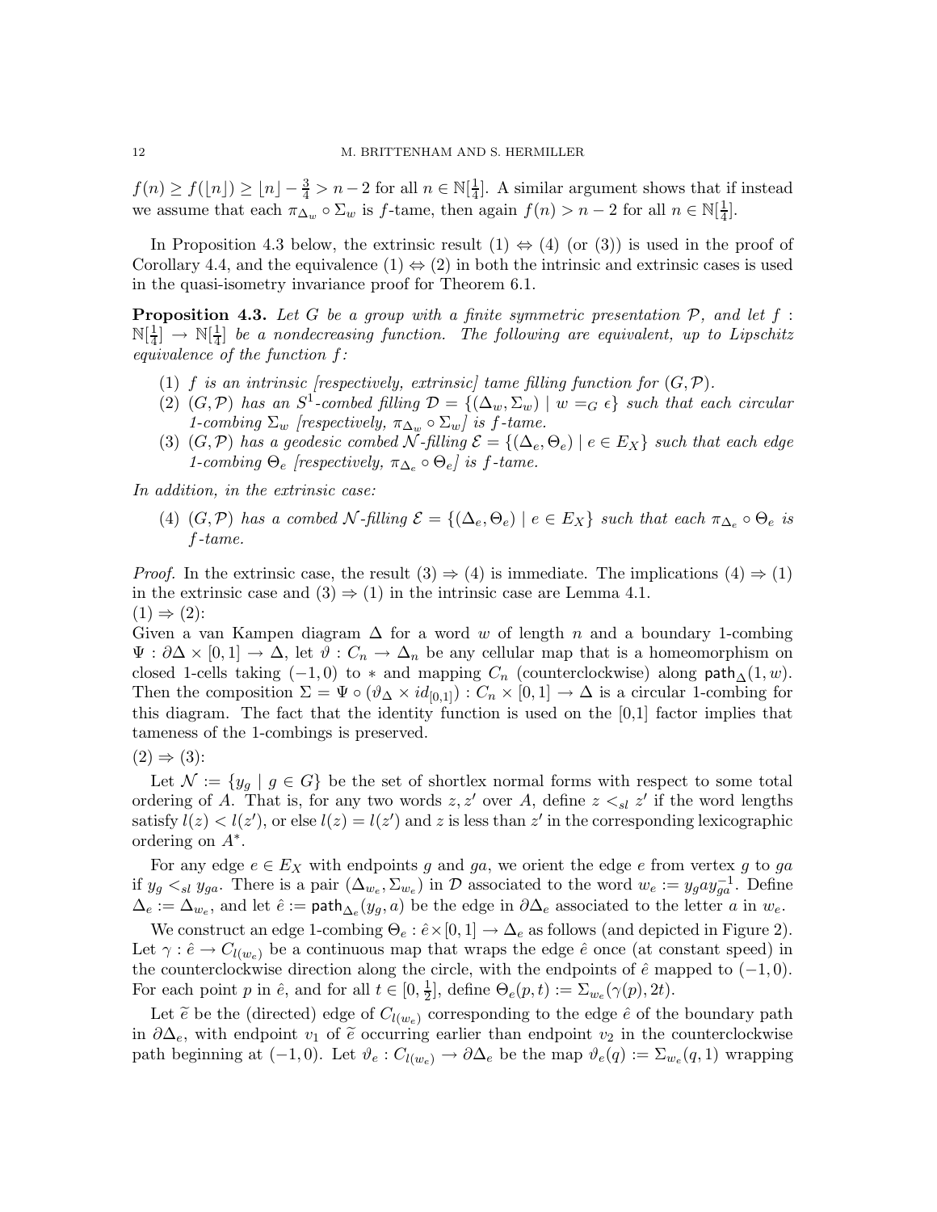$f(n) \geq f(\lfloor n \rfloor) \geq \lfloor n \rfloor - \frac{3}{4} > n-2$ for all $n \in \mathbb{N}[\frac{1}{4}]$. A similar argument shows that if instead we assume that each $\pi_{\Delta_w} \circ \Sigma_w$ is $f$-tame, then again $f(n) > n-2$ for all $n \in \mathbb{N}[\frac{1}{4}]$.

In Proposition 4.3 below, the extrinsic result (1) $\Leftrightarrow$ (4) (or (3)) is used in the proof of Corollary 4.4, and the equivalence (1) $\Leftrightarrow$ (2) in both the intrinsic and extrinsic cases is used in the quasi-isometry invariance proof for Theorem 6.1.

**Proposition 4.3.** *Let $G$ be a group with a finite symmetric presentation $\mathcal{P}$, and let $f : \mathbb{N}[\frac{1}{4}] \to \mathbb{N}[\frac{1}{4}]$ be a nondecreasing function. The following are equivalent, up to Lipschitz equivalence of the function $f$:*

1. *$f$ is an intrinsic [respectively, extrinsic] tame filling function for $(G, \mathcal{P})$.*
2. *$(G, \mathcal{P})$ has an $S^1$-combed filling $\mathcal{D} = \{(\Delta_w, \Sigma_w) \mid w =_G \epsilon\}$ such that each circular 1-combing $\Sigma_w$ [respectively, $\pi_{\Delta_w} \circ \Sigma_w$] is $f$-tame.*
3. *$(G, \mathcal{P})$ has a geodesic combed $\mathcal{N}$-filling $\mathcal{E} = \{(\Delta_e, \Theta_e) \mid e \in E_X\}$ such that each edge 1-combing $\Theta_e$ [respectively, $\pi_{\Delta_e} \circ \Theta_e$] is $f$-tame.*

*In addition, in the extrinsic case:*

4. *$(G, \mathcal{P})$ has a combed $\mathcal{N}$-filling $\mathcal{E} = \{(\Delta_e, \Theta_e) \mid e \in E_X\}$ such that each $\pi_{\Delta_e} \circ \Theta_e$ is $f$-tame.*

*Proof.* In the extrinsic case, the result (3) $\Rightarrow$ (4) is immediate. The implications (4) $\Rightarrow$ (1) in the extrinsic case and (3) $\Rightarrow$ (1) in the intrinsic case are Lemma 4.1.
(1) $\Rightarrow$ (2):
Given a van Kampen diagram $\Delta$ for a word $w$ of length $n$ and a boundary 1-combing $\Psi : \partial\Delta \times [0,1] \to \Delta$, let $\vartheta : C_n \to \Delta_n$ be any cellular map that is a homeomorphism on closed 1-cells taking $(-1,0)$ to $*$ and mapping $C_n$ (counterclockwise) along $\mathsf{path}_\Delta(1,w)$. Then the composition $\Sigma = \Psi \circ (\vartheta_\Delta \times id_{[0,1]}) : C_n \times [0,1] \to \Delta$ is a circular 1-combing for this diagram. The fact that the identity function is used on the [0,1] factor implies that tameness of the 1-combings is preserved.
(2) $\Rightarrow$ (3):

Let $\mathcal{N} := \{y_g \mid g \in G\}$ be the set of shortlex normal forms with respect to some total ordering of $A$. That is, for any two words $z, z'$ over $A$, define $z <_{sl} z'$ if the word lengths satisfy $l(z) < l(z')$, or else $l(z) = l(z')$ and $z$ is less than $z'$ in the corresponding lexicographic ordering on $A^*$.

For any edge $e \in E_X$ with endpoints $g$ and $ga$, we orient the edge $e$ from vertex $g$ to $ga$ if $y_g <_{sl} y_{ga}$. There is a pair $(\Delta_{w_e}, \Sigma_{w_e})$ in $\mathcal{D}$ associated to the word $w_e := y_g a y_{ga}^{-1}$. Define $\Delta_e := \Delta_{w_e}$, and let $\hat{e} := \mathsf{path}_{\Delta_e}(y_g, a)$ be the edge in $\partial\Delta_e$ associated to the letter $a$ in $w_e$.

We construct an edge 1-combing $\Theta_e : \hat{e} \times [0,1] \to \Delta_e$ as follows (and depicted in Figure 2). Let $\gamma : \hat{e} \to C_{l(w_e)}$ be a continuous map that wraps the edge $\hat{e}$ once (at constant speed) in the counterclockwise direction along the circle, with the endpoints of $\hat{e}$ mapped to $(-1,0)$. For each point $p$ in $\hat{e}$, and for all $t \in [0, \frac{1}{2}]$, define $\Theta_e(p,t) := \Sigma_{w_e}(\gamma(p), 2t)$.

Let $\widetilde{e}$ be the (directed) edge of $C_{l(w_e)}$ corresponding to the edge $\hat{e}$ of the boundary path in $\partial\Delta_e$, with endpoint $v_1$ of $\widetilde{e}$ occurring earlier than endpoint $v_2$ in the counterclockwise path beginning at $(-1,0)$. Let $\vartheta_e : C_{l(w_e)} \to \partial\Delta_e$ be the map $\vartheta_e(q) := \Sigma_{w_e}(q,1)$ wrapping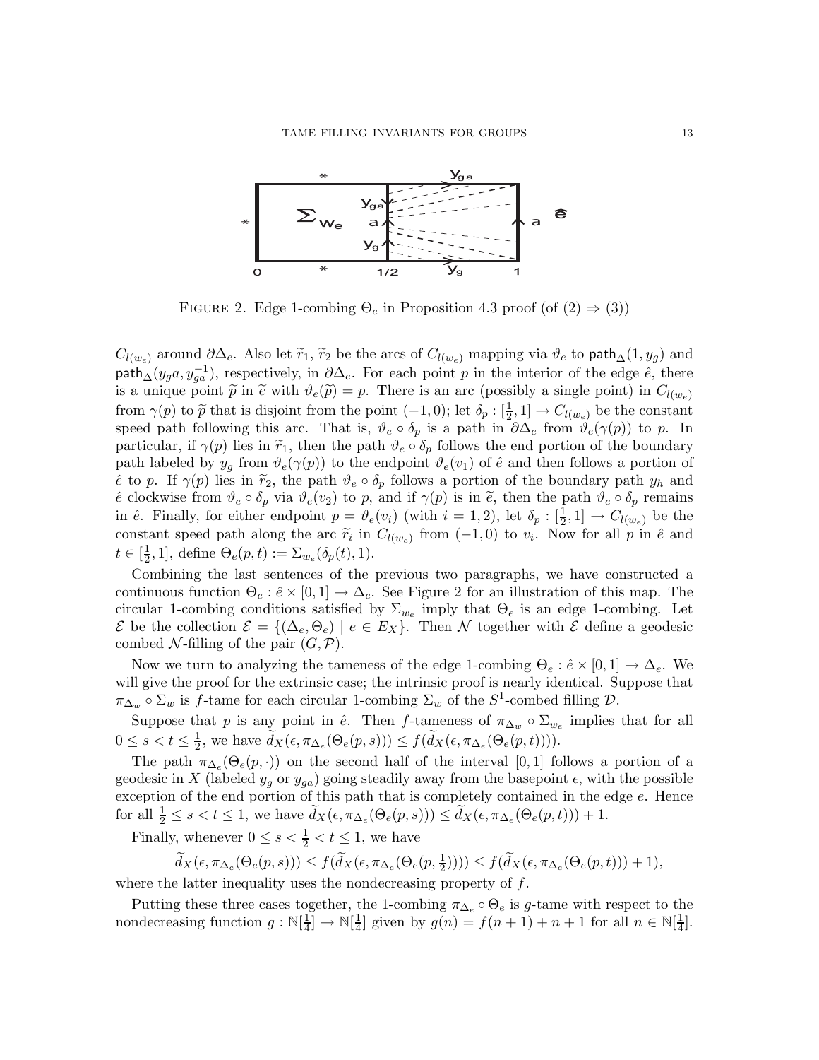FIGURE 2. Edge 1-combing $\Theta_e$ in Proposition 4.3 proof (of (2) $\Rightarrow$ (3))

$C_{l(w_e)}$ around $\partial\Delta_e$. Also let $\widetilde{r}_1$, $\widetilde{r}_2$ be the arcs of $C_{l(w_e)}$ mapping via $\vartheta_e$ to $\mathsf{path}_\Delta(1, y_g)$ and $\mathsf{path}_\Delta(y_g a, y_{ga}^{-1})$, respectively, in $\partial\Delta_e$. For each point $p$ in the interior of the edge $\hat{e}$, there is a unique point $\widetilde{p}$ in $\widetilde{e}$ with $\vartheta_e(\widetilde{p}) = p$. There is an arc (possibly a single point) in $C_{l(w_e)}$ from $\gamma(p)$ to $\widetilde{p}$ that is disjoint from the point $(-1, 0)$; let $\delta_p : [\frac{1}{2}, 1] \to C_{l(w_e)}$ be the constant speed path following this arc. That is, $\vartheta_e \circ \delta_p$ is a path in $\partial\Delta_e$ from $\vartheta_e(\gamma(p))$ to $p$. In particular, if $\gamma(p)$ lies in $\widetilde{r}_1$, then the path $\vartheta_e \circ \delta_p$ follows the end portion of the boundary path labeled by $y_g$ from $\vartheta_e(\gamma(p))$ to the endpoint $\vartheta_e(v_1)$ of $\hat{e}$ and then follows a portion of $\hat{e}$ to $p$. If $\gamma(p)$ lies in $\widetilde{r}_2$, the path $\vartheta_e \circ \delta_p$ follows a portion of the boundary path $y_h$ and $\hat{e}$ clockwise from $\vartheta_e \circ \delta_p$ via $\vartheta_e(v_2)$ to $p$, and if $\gamma(p)$ is in $\widetilde{e}$, then the path $\vartheta_e \circ \delta_p$ remains in $\hat{e}$. Finally, for either endpoint $p = \vartheta_e(v_i)$ (with $i = 1, 2$), let $\delta_p : [\frac{1}{2}, 1] \to C_{l(w_e)}$ be the constant speed path along the arc $\widetilde{r}_i$ in $C_{l(w_e)}$ from $(-1, 0)$ to $v_i$. Now for all $p$ in $\hat{e}$ and $t \in [\frac{1}{2}, 1]$, define $\Theta_e(p, t) := \Sigma_{w_e}(\delta_p(t), 1)$.

Combining the last sentences of the previous two paragraphs, we have constructed a continuous function $\Theta_e : \hat{e} \times [0, 1] \to \Delta_e$. See Figure 2 for an illustration of this map. The circular 1-combing conditions satisfied by $\Sigma_{w_e}$ imply that $\Theta_e$ is an edge 1-combing. Let $\mathcal{E}$ be the collection $\mathcal{E} = \{(\Delta_e, \Theta_e) \mid e \in E_X\}$. Then $\mathcal{N}$ together with $\mathcal{E}$ define a geodesic combed $\mathcal{N}$-filling of the pair $(G, \mathcal{P})$.

Now we turn to analyzing the tameness of the edge 1-combing $\Theta_e : \hat{e} \times [0, 1] \to \Delta_e$. We will give the proof for the extrinsic case; the intrinsic proof is nearly identical. Suppose that $\pi_{\Delta_w} \circ \Sigma_w$ is $f$-tame for each circular 1-combing $\Sigma_w$ of the $S^1$-combed filling $\mathcal{D}$.

Suppose that $p$ is any point in $\hat{e}$. Then $f$-tameness of $\pi_{\Delta_w} \circ \Sigma_{w_e}$ implies that for all $0 \le s < t \le \frac{1}{2}$, we have $\widetilde{d}_X(\epsilon, \pi_{\Delta_e}(\Theta_e(p, s))) \le f(\widetilde{d}_X(\epsilon, \pi_{\Delta_e}(\Theta_e(p, t))))$.

The path $\pi_{\Delta_e}(\Theta_e(p, \cdot))$ on the second half of the interval $[0, 1]$ follows a portion of a geodesic in $X$ (labeled $y_g$ or $y_{ga}$) going steadily away from the basepoint $\epsilon$, with the possible exception of the end portion of this path that is completely contained in the edge $e$. Hence for all $\frac{1}{2} \le s < t \le 1$, we have $\widetilde{d}_X(\epsilon, \pi_{\Delta_e}(\Theta_e(p, s))) \le \widetilde{d}_X(\epsilon, \pi_{\Delta_e}(\Theta_e(p, t))) + 1$.

Finally, whenever $0 \le s < \frac{1}{2} < t \le 1$, we have

$$\widetilde{d}_X(\epsilon, \pi_{\Delta_e}(\Theta_e(p, s))) \le f(\widetilde{d}_X(\epsilon, \pi_{\Delta_e}(\Theta_e(p, \tfrac{1}{2})))) \le f(\widetilde{d}_X(\epsilon, \pi_{\Delta_e}(\Theta_e(p, t))) + 1),$$

where the latter inequality uses the nondecreasing property of $f$.

Putting these three cases together, the 1-combing $\pi_{\Delta_e} \circ \Theta_e$ is $g$-tame with respect to the nondecreasing function $g : \mathbb{N}[\frac{1}{4}] \to \mathbb{N}[\frac{1}{4}]$ given by $g(n) = f(n + 1) + n + 1$ for all $n \in \mathbb{N}[\frac{1}{4}]$.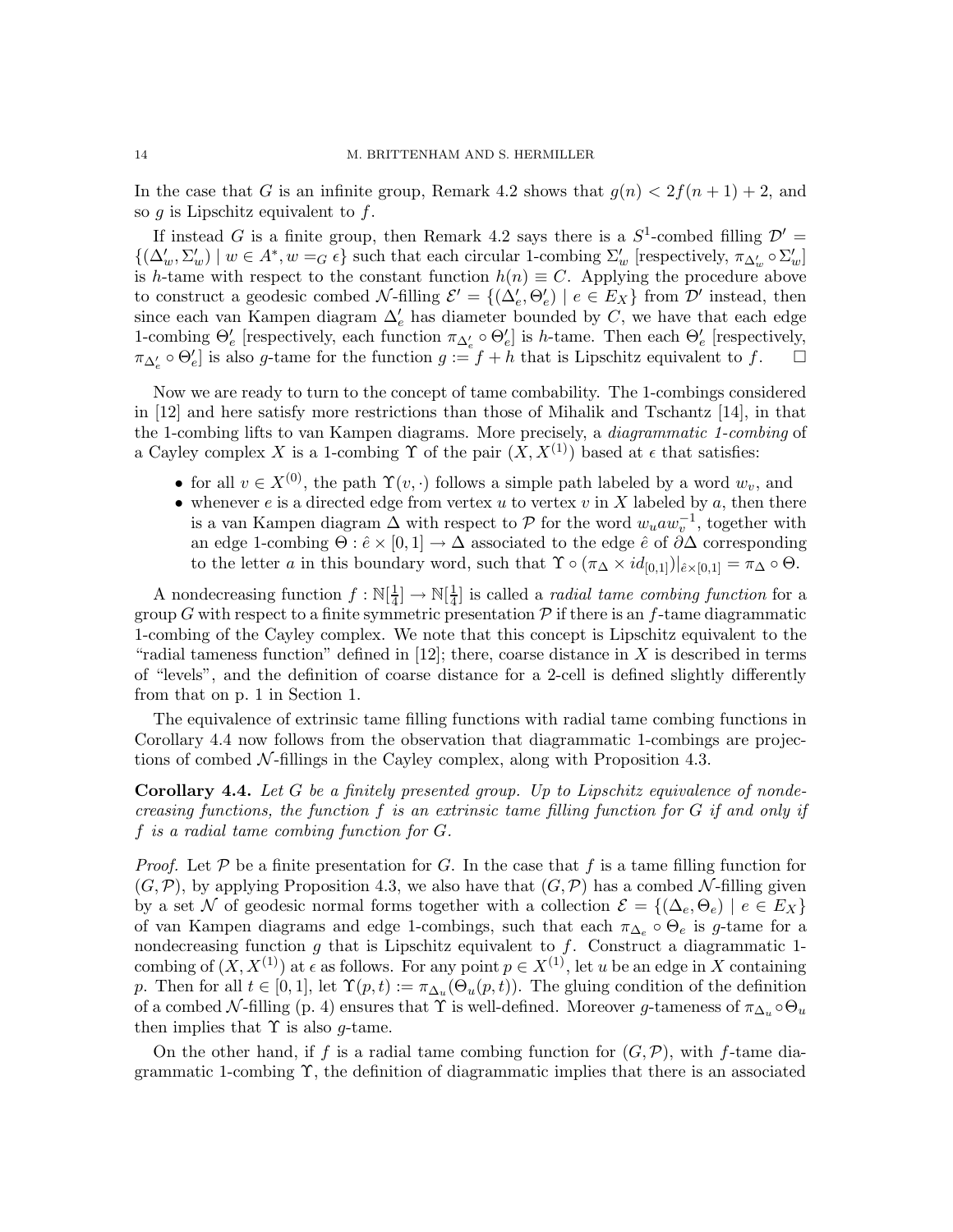In the case that $G$ is an infinite group, Remark 4.2 shows that $g(n) < 2f(n+1)+2$, and so $g$ is Lipschitz equivalent to $f$.

If instead $G$ is a finite group, then Remark 4.2 says there is a $S^1$-combed filling $\mathcal{D}' = \{(\Delta'_w, \Sigma'_w) \mid w \in A^*, w =_G \epsilon\}$ such that each circular 1-combing $\Sigma'_w$ [respectively, $\pi_{\Delta'_w} \circ \Sigma'_w$] is $h$-tame with respect to the constant function $h(n) \equiv C$. Applying the procedure above to construct a geodesic combed $\mathcal{N}$-filling $\mathcal{E}' = \{(\Delta'_e, \Theta'_e) \mid e \in E_X\}$ from $\mathcal{D}'$ instead, then since each van Kampen diagram $\Delta'_e$ has diameter bounded by $C$, we have that each edge 1-combing $\Theta'_e$ [respectively, each function $\pi_{\Delta'_e} \circ \Theta'_e$] is $h$-tame. Then each $\Theta'_e$ [respectively, $\pi_{\Delta'_e} \circ \Theta'_e$] is also $g$-tame for the function $g := f + h$ that is Lipschitz equivalent to $f$. $\square$

Now we are ready to turn to the concept of tame combability. The 1-combings considered in [12] and here satisfy more restrictions than those of Mihalik and Tschantz [14], in that the 1-combing lifts to van Kampen diagrams. More precisely, a *diagrammatic 1-combing* of a Cayley complex $X$ is a 1-combing $\Upsilon$ of the pair $(X, X^{(1)})$ based at $\epsilon$ that satisfies:

- for all $v \in X^{(0)}$, the path $\Upsilon(v, \cdot)$ follows a simple path labeled by a word $w_v$, and
- whenever $e$ is a directed edge from vertex $u$ to vertex $v$ in $X$ labeled by $a$, then there is a van Kampen diagram $\Delta$ with respect to $\mathcal{P}$ for the word $w_u a w_v^{-1}$, together with an edge 1-combing $\Theta : \hat{e} \times [0,1] \to \Delta$ associated to the edge $\hat{e}$ of $\partial\Delta$ corresponding to the letter $a$ in this boundary word, such that $\Upsilon \circ (\pi_\Delta \times id_{[0,1]})|_{\hat{e}\times[0,1]} = \pi_\Delta \circ \Theta$.

A nondecreasing function $f : \mathbb{N}[\frac{1}{4}] \to \mathbb{N}[\frac{1}{4}]$ is called a *radial tame combing function* for a group $G$ with respect to a finite symmetric presentation $\mathcal{P}$ if there is an $f$-tame diagrammatic 1-combing of the Cayley complex. We note that this concept is Lipschitz equivalent to the "radial tameness function" defined in [12]; there, coarse distance in $X$ is described in terms of "levels", and the definition of coarse distance for a 2-cell is defined slightly differently from that on p. 1 in Section 1.

The equivalence of extrinsic tame filling functions with radial tame combing functions in Corollary 4.4 now follows from the observation that diagrammatic 1-combings are projections of combed $\mathcal{N}$-fillings in the Cayley complex, along with Proposition 4.3.

**Corollary 4.4.** *Let $G$ be a finitely presented group. Up to Lipschitz equivalence of nondecreasing functions, the function $f$ is an extrinsic tame filling function for $G$ if and only if $f$ is a radial tame combing function for $G$.*

*Proof.* Let $\mathcal{P}$ be a finite presentation for $G$. In the case that $f$ is a tame filling function for $(G, \mathcal{P})$, by applying Proposition 4.3, we also have that $(G, \mathcal{P})$ has a combed $\mathcal{N}$-filling given by a set $\mathcal{N}$ of geodesic normal forms together with a collection $\mathcal{E} = \{(\Delta_e, \Theta_e) \mid e \in E_X\}$ of van Kampen diagrams and edge 1-combings, such that each $\pi_{\Delta_e} \circ \Theta_e$ is $g$-tame for a nondecreasing function $g$ that is Lipschitz equivalent to $f$. Construct a diagrammatic 1-combing of $(X, X^{(1)})$ at $\epsilon$ as follows. For any point $p \in X^{(1)}$, let $u$ be an edge in $X$ containing $p$. Then for all $t \in [0,1]$, let $\Upsilon(p,t) := \pi_{\Delta_u}(\Theta_u(p,t))$. The gluing condition of the definition of a combed $\mathcal{N}$-filling (p. 4) ensures that $\Upsilon$ is well-defined. Moreover $g$-tameness of $\pi_{\Delta_u} \circ \Theta_u$ then implies that $\Upsilon$ is also $g$-tame.

On the other hand, if $f$ is a radial tame combing function for $(G, \mathcal{P})$, with $f$-tame diagrammatic 1-combing $\Upsilon$, the definition of diagrammatic implies that there is an associated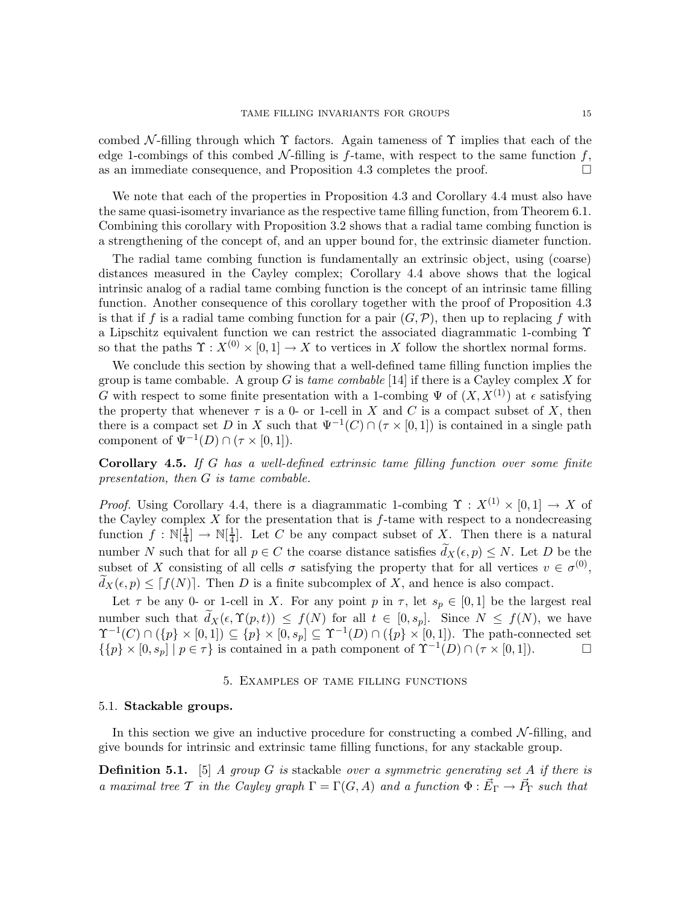combed $\mathcal{N}$-filling through which $\Upsilon$ factors. Again tameness of $\Upsilon$ implies that each of the edge 1-combings of this combed $\mathcal{N}$-filling is $f$-tame, with respect to the same function $f$, as an immediate consequence, and Proposition 4.3 completes the proof. $\square$

We note that each of the properties in Proposition 4.3 and Corollary 4.4 must also have the same quasi-isometry invariance as the respective tame filling function, from Theorem 6.1. Combining this corollary with Proposition 3.2 shows that a radial tame combing function is a strengthening of the concept of, and an upper bound for, the extrinsic diameter function.

The radial tame combing function is fundamentally an extrinsic object, using (coarse) distances measured in the Cayley complex; Corollary 4.4 above shows that the logical intrinsic analog of a radial tame combing function is the concept of an intrinsic tame filling function. Another consequence of this corollary together with the proof of Proposition 4.3 is that if $f$ is a radial tame combing function for a pair $(G, \mathcal{P})$, then up to replacing $f$ with a Lipschitz equivalent function we can restrict the associated diagrammatic 1-combing $\Upsilon$ so that the paths $\Upsilon : X^{(0)} \times [0,1] \to X$ to vertices in $X$ follow the shortlex normal forms.

We conclude this section by showing that a well-defined tame filling function implies the group is tame combable. A group $G$ is *tame combable* [14] if there is a Cayley complex $X$ for $G$ with respect to some finite presentation with a 1-combing $\Psi$ of $(X, X^{(1)})$ at $\epsilon$ satisfying the property that whenever $\tau$ is a 0- or 1-cell in $X$ and $C$ is a compact subset of $X$, then there is a compact set $D$ in $X$ such that $\Psi^{-1}(C) \cap (\tau \times [0,1])$ is contained in a single path component of $\Psi^{-1}(D) \cap (\tau \times [0,1])$.

**Corollary 4.5.** *If $G$ has a well-defined extrinsic tame filling function over some finite presentation, then $G$ is tame combable.*

*Proof.* Using Corollary 4.4, there is a diagrammatic 1-combing $\Upsilon : X^{(1)} \times [0,1] \to X$ of the Cayley complex $X$ for the presentation that is $f$-tame with respect to a nondecreasing function $f : \mathbb{N}[\frac{1}{4}] \to \mathbb{N}[\frac{1}{4}]$. Let $C$ be any compact subset of $X$. Then there is a natural number $N$ such that for all $p \in C$ the coarse distance satisfies $\widetilde{d}_X(\epsilon, p) \leq N$. Let $D$ be the subset of $X$ consisting of all cells $\sigma$ satisfying the property that for all vertices $v \in \sigma^{(0)}$, $\widetilde{d}_X(\epsilon, p) \leq \lceil f(N) \rceil$. Then $D$ is a finite subcomplex of $X$, and hence is also compact.

Let $\tau$ be any 0- or 1-cell in $X$. For any point $p$ in $\tau$, let $s_p \in [0,1]$ be the largest real number such that $\widetilde{d}_X(\epsilon, \Upsilon(p,t)) \leq f(N)$ for all $t \in [0, s_p]$. Since $N \leq f(N)$, we have $\Upsilon^{-1}(C) \cap (\{p\} \times [0,1]) \subseteq \{p\} \times [0, s_p] \subseteq \Upsilon^{-1}(D) \cap (\{p\} \times [0,1])$. The path-connected set $\{\{p\} \times [0, s_p] \mid p \in \tau\}$ is contained in a path component of $\Upsilon^{-1}(D) \cap (\tau \times [0,1])$. $\square$

## 5. Examples of tame filling functions

### 5.1. Stackable groups.

In this section we give an inductive procedure for constructing a combed $\mathcal{N}$-filling, and give bounds for intrinsic and extrinsic tame filling functions, for any stackable group.

**Definition 5.1.** [5] *A group $G$ is* stackable *over a symmetric generating set $A$ if there is a maximal tree $\mathcal{T}$ in the Cayley graph $\Gamma = \Gamma(G, A)$ and a function $\Phi : \vec{E}_\Gamma \to \vec{P}_\Gamma$ such that*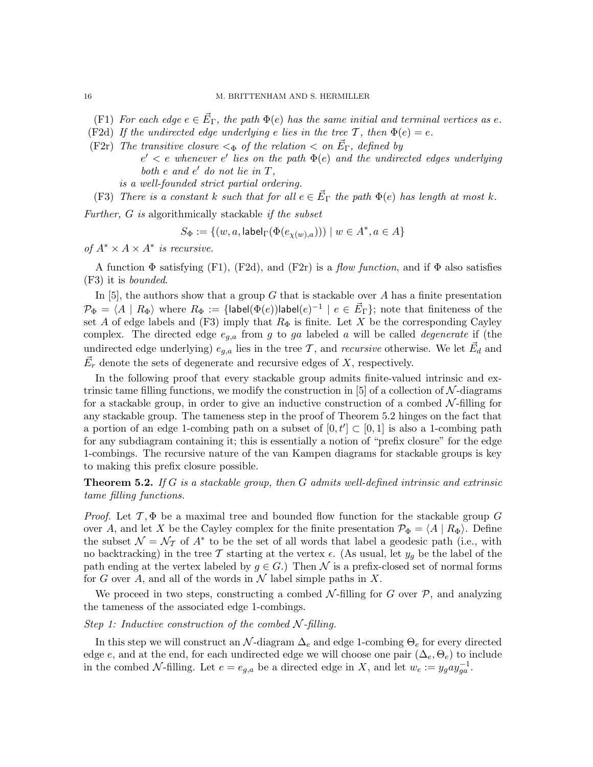(F1) *For each edge $e \in \vec{E}_\Gamma$, the path $\Phi(e)$ has the same initial and terminal vertices as $e$.*

(F2d) *If the undirected edge underlying $e$ lies in the tree $\mathcal{T}$, then $\Phi(e) = e$.*

(F2r) *The transitive closure $<_\Phi$ of the relation $<$ on $\vec{E}_\Gamma$, defined by*

*$e' < e$ whenever $e'$ lies on the path $\Phi(e)$ and the undirected edges underlying both $e$ and $e'$ do not lie in $T$,*

*is a well-founded strict partial ordering.*

(F3) *There is a constant $k$ such that for all $e \in \vec{E}_\Gamma$ the path $\Phi(e)$ has length at most $k$.*

*Further, $G$ is* algorithmically stackable *if the subset*

$$S_\Phi := \{(w, a, \mathsf{label}_\Gamma(\Phi(e_{\chi(w),a}))) \mid w \in A^*, a \in A\}$$

*of $A^* \times A \times A^*$ is recursive.*

A function $\Phi$ satisfying (F1), (F2d), and (F2r) is a *flow function*, and if $\Phi$ also satisfies (F3) it is *bounded*.

In [5], the authors show that a group $G$ that is stackable over $A$ has a finite presentation $\mathcal{P}_\Phi = \langle A \mid R_\Phi \rangle$ where $R_\Phi := \{\mathsf{label}(\Phi(e))\mathsf{label}(e)^{-1} \mid e \in \vec{E}_\Gamma\}$; note that finiteness of the set $A$ of edge labels and (F3) imply that $R_\Phi$ is finite. Let $X$ be the corresponding Cayley complex. The directed edge $e_{g,a}$ from $g$ to $ga$ labeled $a$ will be called *degenerate* if (the undirected edge underlying) $e_{g,a}$ lies in the tree $\mathcal{T}$, and *recursive* otherwise. We let $\vec{E}_d$ and $\vec{E}_r$ denote the sets of degenerate and recursive edges of $X$, respectively.

In the following proof that every stackable group admits finite-valued intrinsic and extrinsic tame filling functions, we modify the construction in [5] of a collection of $\mathcal{N}$-diagrams for a stackable group, in order to give an inductive construction of a combed $\mathcal{N}$-filling for any stackable group. The tameness step in the proof of Theorem 5.2 hinges on the fact that a portion of an edge 1-combing path on a subset of $[0, t'] \subset [0, 1]$ is also a 1-combing path for any subdiagram containing it; this is essentially a notion of "prefix closure" for the edge 1-combings. The recursive nature of the van Kampen diagrams for stackable groups is key to making this prefix closure possible.

**Theorem 5.2.** *If $G$ is a stackable group, then $G$ admits well-defined intrinsic and extrinsic tame filling functions.*

*Proof.* Let $\mathcal{T}, \Phi$ be a maximal tree and bounded flow function for the stackable group $G$ over $A$, and let $X$ be the Cayley complex for the finite presentation $\mathcal{P}_\Phi = \langle A \mid R_\Phi \rangle$. Define the subset $\mathcal{N} = \mathcal{N}_\mathcal{T}$ of $A^*$ to be the set of all words that label a geodesic path (i.e., with no backtracking) in the tree $\mathcal{T}$ starting at the vertex $\epsilon$. (As usual, let $y_g$ be the label of the path ending at the vertex labeled by $g \in G$.) Then $\mathcal{N}$ is a prefix-closed set of normal forms for $G$ over $A$, and all of the words in $\mathcal{N}$ label simple paths in $X$.

We proceed in two steps, constructing a combed $\mathcal{N}$-filling for $G$ over $\mathcal{P}$, and analyzing the tameness of the associated edge 1-combings.

*Step 1: Inductive construction of the combed $\mathcal{N}$-filling.*

In this step we will construct an $\mathcal{N}$-diagram $\Delta_e$ and edge 1-combing $\Theta_e$ for every directed edge $e$, and at the end, for each undirected edge we will choose one pair $(\Delta_e, \Theta_e)$ to include in the combed $\mathcal{N}$-filling. Let $e = e_{g,a}$ be a directed edge in $X$, and let $w_e := y_g a y_{ga}^{-1}$.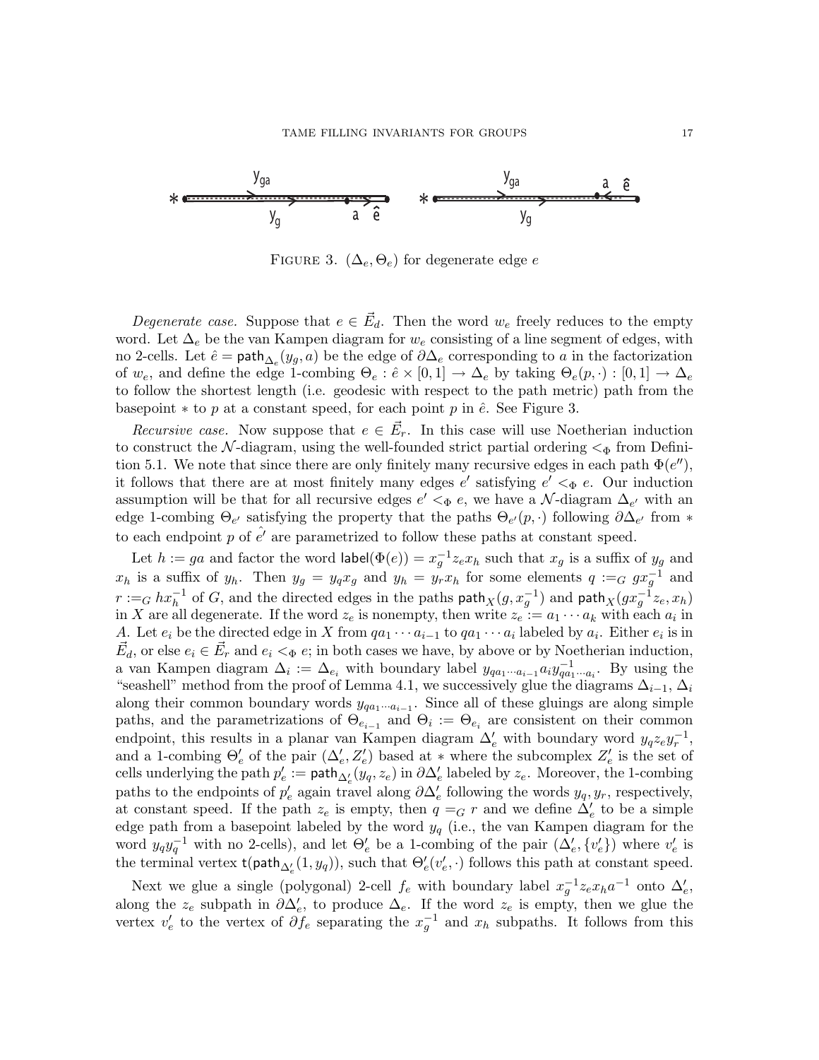FIGURE 3. $(\Delta_e, \Theta_e)$ for degenerate edge $e$

*Degenerate case.* Suppose that $e \in \vec{E}_d$. Then the word $w_e$ freely reduces to the empty word. Let $\Delta_e$ be the van Kampen diagram for $w_e$ consisting of a line segment of edges, with no 2-cells. Let $\hat{e} = \mathsf{path}_{\Delta_e}(y_g, a)$ be the edge of $\partial\Delta_e$ corresponding to $a$ in the factorization of $w_e$, and define the edge 1-combing $\Theta_e : \hat{e} \times [0,1] \to \Delta_e$ by taking $\Theta_e(p, \cdot) : [0,1] \to \Delta_e$ to follow the shortest length (i.e. geodesic with respect to the path metric) path from the basepoint $*$ to $p$ at a constant speed, for each point $p$ in $\hat{e}$. See Figure 3.

*Recursive case.* Now suppose that $e \in \vec{E}_r$. In this case will use Noetherian induction to construct the $\mathcal{N}$-diagram, using the well-founded strict partial ordering $<_\Phi$ from Definition 5.1. We note that since there are only finitely many recursive edges in each path $\Phi(e'')$, it follows that there are at most finitely many edges $e'$ satisfying $e' <_\Phi e$. Our induction assumption will be that for all recursive edges $e' <_\Phi e$, we have a $\mathcal{N}$-diagram $\Delta_{e'}$ with an edge 1-combing $\Theta_{e'}$ satisfying the property that the paths $\Theta_{e'}(p, \cdot)$ following $\partial\Delta_{e'}$ from $*$ to each endpoint $p$ of $\hat{e'}$ are parametrized to follow these paths at constant speed.

Let $h := ga$ and factor the word $\mathsf{label}(\Phi(e)) = x_g^{-1} z_e x_h$ such that $x_g$ is a suffix of $y_g$ and $x_h$ is a suffix of $y_h$. Then $y_g = y_q x_g$ and $y_h = y_r x_h$ for some elements $q :=_G g x_g^{-1}$ and $r :=_G h x_h^{-1}$ of $G$, and the directed edges in the paths $\mathsf{path}_X(g, x_g^{-1})$ and $\mathsf{path}_X(g x_g^{-1} z_e, x_h)$ in $X$ are all degenerate. If the word $z_e$ is nonempty, then write $z_e := a_1 \cdots a_k$ with each $a_i$ in $A$. Let $e_i$ be the directed edge in $X$ from $q a_1 \cdots a_{i-1}$ to $q a_1 \cdots a_i$ labeled by $a_i$. Either $e_i$ is in $\vec{E}_d$, or else $e_i \in \vec{E}_r$ and $e_i <_\Phi e$; in both cases we have, by above or by Noetherian induction, a van Kampen diagram $\Delta_i := \Delta_{e_i}$ with boundary label $y_{qa_1\cdots a_{i-1}} a_i y_{qa_1\cdots a_i}^{-1}$. By using the "seashell" method from the proof of Lemma 4.1, we successively glue the diagrams $\Delta_{i-1}$, $\Delta_i$ along their common boundary words $y_{qa_1\cdots a_{i-1}}$. Since all of these gluings are along simple paths, and the parametrizations of $\Theta_{e_{i-1}}$ and $\Theta_i := \Theta_{e_i}$ are consistent on their common endpoint, this results in a planar van Kampen diagram $\Delta'_e$ with boundary word $y_q z_e y_r^{-1}$, and a 1-combing $\Theta'_e$ of the pair $(\Delta'_e, Z'_e)$ based at $*$ where the subcomplex $Z'_e$ is the set of cells underlying the path $p'_e := \mathsf{path}_{\Delta'_e}(y_q, z_e)$ in $\partial\Delta'_e$ labeled by $z_e$. Moreover, the 1-combing paths to the endpoints of $p'_e$ again travel along $\partial\Delta'_e$ following the words $y_q, y_r$, respectively, at constant speed. If the path $z_e$ is empty, then $q =_G r$ and we define $\Delta'_e$ to be a simple edge path from a basepoint labeled by the word $y_q$ (i.e., the van Kampen diagram for the word $y_q y_q^{-1}$ with no 2-cells), and let $\Theta'_e$ be a 1-combing of the pair $(\Delta'_e, \{v'_e\})$ where $v'_e$ is the terminal vertex $\mathsf{t}(\mathsf{path}_{\Delta'_e}(1, y_q))$, such that $\Theta'_e(v'_e, \cdot)$ follows this path at constant speed.

Next we glue a single (polygonal) 2-cell $f_e$ with boundary label $x_g^{-1} z_e x_h a^{-1}$ onto $\Delta'_e$, along the $z_e$ subpath in $\partial\Delta'_e$, to produce $\Delta_e$. If the word $z_e$ is empty, then we glue the vertex $v'_e$ to the vertex of $\partial f_e$ separating the $x_g^{-1}$ and $x_h$ subpaths. It follows from this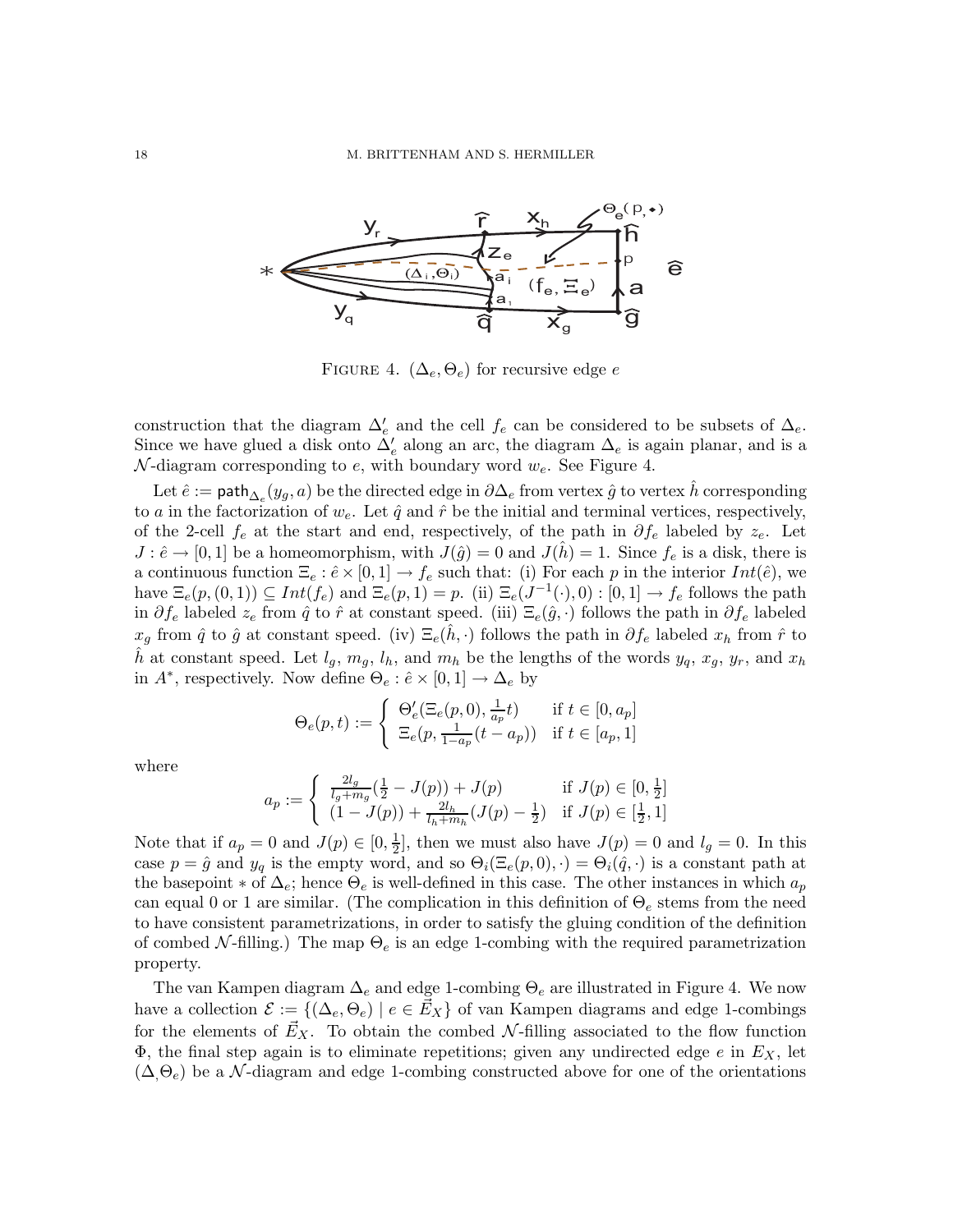FIGURE 4. $(\Delta_e, \Theta_e)$ for recursive edge $e$

construction that the diagram $\Delta_e'$ and the cell $f_e$ can be considered to be subsets of $\Delta_e$. Since we have glued a disk onto $\Delta_e'$ along an arc, the diagram $\Delta_e$ is again planar, and is a $\mathcal{N}$-diagram corresponding to $e$, with boundary word $w_e$. See Figure 4.

Let $\hat{e} := \mathsf{path}_{\Delta_e}(y_g, a)$ be the directed edge in $\partial\Delta_e$ from vertex $\hat{g}$ to vertex $\hat{h}$ corresponding to $a$ in the factorization of $w_e$. Let $\hat{q}$ and $\hat{r}$ be the initial and terminal vertices, respectively, of the 2-cell $f_e$ at the start and end, respectively, of the path in $\partial f_e$ labeled by $z_e$. Let $J : \hat{e} \to [0,1]$ be a homeomorphism, with $J(\hat{g}) = 0$ and $J(\hat{h}) = 1$. Since $f_e$ is a disk, there is a continuous function $\Xi_e : \hat{e} \times [0,1] \to f_e$ such that: (i) For each $p$ in the interior $Int(\hat{e})$, we have $\Xi_e(p,(0,1)) \subseteq Int(f_e)$ and $\Xi_e(p,1) = p$. (ii) $\Xi_e(J^{-1}(\cdot),0) : [0,1] \to f_e$ follows the path in $\partial f_e$ labeled $z_e$ from $\hat{q}$ to $\hat{r}$ at constant speed. (iii) $\Xi_e(\hat{g},\cdot)$ follows the path in $\partial f_e$ labeled $x_g$ from $\hat{q}$ to $\hat{g}$ at constant speed. (iv) $\Xi_e(\hat{h},\cdot)$ follows the path in $\partial f_e$ labeled $x_h$ from $\hat{r}$ to $\hat{h}$ at constant speed. Let $l_g$, $m_g$, $l_h$, and $m_h$ be the lengths of the words $y_q$, $x_g$, $y_r$, and $x_h$ in $A^*$, respectively. Now define $\Theta_e : \hat{e} \times [0,1] \to \Delta_e$ by

$$\Theta_e(p,t) := \begin{cases} \Theta_e'(\Xi_e(p,0), \frac{1}{a_p}t) & \text{if } t \in [0, a_p] \\ \Xi_e(p, \frac{1}{1-a_p}(t - a_p)) & \text{if } t \in [a_p, 1] \end{cases}$$

where

$$a_p := \begin{cases} \frac{2l_g}{l_g+m_g}(\frac{1}{2} - J(p)) + J(p) & \text{if } J(p) \in [0, \frac{1}{2}] \\ (1 - J(p)) + \frac{2l_h}{l_h+m_h}(J(p) - \frac{1}{2}) & \text{if } J(p) \in [\frac{1}{2}, 1] \end{cases}$$

Note that if $a_p = 0$ and $J(p) \in [0, \frac{1}{2}]$, then we must also have $J(p) = 0$ and $l_g = 0$. In this case $p = \hat{g}$ and $y_q$ is the empty word, and so $\Theta_i(\Xi_e(p,0),\cdot) = \Theta_i(\hat{q},\cdot)$ is a constant path at the basepoint $*$ of $\Delta_e$; hence $\Theta_e$ is well-defined in this case. The other instances in which $a_p$ can equal 0 or 1 are similar. (The complication in this definition of $\Theta_e$ stems from the need to have consistent parametrizations, in order to satisfy the gluing condition of the definition of combed $\mathcal{N}$-filling.) The map $\Theta_e$ is an edge 1-combing with the required parametrization property.

The van Kampen diagram $\Delta_e$ and edge 1-combing $\Theta_e$ are illustrated in Figure 4. We now have a collection $\mathcal{E} := \{(\Delta_e, \Theta_e) \mid e \in \vec{E}_X\}$ of van Kampen diagrams and edge 1-combings for the elements of $\vec{E}_X$. To obtain the combed $\mathcal{N}$-filling associated to the flow function $\Phi$, the final step again is to eliminate repetitions; given any undirected edge $e$ in $E_X$, let $(\Delta_, \Theta_e)$ be a $\mathcal{N}$-diagram and edge 1-combing constructed above for one of the orientations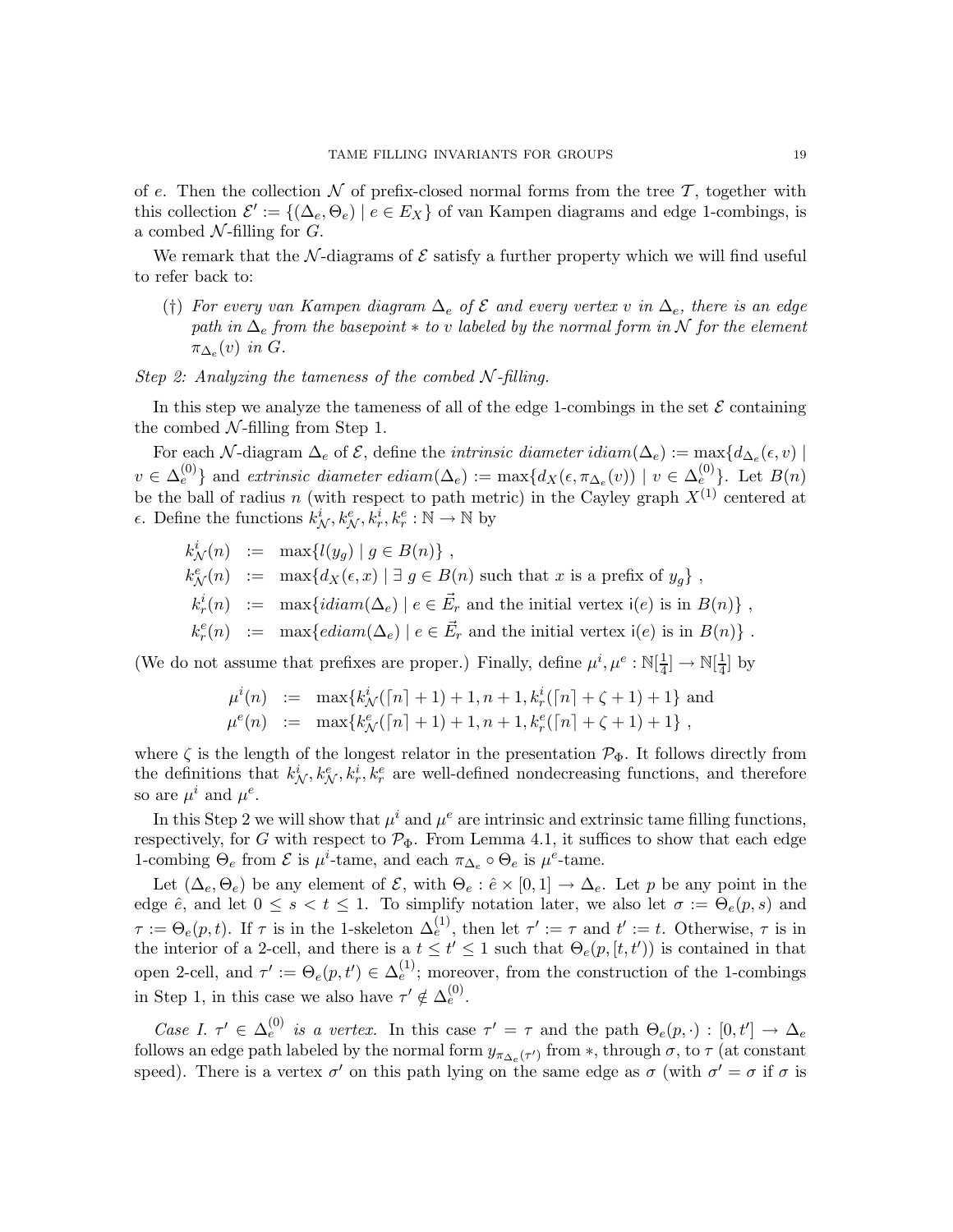of $e$. Then the collection $\mathcal{N}$ of prefix-closed normal forms from the tree $\mathcal{T}$, together with this collection $\mathcal{E}' := \{(\Delta_e, \Theta_e) \mid e \in E_X\}$ of van Kampen diagrams and edge 1-combings, is a combed $\mathcal{N}$-filling for $G$.

We remark that the $\mathcal{N}$-diagrams of $\mathcal{E}$ satisfy a further property which we will find useful to refer back to:

(†) *For every van Kampen diagram $\Delta_e$ of $\mathcal{E}$ and every vertex $v$ in $\Delta_e$, there is an edge path in $\Delta_e$ from the basepoint $*$ to $v$ labeled by the normal form in $\mathcal{N}$ for the element $\pi_{\Delta_e}(v)$ in $G$.*

*Step 2: Analyzing the tameness of the combed $\mathcal{N}$-filling.*

In this step we analyze the tameness of all of the edge 1-combings in the set $\mathcal{E}$ containing the combed $\mathcal{N}$-filling from Step 1.

For each $\mathcal{N}$-diagram $\Delta_e$ of $\mathcal{E}$, define the *intrinsic diameter* $idiam(\Delta_e) := \max\{d_{\Delta_e}(\epsilon, v) \mid v \in \Delta_e^{(0)}\}$ and *extrinsic diameter* $ediam(\Delta_e) := \max\{d_X(\epsilon, \pi_{\Delta_e}(v)) \mid v \in \Delta_e^{(0)}\}$. Let $B(n)$ be the ball of radius $n$ (with respect to path metric) in the Cayley graph $X^{(1)}$ centered at $\epsilon$. Define the functions $k^i_{\mathcal{N}}, k^e_{\mathcal{N}}, k^i_r, k^e_r : \mathbb{N} \to \mathbb{N}$ by

$$
\begin{aligned}
k^i_{\mathcal{N}}(n) &:= \max\{l(y_g) \mid g \in B(n)\}\ , \\
k^e_{\mathcal{N}}(n) &:= \max\{d_X(\epsilon, x) \mid \exists\ g \in B(n) \text{ such that } x \text{ is a prefix of } y_g\}\ , \\
k^i_r(n) &:= \max\{idiam(\Delta_e) \mid e \in \vec{E}_r \text{ and the initial vertex } \mathsf{i}(e) \text{ is in } B(n)\}\ , \\
k^e_r(n) &:= \max\{ediam(\Delta_e) \mid e \in \vec{E}_r \text{ and the initial vertex } \mathsf{i}(e) \text{ is in } B(n)\}\ .
\end{aligned}
$$

(We do not assume that prefixes are proper.) Finally, define $\mu^i, \mu^e : \mathbb{N}[\frac{1}{4}] \to \mathbb{N}[\frac{1}{4}]$ by

$$
\begin{aligned}
\mu^i(n) &:= \max\{k^i_{\mathcal{N}}(\lceil n \rceil + 1) + 1, n + 1, k^i_r(\lceil n \rceil + \zeta + 1) + 1\} \text{ and} \\
\mu^e(n) &:= \max\{k^e_{\mathcal{N}}(\lceil n \rceil + 1) + 1, n + 1, k^e_r(\lceil n \rceil + \zeta + 1) + 1\}\ ,
\end{aligned}
$$

where $\zeta$ is the length of the longest relator in the presentation $\mathcal{P}_\Phi$. It follows directly from the definitions that $k^i_{\mathcal{N}}, k^e_{\mathcal{N}}, k^i_r, k^e_r$ are well-defined nondecreasing functions, and therefore so are $\mu^i$ and $\mu^e$.

In this Step 2 we will show that $\mu^i$ and $\mu^e$ are intrinsic and extrinsic tame filling functions, respectively, for $G$ with respect to $\mathcal{P}_\Phi$. From Lemma 4.1, it suffices to show that each edge 1-combing $\Theta_e$ from $\mathcal{E}$ is $\mu^i$-tame, and each $\pi_{\Delta_e} \circ \Theta_e$ is $\mu^e$-tame.

Let $(\Delta_e, \Theta_e)$ be any element of $\mathcal{E}$, with $\Theta_e : \hat{e} \times [0,1] \to \Delta_e$. Let $p$ be any point in the edge $\hat{e}$, and let $0 \leq s < t \leq 1$. To simplify notation later, we also let $\sigma := \Theta_e(p, s)$ and $\tau := \Theta_e(p, t)$. If $\tau$ is in the 1-skeleton $\Delta_e^{(1)}$, then let $\tau' := \tau$ and $t' := t$. Otherwise, $\tau$ is in the interior of a 2-cell, and there is a $t \leq t' \leq 1$ such that $\Theta_e(p, [t, t'))$ is contained in that open 2-cell, and $\tau' := \Theta_e(p, t') \in \Delta_e^{(1)}$; moreover, from the construction of the 1-combings in Step 1, in this case we also have $\tau' \notin \Delta_e^{(0)}$.

*Case I. $\tau' \in \Delta_e^{(0)}$ is a vertex.* In this case $\tau' = \tau$ and the path $\Theta_e(p, \cdot) : [0, t'] \to \Delta_e$ follows an edge path labeled by the normal form $y_{\pi_{\Delta_e}(\tau')}$ from $*$, through $\sigma$, to $\tau$ (at constant speed). There is a vertex $\sigma'$ on this path lying on the same edge as $\sigma$ (with $\sigma' = \sigma$ if $\sigma$ is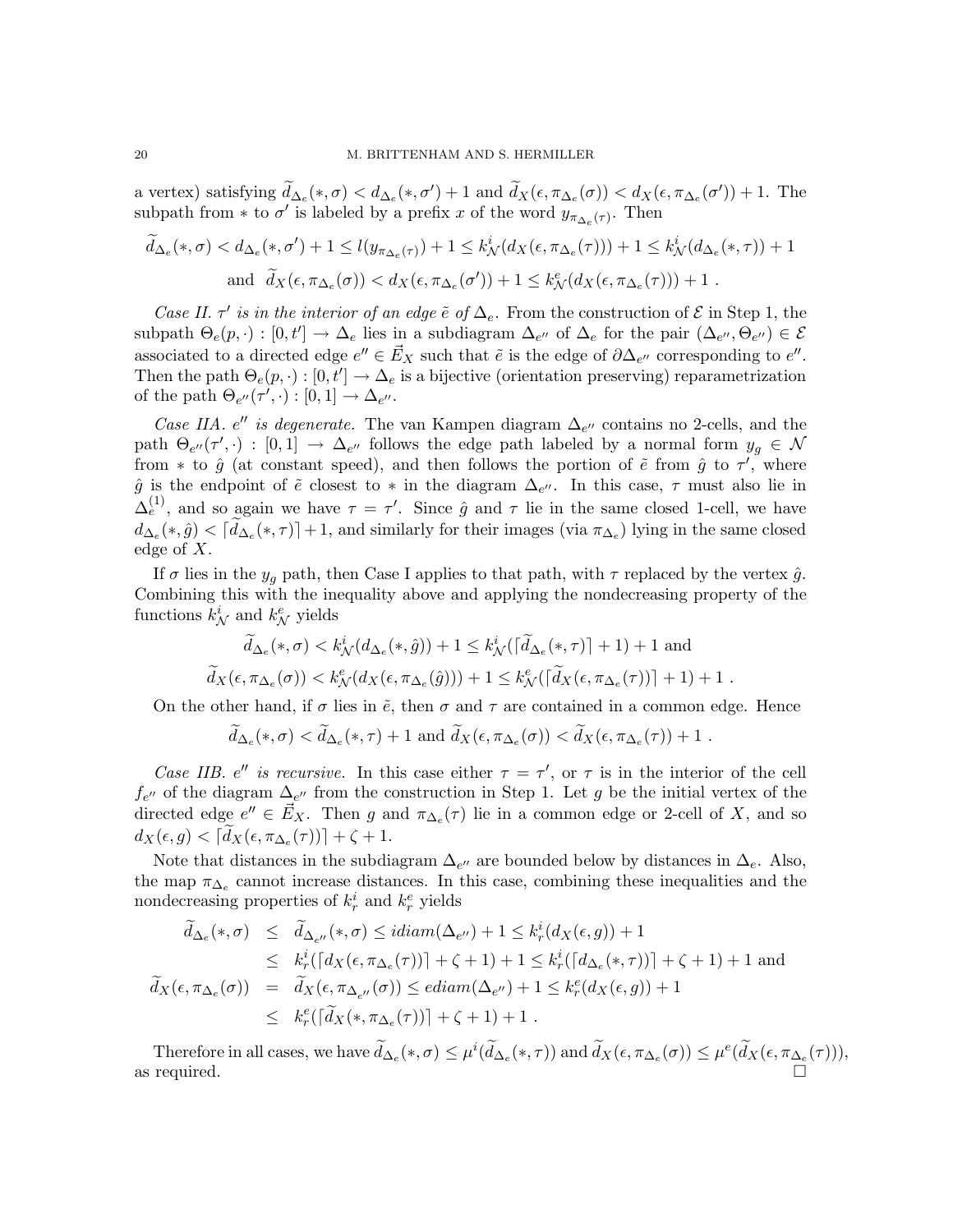a vertex) satisfying $\widetilde{d}_{\Delta_e}(*,\sigma) < d_{\Delta_e}(*,\sigma') + 1$ and $\widetilde{d}_X(\epsilon, \pi_{\Delta_e}(\sigma)) < d_X(\epsilon, \pi_{\Delta_e}(\sigma')) + 1$. The subpath from $*$ to $\sigma'$ is labeled by a prefix $x$ of the word $y_{\pi_{\Delta_e}(\tau)}$. Then

$$\widetilde{d}_{\Delta_e}(*,\sigma) < d_{\Delta_e}(*,\sigma') + 1 \leq l(y_{\pi_{\Delta_e}(\tau)}) + 1 \leq k^i_{\mathcal{N}}(d_X(\epsilon, \pi_{\Delta_e}(\tau))) + 1 \leq k^i_{\mathcal{N}}(d_{\Delta_e}(*,\tau)) + 1$$

$$\text{and } \ \widetilde{d}_X(\epsilon, \pi_{\Delta_e}(\sigma)) < d_X(\epsilon, \pi_{\Delta_e}(\sigma')) + 1 \leq k^e_{\mathcal{N}}(d_X(\epsilon, \pi_{\Delta_e}(\tau))) + 1 \ .$$

*Case II. $\tau'$ is in the interior of an edge $\tilde{e}$ of $\Delta_e$.* From the construction of $\mathcal{E}$ in Step 1, the subpath $\Theta_e(p,\cdot) : [0,t'] \to \Delta_e$ lies in a subdiagram $\Delta_{e''}$ of $\Delta_e$ for the pair $(\Delta_{e''}, \Theta_{e''}) \in \mathcal{E}$ associated to a directed edge $e'' \in \vec{E}_X$ such that $\tilde{e}$ is the edge of $\partial\Delta_{e''}$ corresponding to $e''$. Then the path $\Theta_e(p,\cdot) : [0,t'] \to \Delta_e$ is a bijective (orientation preserving) reparametrization of the path $\Theta_{e''}(\tau', \cdot) : [0,1] \to \Delta_{e''}$.

*Case IIA. $e''$ is degenerate.* The van Kampen diagram $\Delta_{e''}$ contains no 2-cells, and the path $\Theta_{e''}(\tau',\cdot) : [0,1] \to \Delta_{e''}$ follows the edge path labeled by a normal form $y_g \in \mathcal{N}$ from $*$ to $\hat{g}$ (at constant speed), and then follows the portion of $\tilde{e}$ from $\hat{g}$ to $\tau'$, where $\hat{g}$ is the endpoint of $\tilde{e}$ closest to $*$ in the diagram $\Delta_{e''}$. In this case, $\tau$ must also lie in $\Delta_e^{(1)}$, and so again we have $\tau = \tau'$. Since $\hat{g}$ and $\tau$ lie in the same closed 1-cell, we have $d_{\Delta_e}(*,\hat{g}) < \lceil \widetilde{d}_{\Delta_e}(*,\tau) \rceil + 1$, and similarly for their images (via $\pi_{\Delta_e}$) lying in the same closed edge of $X$.

If $\sigma$ lies in the $y_g$ path, then Case I applies to that path, with $\tau$ replaced by the vertex $\hat{g}$. Combining this with the inequality above and applying the nondecreasing property of the functions $k^i_{\mathcal{N}}$ and $k^e_{\mathcal{N}}$ yields

$$\widetilde{d}_{\Delta_e}(*,\sigma) < k^i_{\mathcal{N}}(d_{\Delta_e}(*,\hat{g})) + 1 \leq k^i_{\mathcal{N}}(\lceil \widetilde{d}_{\Delta_e}(*,\tau) \rceil + 1) + 1 \text{ and}$$

$$\widetilde{d}_X(\epsilon, \pi_{\Delta_e}(\sigma)) < k^e_{\mathcal{N}}(d_X(\epsilon, \pi_{\Delta_e}(\hat{g}))) + 1 \leq k^e_{\mathcal{N}}(\lceil \widetilde{d}_X(\epsilon, \pi_{\Delta_e}(\tau)) \rceil + 1) + 1 \ .$$

On the other hand, if $\sigma$ lies in $\tilde{e}$, then $\sigma$ and $\tau$ are contained in a common edge. Hence

$$\widetilde{d}_{\Delta_e}(*,\sigma) < \widetilde{d}_{\Delta_e}(*,\tau) + 1 \text{ and } \widetilde{d}_X(\epsilon, \pi_{\Delta_e}(\sigma)) < \widetilde{d}_X(\epsilon, \pi_{\Delta_e}(\tau)) + 1 \ .$$

*Case IIB. $e''$ is recursive.* In this case either $\tau = \tau'$, or $\tau$ is in the interior of the cell $f_{e''}$ of the diagram $\Delta_{e''}$ from the construction in Step 1. Let $g$ be the initial vertex of the directed edge $e'' \in \vec{E}_X$. Then $g$ and $\pi_{\Delta_e}(\tau)$ lie in a common edge or 2-cell of $X$, and so $d_X(\epsilon, g) < \lceil \widetilde{d}_X(\epsilon, \pi_{\Delta_e}(\tau)) \rceil + \zeta + 1$.

Note that distances in the subdiagram $\Delta_{e''}$ are bounded below by distances in $\Delta_e$. Also, the map $\pi_{\Delta_e}$ cannot increase distances. In this case, combining these inequalities and the nondecreasing properties of $k^i_r$ and $k^e_r$ yields

$$\begin{aligned}
\widetilde{d}_{\Delta_e}(*,\sigma) &\leq \widetilde{d}_{\Delta_{e''}}(*,\sigma) \leq idiam(\Delta_{e''}) + 1 \leq k^i_r(d_X(\epsilon, g)) + 1 \\
&\leq k^i_r(\lceil d_X(\epsilon, \pi_{\Delta_e}(\tau)) \rceil + \zeta + 1) + 1 \leq k^i_r(\lceil d_{\Delta_e}(*,\tau) \rceil + \zeta + 1) + 1 \text{ and} \\
\widetilde{d}_X(\epsilon, \pi_{\Delta_e}(\sigma)) &= \widetilde{d}_X(\epsilon, \pi_{\Delta_{e''}}(\sigma)) \leq ediam(\Delta_{e''}) + 1 \leq k^e_r(d_X(\epsilon, g)) + 1 \\
&\leq k^e_r(\lceil \widetilde{d}_X(*, \pi_{\Delta_e}(\tau)) \rceil + \zeta + 1) + 1 \ .
\end{aligned}$$

Therefore in all cases, we have $\widetilde{d}_{\Delta_e}(*,\sigma) \leq \mu^i(\widetilde{d}_{\Delta_e}(*,\tau))$ and $\widetilde{d}_X(\epsilon, \pi_{\Delta_e}(\sigma)) \leq \mu^e(\widetilde{d}_X(\epsilon, \pi_{\Delta_e}(\tau)))$, as required. $\square$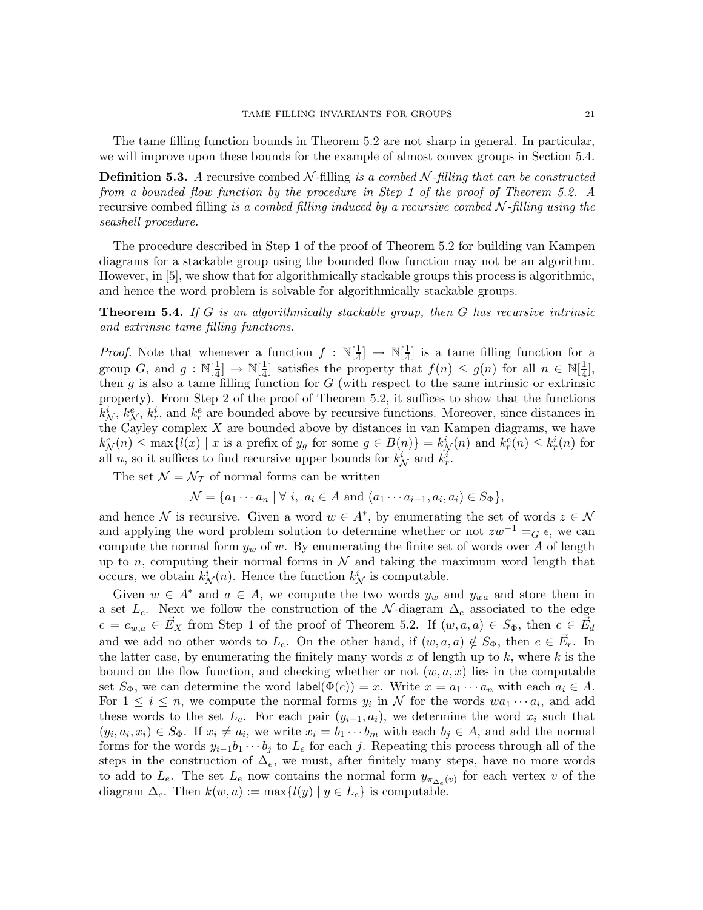The tame filling function bounds in Theorem 5.2 are not sharp in general. In particular, we will improve upon these bounds for the example of almost convex groups in Section 5.4.

**Definition 5.3.** *A* recursive combed $\mathcal{N}$-filling *is a combed $\mathcal{N}$-filling that can be constructed from a bounded flow function by the procedure in Step 1 of the proof of Theorem 5.2. A* recursive combed filling *is a combed filling induced by a recursive combed $\mathcal{N}$-filling using the seashell procedure.*

The procedure described in Step 1 of the proof of Theorem 5.2 for building van Kampen diagrams for a stackable group using the bounded flow function may not be an algorithm. However, in [5], we show that for algorithmically stackable groups this process is algorithmic, and hence the word problem is solvable for algorithmically stackable groups.

**Theorem 5.4.** *If $G$ is an algorithmically stackable group, then $G$ has recursive intrinsic and extrinsic tame filling functions.*

*Proof.* Note that whenever a function $f : \mathbb{N}[\frac{1}{4}] \to \mathbb{N}[\frac{1}{4}]$ is a tame filling function for a group $G$, and $g : \mathbb{N}[\frac{1}{4}] \to \mathbb{N}[\frac{1}{4}]$ satisfies the property that $f(n) \leq g(n)$ for all $n \in \mathbb{N}[\frac{1}{4}]$, then $g$ is also a tame filling function for $G$ (with respect to the same intrinsic or extrinsic property). From Step 2 of the proof of Theorem 5.2, it suffices to show that the functions $k^i_{\mathcal{N}}$, $k^e_{\mathcal{N}}$, $k^i_r$, and $k^e_r$ are bounded above by recursive functions. Moreover, since distances in the Cayley complex $X$ are bounded above by distances in van Kampen diagrams, we have $k^e_{\mathcal{N}}(n) \leq \max\{l(x) \mid x \text{ is a prefix of } y_g \text{ for some } g \in B(n)\} = k^i_{\mathcal{N}}(n)$ and $k^e_r(n) \leq k^i_r(n)$ for all $n$, so it suffices to find recursive upper bounds for $k^i_{\mathcal{N}}$ and $k^i_r$.

The set $\mathcal{N} = \mathcal{N}_{\mathcal{T}}$ of normal forms can be written

$$\mathcal{N} = \{a_1 \cdots a_n \mid \forall\ i,\ a_i \in A \text{ and } (a_1 \cdots a_{i-1}, a_i, a_i) \in S_\Phi\},$$

and hence $\mathcal{N}$ is recursive. Given a word $w \in A^*$, by enumerating the set of words $z \in \mathcal{N}$ and applying the word problem solution to determine whether or not $zw^{-1} =_G \epsilon$, we can compute the normal form $y_w$ of $w$. By enumerating the finite set of words over $A$ of length up to $n$, computing their normal forms in $\mathcal{N}$ and taking the maximum word length that occurs, we obtain $k^i_{\mathcal{N}}(n)$. Hence the function $k^i_{\mathcal{N}}$ is computable.

Given $w \in A^*$ and $a \in A$, we compute the two words $y_w$ and $y_{wa}$ and store them in a set $L_e$. Next we follow the construction of the $\mathcal{N}$-diagram $\Delta_e$ associated to the edge $e = e_{w,a} \in \vec{E}_X$ from Step 1 of the proof of Theorem 5.2. If $(w, a, a) \in S_\Phi$, then $e \in \vec{E}_d$ and we add no other words to $L_e$. On the other hand, if $(w, a, a) \notin S_\Phi$, then $e \in \vec{E}_r$. In the latter case, by enumerating the finitely many words $x$ of length up to $k$, where $k$ is the bound on the flow function, and checking whether or not $(w, a, x)$ lies in the computable set $S_\Phi$, we can determine the word $\mathsf{label}(\Phi(e)) = x$. Write $x = a_1 \cdots a_n$ with each $a_i \in A$. For $1 \leq i \leq n$, we compute the normal forms $y_i$ in $\mathcal{N}$ for the words $wa_1 \cdots a_i$, and add these words to the set $L_e$. For each pair $(y_{i-1}, a_i)$, we determine the word $x_i$ such that $(y_i, a_i, x_i) \in S_\Phi$. If $x_i \neq a_i$, we write $x_i = b_1 \cdots b_m$ with each $b_j \in A$, and add the normal forms for the words $y_{i-1} b_1 \cdots b_j$ to $L_e$ for each $j$. Repeating this process through all of the steps in the construction of $\Delta_e$, we must, after finitely many steps, have no more words to add to $L_e$. The set $L_e$ now contains the normal form $y_{\pi_{\Delta_e}(v)}$ for each vertex $v$ of the diagram $\Delta_e$. Then $k(w, a) := \max\{l(y) \mid y \in L_e\}$ is computable.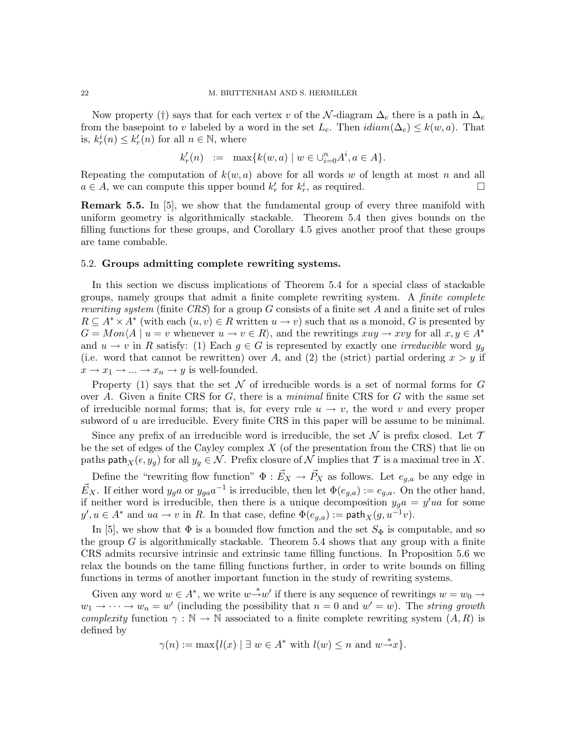Now property (†) says that for each vertex $v$ of the $\mathcal{N}$-diagram $\Delta_e$ there is a path in $\Delta_e$ from the basepoint to $v$ labeled by a word in the set $L_e$. Then $idiam(\Delta_e) \leq k(w,a)$. That is, $k_r^i(n) \leq k_r'(n)$ for all $n \in \mathbb{N}$, where

$$k_r'(n) \;\; := \;\; \max\{k(w,a) \mid w \in \cup_{i=0}^n A^i, a \in A\}.$$

Repeating the computation of $k(w,a)$ above for all words $w$ of length at most $n$ and all $a \in A$, we can compute this upper bound $k_r'$ for $k_r^i$, as required. $\square$

**Remark 5.5.** In [5], we show that the fundamental group of every three manifold with uniform geometry is algorithmically stackable. Theorem 5.4 then gives bounds on the filling functions for these groups, and Corollary 4.5 gives another proof that these groups are tame combable.

### 5.2. Groups admitting complete rewriting systems.

In this section we discuss implications of Theorem 5.4 for a special class of stackable groups, namely groups that admit a finite complete rewriting system. A *finite complete rewriting system* (finite *CRS*) for a group $G$ consists of a finite set $A$ and a finite set of rules $R \subseteq A^* \times A^*$ (with each $(u,v) \in R$ written $u \to v$) such that as a monoid, $G$ is presented by $G = Mon\langle A \mid u = v \text{ whenever } u \to v \in R\rangle$, and the rewritings $xuy \to xvy$ for all $x, y \in A^*$ and $u \to v$ in $R$ satisfy: (1) Each $g \in G$ is represented by exactly one *irreducible* word $y_g$ (i.e. word that cannot be rewritten) over $A$, and (2) the (strict) partial ordering $x > y$ if $x \to x_1 \to ... \to x_n \to y$ is well-founded.

Property (1) says that the set $\mathcal{N}$ of irreducible words is a set of normal forms for $G$ over $A$. Given a finite CRS for $G$, there is a *minimal* finite CRS for $G$ with the same set of irreducible normal forms; that is, for every rule $u \to v$, the word $v$ and every proper subword of $u$ are irreducible. Every finite CRS in this paper will be assume to be minimal.

Since any prefix of an irreducible word is irreducible, the set $\mathcal{N}$ is prefix closed. Let $\mathcal{T}$ be the set of edges of the Cayley complex $X$ (of the presentation from the CRS) that lie on paths $\mathsf{path}_X(\epsilon, y_g)$ for all $y_g \in \mathcal{N}$. Prefix closure of $\mathcal{N}$ implies that $\mathcal{T}$ is a maximal tree in $X$.

Define the "rewriting flow function" $\Phi : \vec{E}_X \to \vec{P}_X$ as follows. Let $e_{g,a}$ be any edge in $\vec{E}_X$. If either word $y_g a$ or $y_{ga}a^{-1}$ is irreducible, then let $\Phi(e_{g,a}) := e_{g,a}$. On the other hand, if neither word is irreducible, then there is a unique decomposition $y_g a = y'ua$ for some $y', u \in A^*$ and $ua \to v$ in $R$. In that case, define $\Phi(e_{g,a}) := \mathsf{path}_X(g, u^{-1}v)$.

In [5], we show that $\Phi$ is a bounded flow function and the set $S_\Phi$ is computable, and so the group $G$ is algorithmically stackable. Theorem 5.4 shows that any group with a finite CRS admits recursive intrinsic and extrinsic tame filling functions. In Proposition 5.6 we relax the bounds on the tame filling functions further, in order to write bounds on filling functions in terms of another important function in the study of rewriting systems.

Given any word $w \in A^*$, we write $w \overset{*}{\to} w'$ if there is any sequence of rewritings $w = w_0 \to w_1 \to \cdots \to w_n = w'$ (including the possibility that $n = 0$ and $w' = w$). The *string growth complexity* function $\gamma : \mathbb{N} \to \mathbb{N}$ associated to a finite complete rewriting system $(A, R)$ is defined by

$$\gamma(n) := \max\{l(x) \mid \exists\; w \in A^* \text{ with } l(w) \leq n \text{ and } w \overset{*}{\to} x\}.$$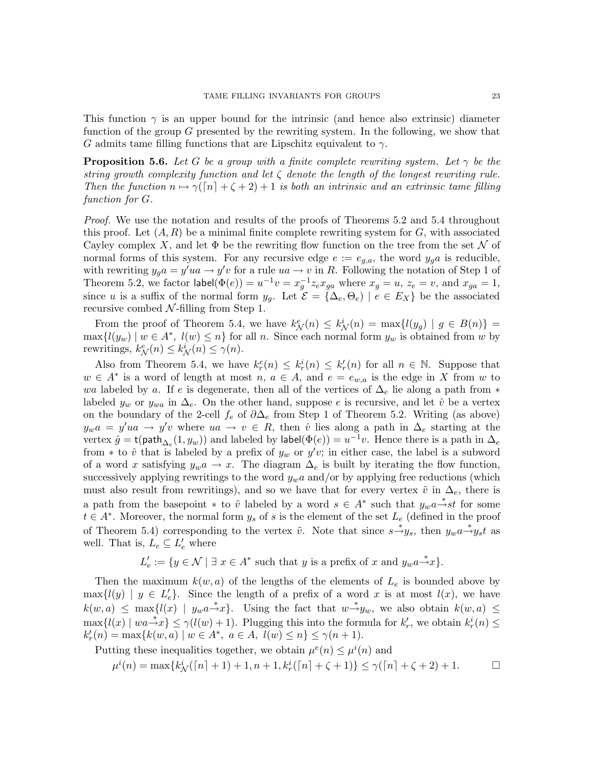This function $\gamma$ is an upper bound for the intrinsic (and hence also extrinsic) diameter function of the group $G$ presented by the rewriting system. In the following, we show that $G$ admits tame filling functions that are Lipschitz equivalent to $\gamma$.

**Proposition 5.6.** *Let $G$ be a group with a finite complete rewriting system. Let $\gamma$ be the string growth complexity function and let $\zeta$ denote the length of the longest rewriting rule. Then the function $n \mapsto \gamma(\lceil n \rceil + \zeta + 2) + 1$ is both an intrinsic and an extrinsic tame filling function for $G$.*

*Proof.* We use the notation and results of the proofs of Theorems 5.2 and 5.4 throughout this proof. Let $(A, R)$ be a minimal finite complete rewriting system for $G$, with associated Cayley complex $X$, and let $\Phi$ be the rewriting flow function on the tree from the set $\mathcal{N}$ of normal forms of this system. For any recursive edge $e := e_{g,a}$, the word $y_g a$ is reducible, with rewriting $y_g a = y' ua \to y' v$ for a rule $ua \to v$ in $R$. Following the notation of Step 1 of Theorem 5.2, we factor $\mathsf{label}(\Phi(e)) = u^{-1}v = x_g^{-1} z_e x_{ga}$ where $x_g = u$, $z_e = v$, and $x_{ga} = 1$, since $u$ is a suffix of the normal form $y_g$. Let $\mathcal{E} = \{\Delta_e, \Theta_e) \mid e \in E_X\}$ be the associated recursive combed $\mathcal{N}$-filling from Step 1.

From the proof of Theorem 5.4, we have $k^e_{\mathcal{N}}(n) \le k^i_{\mathcal{N}}(n) = \max\{l(y_g) \mid g \in B(n)\} = \max\{l(y_w) \mid w \in A^*,\ l(w) \le n\}$ for all $n$. Since each normal form $y_w$ is obtained from $w$ by rewritings, $k^e_{\mathcal{N}}(n) \le k^i_{\mathcal{N}}(n) \le \gamma(n)$.

Also from Theorem 5.4, we have $k^e_r(n) \le k^i_r(n) \le k'_r(n)$ for all $n \in \mathbb{N}$. Suppose that $w \in A^*$ is a word of length at most $n$, $a \in A$, and $e = e_{w,a}$ is the edge in $X$ from $w$ to $wa$ labeled by $a$. If $e$ is degenerate, then all of the vertices of $\Delta_e$ lie along a path from $*$ labeled $y_w$ or $y_{wa}$ in $\Delta_e$. On the other hand, suppose $e$ is recursive, and let $\hat{v}$ be a vertex on the boundary of the 2-cell $f_e$ of $\partial\Delta_e$ from Step 1 of Theorem 5.2. Writing (as above) $y_w a = y' ua \to y' v$ where $ua \to v \in R$, then $\hat{v}$ lies along a path in $\Delta_e$ starting at the vertex $\hat{g} = \mathsf{t}(\mathsf{path}_{\Delta_e}(1, y_w))$ and labeled by $\mathsf{label}(\Phi(e)) = u^{-1}v$. Hence there is a path in $\Delta_e$ from $*$ to $\hat{v}$ that is labeled by a prefix of $y_w$ or $y'v$; in either case, the label is a subword of a word $x$ satisfying $y_w a \to x$. The diagram $\Delta_e$ is built by iterating the flow function, successively applying rewritings to the word $y_w a$ and/or by applying free reductions (which must also result from rewritings), and so we have that for every vertex $\tilde{v}$ in $\Delta_e$, there is a path from the basepoint $*$ to $\tilde{v}$ labeled by a word $s \in A^*$ such that $y_w a \stackrel{*}{\to} st$ for some $t \in A^*$. Moreover, the normal form $y_s$ of $s$ is the element of the set $L_e$ (defined in the proof of Theorem 5.4) corresponding to the vertex $\tilde{v}$. Note that since $s \stackrel{*}{\to} y_s$, then $y_w a \stackrel{*}{\to} y_s t$ as well. That is, $L_e \subseteq L'_e$ where

$$L'_e := \{y \in \mathcal{N} \mid \exists\, x \in A^* \text{ such that } y \text{ is a prefix of } x \text{ and } y_w a \stackrel{*}{\to} x\}.$$

Then the maximum $k(w, a)$ of the lengths of the elements of $L_e$ is bounded above by $\max\{l(y) \mid y \in L'_e\}$. Since the length of a prefix of a word $x$ is at most $l(x)$, we have $k(w, a) \le \max\{l(x) \mid y_w a \stackrel{*}{\to} x\}$. Using the fact that $w \stackrel{*}{\to} y_w$, we also obtain $k(w, a) \le \max\{l(x) \mid wa \stackrel{*}{\to} x\} \le \gamma(l(w) + 1)$. Plugging this into the formula for $k'_r$, we obtain $k^i_r(n) \le k'_r(n) = \max\{k(w, a) \mid w \in A^*,\ a \in A,\ l(w) \le n\} \le \gamma(n + 1)$.

Putting these inequalities together, we obtain $\mu^e(n) \le \mu^i(n)$ and

$$\mu^i(n) = \max\{k^i_{\mathcal{N}}(\lceil n \rceil + 1) + 1, n + 1, k^i_r(\lceil n \rceil + \zeta + 1)\} \le \gamma(\lceil n \rceil + \zeta + 2) + 1. \qquad \square$$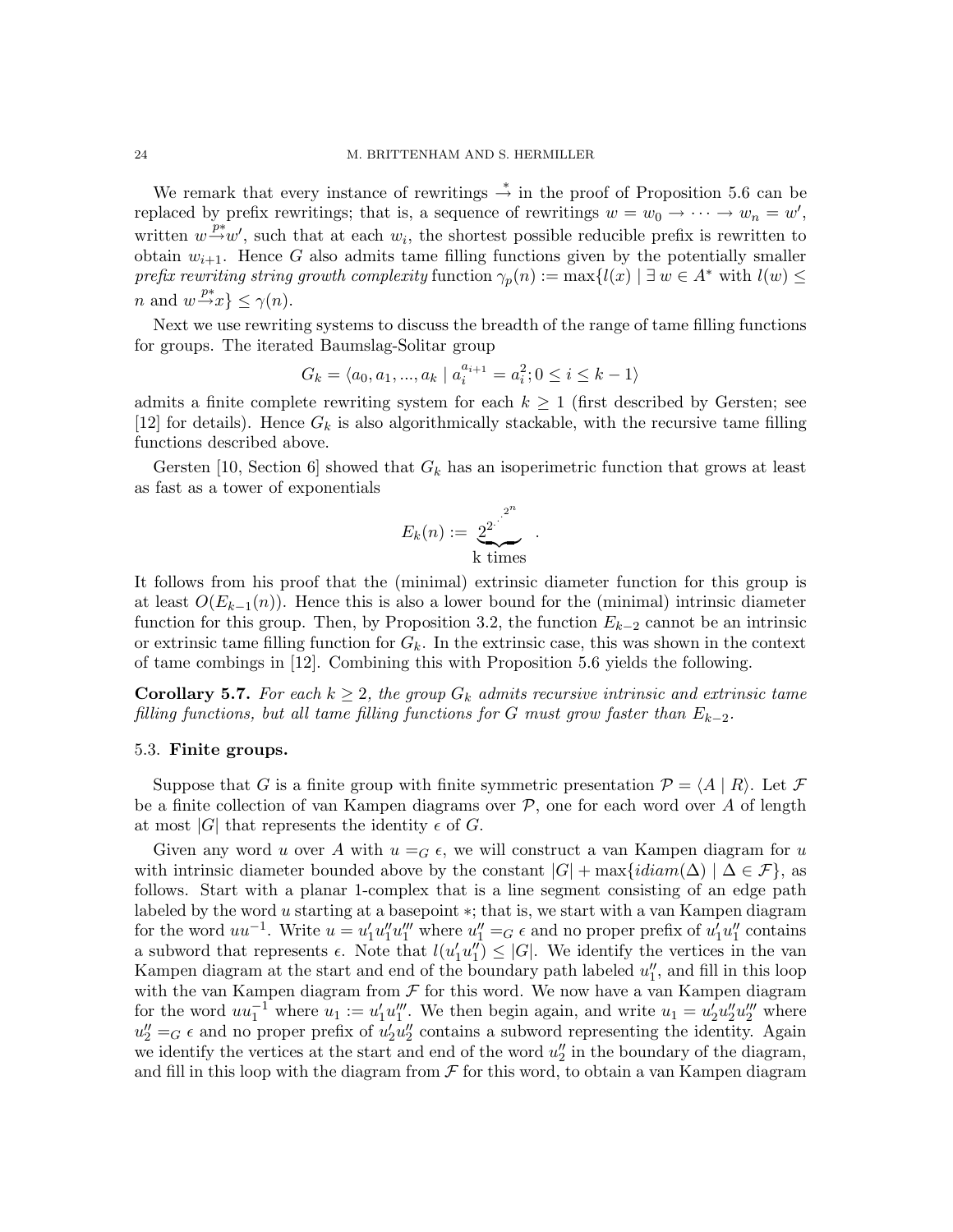We remark that every instance of rewritings $\stackrel{*}{\to}$ in the proof of Proposition 5.6 can be replaced by prefix rewritings; that is, a sequence of rewritings $w = w_0 \to \cdots \to w_n = w'$, written $w \stackrel{p*}{\to} w'$, such that at each $w_i$, the shortest possible reducible prefix is rewritten to obtain $w_{i+1}$. Hence $G$ also admits tame filling functions given by the potentially smaller *prefix rewriting string growth complexity* function $\gamma_p(n) := \max\{l(x) \mid \exists\, w \in A^*$ with $l(w) \leq n$ and $w \stackrel{p*}{\to} x\} \leq \gamma(n)$.

Next we use rewriting systems to discuss the breadth of the range of tame filling functions for groups. The iterated Baumslag-Solitar group

$$G_k = \langle a_0, a_1, ..., a_k \mid a_i^{a_{i+1}} = a_i^2; 0 \leq i \leq k-1 \rangle$$

admits a finite complete rewriting system for each $k \geq 1$ (first described by Gersten; see [12] for details). Hence $G_k$ is also algorithmically stackable, with the recursive tame filling functions described above.

Gersten [10, Section 6] showed that $G_k$ has an isoperimetric function that grows at least as fast as a tower of exponentials

$$E_k(n) := \underbrace{2^{2^{\cdot^{\cdot^{2^n}}}}}_{\text{k times}}.$$

It follows from his proof that the (minimal) extrinsic diameter function for this group is at least $O(E_{k-1}(n))$. Hence this is also a lower bound for the (minimal) intrinsic diameter function for this group. Then, by Proposition 3.2, the function $E_{k-2}$ cannot be an intrinsic or extrinsic tame filling function for $G_k$. In the extrinsic case, this was shown in the context of tame combings in [12]. Combining this with Proposition 5.6 yields the following.

**Corollary 5.7.** *For each $k \geq 2$, the group $G_k$ admits recursive intrinsic and extrinsic tame filling functions, but all tame filling functions for $G$ must grow faster than $E_{k-2}$.*

### 5.3. Finite groups.

Suppose that $G$ is a finite group with finite symmetric presentation $\mathcal{P} = \langle A \mid R \rangle$. Let $\mathcal{F}$ be a finite collection of van Kampen diagrams over $\mathcal{P}$, one for each word over $A$ of length at most $|G|$ that represents the identity $\epsilon$ of $G$.

Given any word $u$ over $A$ with $u =_G \epsilon$, we will construct a van Kampen diagram for $u$ with intrinsic diameter bounded above by the constant $|G| + \max\{idiam(\Delta) \mid \Delta \in \mathcal{F}\}$, as follows. Start with a planar 1-complex that is a line segment consisting of an edge path labeled by the word $u$ starting at a basepoint $*$; that is, we start with a van Kampen diagram for the word $uu^{-1}$. Write $u = u_1'u_1''u_1'''$ where $u_1'' =_G \epsilon$ and no proper prefix of $u_1'u_1''$ contains a subword that represents $\epsilon$. Note that $l(u_1'u_1'') \leq |G|$. We identify the vertices in the van Kampen diagram at the start and end of the boundary path labeled $u_1''$, and fill in this loop with the van Kampen diagram from $\mathcal{F}$ for this word. We now have a van Kampen diagram for the word $uu_1^{-1}$ where $u_1 := u_1'u_1'''$. We then begin again, and write $u_1 = u_2'u_2''u_2'''$ where $u_2'' =_G \epsilon$ and no proper prefix of $u_2'u_2''$ contains a subword representing the identity. Again we identify the vertices at the start and end of the word $u_2''$ in the boundary of the diagram, and fill in this loop with the diagram from $\mathcal{F}$ for this word, to obtain a van Kampen diagram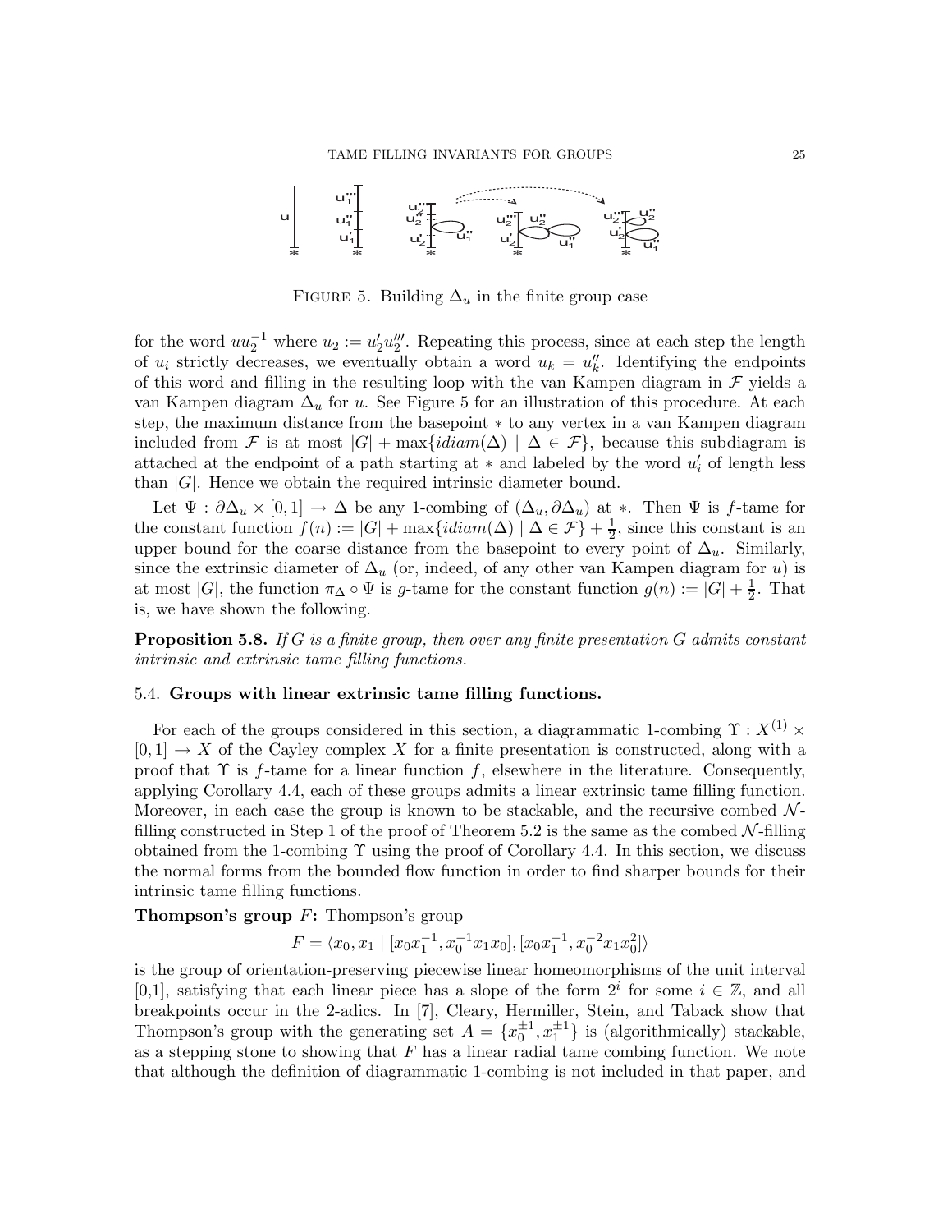FIGURE 5. Building $\Delta_u$ in the finite group case

for the word $uu_2^{-1}$ where $u_2 := u_2'u_2'''$. Repeating this process, since at each step the length of $u_i$ strictly decreases, we eventually obtain a word $u_k = u_k''$. Identifying the endpoints of this word and filling in the resulting loop with the van Kampen diagram in $\mathcal{F}$ yields a van Kampen diagram $\Delta_u$ for $u$. See Figure 5 for an illustration of this procedure. At each step, the maximum distance from the basepoint $*$ to any vertex in a van Kampen diagram included from $\mathcal{F}$ is at most $|G| + \max\{idiam(\Delta) \mid \Delta \in \mathcal{F}\}$, because this subdiagram is attached at the endpoint of a path starting at $*$ and labeled by the word $u_i'$ of length less than $|G|$. Hence we obtain the required intrinsic diameter bound.

Let $\Psi : \partial\Delta_u \times [0,1] \to \Delta$ be any 1-combing of $(\Delta_u, \partial\Delta_u)$ at $*$. Then $\Psi$ is $f$-tame for the constant function $f(n) := |G| + \max\{idiam(\Delta) \mid \Delta \in \mathcal{F}\} + \frac{1}{2}$, since this constant is an upper bound for the coarse distance from the basepoint to every point of $\Delta_u$. Similarly, since the extrinsic diameter of $\Delta_u$ (or, indeed, of any other van Kampen diagram for $u$) is at most $|G|$, the function $\pi_\Delta \circ \Psi$ is $g$-tame for the constant function $g(n) := |G| + \frac{1}{2}$. That is, we have shown the following.

**Proposition 5.8.** *If $G$ is a finite group, then over any finite presentation $G$ admits constant intrinsic and extrinsic tame filling functions.*

### 5.4. Groups with linear extrinsic tame filling functions.

For each of the groups considered in this section, a diagrammatic 1-combing $\Upsilon : X^{(1)} \times [0,1] \to X$ of the Cayley complex $X$ for a finite presentation is constructed, along with a proof that $\Upsilon$ is $f$-tame for a linear function $f$, elsewhere in the literature. Consequently, applying Corollary 4.4, each of these groups admits a linear extrinsic tame filling function. Moreover, in each case the group is known to be stackable, and the recursive combed $\mathcal{N}$-filling constructed in Step 1 of the proof of Theorem 5.2 is the same as the combed $\mathcal{N}$-filling obtained from the 1-combing $\Upsilon$ using the proof of Corollary 4.4. In this section, we discuss the normal forms from the bounded flow function in order to find sharper bounds for their intrinsic tame filling functions.

**Thompson's group $F$:** Thompson's group

$$F = \langle x_0, x_1 \mid [x_0x_1^{-1}, x_0^{-1}x_1x_0], [x_0x_1^{-1}, x_0^{-2}x_1x_0^2]\rangle$$

is the group of orientation-preserving piecewise linear homeomorphisms of the unit interval [0,1], satisfying that each linear piece has a slope of the form $2^i$ for some $i \in \mathbb{Z}$, and all breakpoints occur in the 2-adics. In [7], Cleary, Hermiller, Stein, and Taback show that Thompson's group with the generating set $A = \{x_0^{\pm 1}, x_1^{\pm 1}\}$ is (algorithmically) stackable, as a stepping stone to showing that $F$ has a linear radial tame combing function. We note that although the definition of diagrammatic 1-combing is not included in that paper, and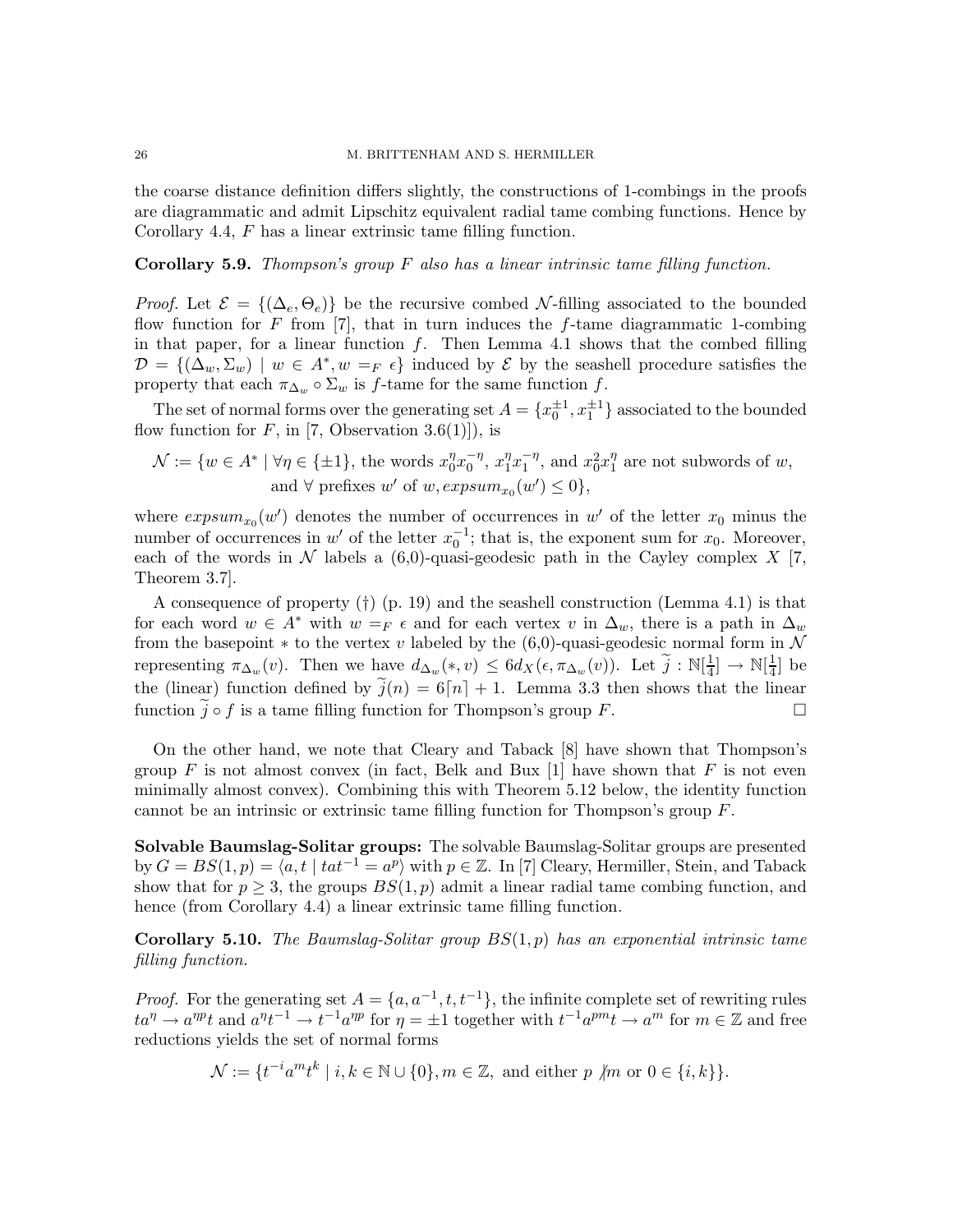the coarse distance definition differs slightly, the constructions of 1-combings in the proofs are diagrammatic and admit Lipschitz equivalent radial tame combing functions. Hence by Corollary 4.4, $F$ has a linear extrinsic tame filling function.

**Corollary 5.9.** *Thompson's group $F$ also has a linear intrinsic tame filling function.*

*Proof.* Let $\mathcal{E} = \{(\Delta_e, \Theta_e)\}$ be the recursive combed $\mathcal{N}$-filling associated to the bounded flow function for $F$ from [7], that in turn induces the $f$-tame diagrammatic 1-combing in that paper, for a linear function $f$. Then Lemma 4.1 shows that the combed filling $\mathcal{D} = \{(\Delta_w, \Sigma_w) \mid w \in A^*, w =_F \epsilon\}$ induced by $\mathcal{E}$ by the seashell procedure satisfies the property that each $\pi_{\Delta_w} \circ \Sigma_w$ is $f$-tame for the same function $f$.

The set of normal forms over the generating set $A = \{x_0^{\pm 1}, x_1^{\pm 1}\}$ associated to the bounded flow function for $F$, in [7, Observation 3.6(1)]), is

$$\mathcal{N} := \{w \in A^* \mid \forall \eta \in \{\pm 1\}, \text{ the words } x_0^\eta x_0^{-\eta},\ x_1^\eta x_1^{-\eta}, \text{ and } x_0^2 x_1^\eta \text{ are not subwords of } w, \text{ and } \forall \text{ prefixes } w' \text{ of } w, expsum_{x_0}(w') \leq 0\},$$

where $expsum_{x_0}(w')$ denotes the number of occurrences in $w'$ of the letter $x_0$ minus the number of occurrences in $w'$ of the letter $x_0^{-1}$; that is, the exponent sum for $x_0$. Moreover, each of the words in $\mathcal{N}$ labels a (6,0)-quasi-geodesic path in the Cayley complex $X$ [7, Theorem 3.7].

A consequence of property (†) (p. 19) and the seashell construction (Lemma 4.1) is that for each word $w \in A^*$ with $w =_F \epsilon$ and for each vertex $v$ in $\Delta_w$, there is a path in $\Delta_w$ from the basepoint $*$ to the vertex $v$ labeled by the (6,0)-quasi-geodesic normal form in $\mathcal{N}$ representing $\pi_{\Delta_w}(v)$. Then we have $d_{\Delta_w}(*, v) \leq 6 d_X(\epsilon, \pi_{\Delta_w}(v))$. Let $\widetilde{j} : \mathbb{N}[\frac{1}{4}] \to \mathbb{N}[\frac{1}{4}]$ be the (linear) function defined by $\widetilde{j}(n) = 6\lceil n \rceil + 1$. Lemma 3.3 then shows that the linear function $\widetilde{j} \circ f$ is a tame filling function for Thompson's group $F$. □

On the other hand, we note that Cleary and Taback [8] have shown that Thompson's group $F$ is not almost convex (in fact, Belk and Bux [1] have shown that $F$ is not even minimally almost convex). Combining this with Theorem 5.12 below, the identity function cannot be an intrinsic or extrinsic tame filling function for Thompson's group $F$.

**Solvable Baumslag-Solitar groups:** The solvable Baumslag-Solitar groups are presented by $G = BS(1,p) = \langle a, t \mid tat^{-1} = a^p \rangle$ with $p \in \mathbb{Z}$. In [7] Cleary, Hermiller, Stein, and Taback show that for $p \geq 3$, the groups $BS(1,p)$ admit a linear radial tame combing function, and hence (from Corollary 4.4) a linear extrinsic tame filling function.

**Corollary 5.10.** *The Baumslag-Solitar group $BS(1,p)$ has an exponential intrinsic tame filling function.*

*Proof.* For the generating set $A = \{a, a^{-1}, t, t^{-1}\}$, the infinite complete set of rewriting rules $ta^\eta \to a^{\eta p} t$ and $a^\eta t^{-1} \to t^{-1} a^{\eta p}$ for $\eta = \pm 1$ together with $t^{-1} a^{pm} t \to a^m$ for $m \in \mathbb{Z}$ and free reductions yields the set of normal forms

$$\mathcal{N} := \{t^{-i} a^m t^k \mid i, k \in \mathbb{N} \cup \{0\}, m \in \mathbb{Z}, \text{ and either } p \not| m \text{ or } 0 \in \{i, k\}\}.$$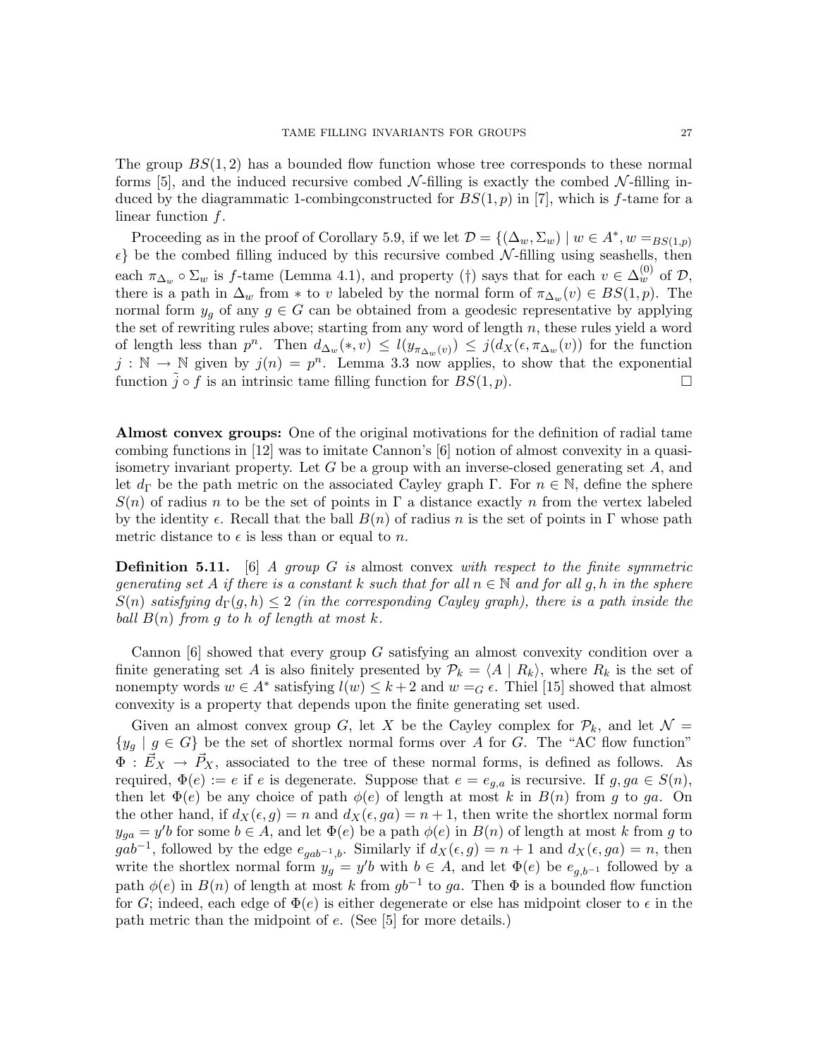The group $BS(1, 2)$ has a bounded flow function whose tree corresponds to these normal forms [5], and the induced recursive combed $\mathcal{N}$-filling is exactly the combed $\mathcal{N}$-filling induced by the diagrammatic 1-combingconstructed for $BS(1, p)$ in [7], which is $f$-tame for a linear function $f$.

Proceeding as in the proof of Corollary 5.9, if we let $\mathcal{D} = \{(\Delta_w, \Sigma_w) \mid w \in A^*, w =_{BS(1,p)} \epsilon\}$ be the combed filling induced by this recursive combed $\mathcal{N}$-filling using seashells, then each $\pi_{\Delta_w} \circ \Sigma_w$ is $f$-tame (Lemma 4.1), and property (†) says that for each $v \in \Delta_w^{(0)}$ of $\mathcal{D}$, there is a path in $\Delta_w$ from $*$ to $v$ labeled by the normal form of $\pi_{\Delta_w}(v) \in BS(1, p)$. The normal form $y_g$ of any $g \in G$ can be obtained from a geodesic representative by applying the set of rewriting rules above; starting from any word of length $n$, these rules yield a word of length less than $p^n$. Then $d_{\Delta_w}(*, v) \leq l(y_{\pi_{\Delta_w}(v)}) \leq j(d_X(\epsilon, \pi_{\Delta_w}(v))$ for the function $j : \mathbb{N} \to \mathbb{N}$ given by $j(n) = p^n$. Lemma 3.3 now applies, to show that the exponential function $\tilde{j} \circ f$ is an intrinsic tame filling function for $BS(1, p)$. □

**Almost convex groups:** One of the original motivations for the definition of radial tame combing functions in [12] was to imitate Cannon's [6] notion of almost convexity in a quasi-isometry invariant property. Let $G$ be a group with an inverse-closed generating set $A$, and let $d_\Gamma$ be the path metric on the associated Cayley graph $\Gamma$. For $n \in \mathbb{N}$, define the sphere $S(n)$ of radius $n$ to be the set of points in $\Gamma$ a distance exactly $n$ from the vertex labeled by the identity $\epsilon$. Recall that the ball $B(n)$ of radius $n$ is the set of points in $\Gamma$ whose path metric distance to $\epsilon$ is less than or equal to $n$.

**Definition 5.11.** [6] *A group $G$ is* almost convex *with respect to the finite symmetric generating set $A$ if there is a constant $k$ such that for all $n \in \mathbb{N}$ and for all $g, h$ in the sphere $S(n)$ satisfying $d_\Gamma(g, h) \leq 2$ (in the corresponding Cayley graph), there is a path inside the ball $B(n)$ from $g$ to $h$ of length at most $k$.*

Cannon [6] showed that every group $G$ satisfying an almost convexity condition over a finite generating set $A$ is also finitely presented by $\mathcal{P}_k = \langle A \mid R_k \rangle$, where $R_k$ is the set of nonempty words $w \in A^*$ satisfying $l(w) \leq k+2$ and $w =_G \epsilon$. Thiel [15] showed that almost convexity is a property that depends upon the finite generating set used.

Given an almost convex group $G$, let $X$ be the Cayley complex for $\mathcal{P}_k$, and let $\mathcal{N} = \{y_g \mid g \in G\}$ be the set of shortlex normal forms over $A$ for $G$. The "AC flow function" $\Phi : \vec{E}_X \to \vec{P}_X$, associated to the tree of these normal forms, is defined as follows. As required, $\Phi(e) := e$ if $e$ is degenerate. Suppose that $e = e_{g,a}$ is recursive. If $g, ga \in S(n)$, then let $\Phi(e)$ be any choice of path $\phi(e)$ of length at most $k$ in $B(n)$ from $g$ to $ga$. On the other hand, if $d_X(\epsilon, g) = n$ and $d_X(\epsilon, ga) = n+1$, then write the shortlex normal form $y_{ga} = y'b$ for some $b \in A$, and let $\Phi(e)$ be a path $\phi(e)$ in $B(n)$ of length at most $k$ from $g$ to $gab^{-1}$, followed by the edge $e_{gab^{-1},b}$. Similarly if $d_X(\epsilon, g) = n+1$ and $d_X(\epsilon, ga) = n$, then write the shortlex normal form $y_g = y'b$ with $b \in A$, and let $\Phi(e)$ be $e_{g,b^{-1}}$ followed by a path $\phi(e)$ in $B(n)$ of length at most $k$ from $gb^{-1}$ to $ga$. Then $\Phi$ is a bounded flow function for $G$; indeed, each edge of $\Phi(e)$ is either degenerate or else has midpoint closer to $\epsilon$ in the path metric than the midpoint of $e$. (See [5] for more details.)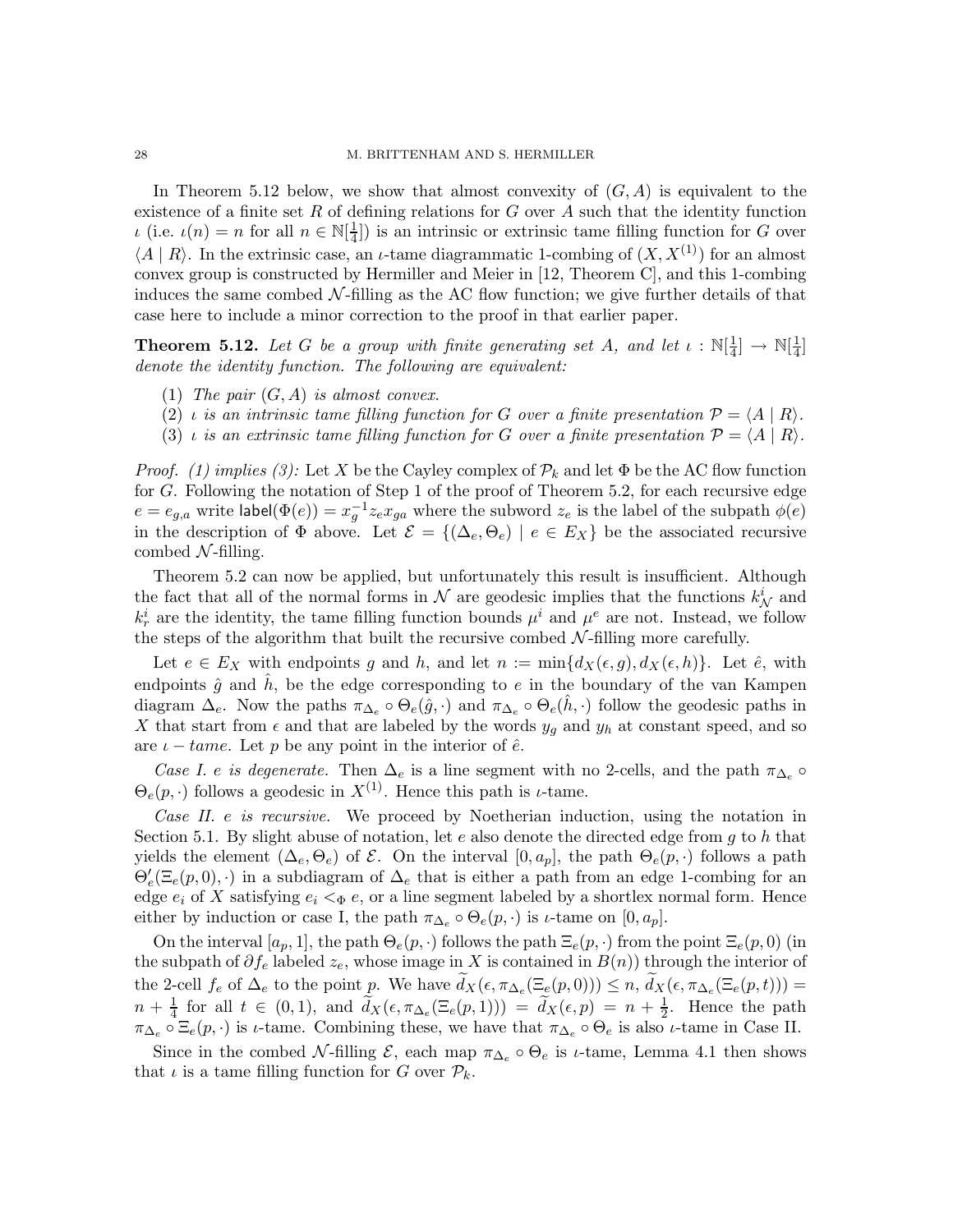In Theorem 5.12 below, we show that almost convexity of $(G, A)$ is equivalent to the existence of a finite set $R$ of defining relations for $G$ over $A$ such that the identity function $\iota$ (i.e. $\iota(n) = n$ for all $n \in \mathbb{N}[\frac{1}{4}]$) is an intrinsic or extrinsic tame filling function for $G$ over $\langle A \mid R\rangle$. In the extrinsic case, an $\iota$-tame diagrammatic 1-combing of $(X, X^{(1)})$ for an almost convex group is constructed by Hermiller and Meier in [12, Theorem C], and this 1-combing induces the same combed $\mathcal{N}$-filling as the AC flow function; we give further details of that case here to include a minor correction to the proof in that earlier paper.

**Theorem 5.12.** *Let $G$ be a group with finite generating set $A$, and let $\iota : \mathbb{N}[\frac{1}{4}] \to \mathbb{N}[\frac{1}{4}]$ denote the identity function. The following are equivalent:*

1. *The pair $(G, A)$ is almost convex.*
2. *$\iota$ is an intrinsic tame filling function for $G$ over a finite presentation $\mathcal{P} = \langle A \mid R\rangle$.*
3. *$\iota$ is an extrinsic tame filling function for $G$ over a finite presentation $\mathcal{P} = \langle A \mid R\rangle$.*

*Proof. (1) implies (3):* Let $X$ be the Cayley complex of $\mathcal{P}_k$ and let $\Phi$ be the AC flow function for $G$. Following the notation of Step 1 of the proof of Theorem 5.2, for each recursive edge $e = e_{g,a}$ write $\mathsf{label}(\Phi(e)) = x_g^{-1} z_e x_{ga}$ where the subword $z_e$ is the label of the subpath $\phi(e)$ in the description of $\Phi$ above. Let $\mathcal{E} = \{(\Delta_e, \Theta_e) \mid e \in E_X\}$ be the associated recursive combed $\mathcal{N}$-filling.

Theorem 5.2 can now be applied, but unfortunately this result is insufficient. Although the fact that all of the normal forms in $\mathcal{N}$ are geodesic implies that the functions $k^i_{\mathcal{N}}$ and $k^i_r$ are the identity, the tame filling function bounds $\mu^i$ and $\mu^e$ are not. Instead, we follow the steps of the algorithm that built the recursive combed $\mathcal{N}$-filling more carefully.

Let $e \in E_X$ with endpoints $g$ and $h$, and let $n := \min\{d_X(\epsilon, g), d_X(\epsilon, h)\}$. Let $\hat{e}$, with endpoints $\hat{g}$ and $\hat{h}$, be the edge corresponding to $e$ in the boundary of the van Kampen diagram $\Delta_e$. Now the paths $\pi_{\Delta_e} \circ \Theta_e(\hat{g}, \cdot)$ and $\pi_{\Delta_e} \circ \Theta_e(\hat{h}, \cdot)$ follow the geodesic paths in $X$ that start from $\epsilon$ and that are labeled by the words $y_g$ and $y_h$ at constant speed, and so are $\iota - tame$. Let $p$ be any point in the interior of $\hat{e}$.

*Case I. $e$ is degenerate.* Then $\Delta_e$ is a line segment with no 2-cells, and the path $\pi_{\Delta_e} \circ \Theta_e(p, \cdot)$ follows a geodesic in $X^{(1)}$. Hence this path is $\iota$-tame.

*Case II. $e$ is recursive.* We proceed by Noetherian induction, using the notation in Section 5.1. By slight abuse of notation, let $e$ also denote the directed edge from $g$ to $h$ that yields the element $(\Delta_e, \Theta_e)$ of $\mathcal{E}$. On the interval $[0, a_p]$, the path $\Theta_e(p, \cdot)$ follows a path $\Theta'_e(\Xi_e(p, 0), \cdot)$ in a subdiagram of $\Delta_e$ that is either a path from an edge 1-combing for an edge $e_i$ of $X$ satisfying $e_i <_\Phi e$, or a line segment labeled by a shortlex normal form. Hence either by induction or case I, the path $\pi_{\Delta_e} \circ \Theta_e(p, \cdot)$ is $\iota$-tame on $[0, a_p]$.

On the interval $[a_p, 1]$, the path $\Theta_e(p, \cdot)$ follows the path $\Xi_e(p, \cdot)$ from the point $\Xi_e(p, 0)$ (in the subpath of $\partial f_e$ labeled $z_e$, whose image in $X$ is contained in $B(n)$) through the interior of the 2-cell $f_e$ of $\Delta_e$ to the point $p$. We have $\widetilde{d}_X(\epsilon, \pi_{\Delta_e}(\Xi_e(p, 0))) \leq n$, $\widetilde{d}_X(\epsilon, \pi_{\Delta_e}(\Xi_e(p, t))) = n + \frac{1}{4}$ for all $t \in (0, 1)$, and $\widetilde{d}_X(\epsilon, \pi_{\Delta_e}(\Xi_e(p, 1))) = \widetilde{d}_X(\epsilon, p) = n + \frac{1}{2}$. Hence the path $\pi_{\Delta_e} \circ \Xi_e(p, \cdot)$ is $\iota$-tame. Combining these, we have that $\pi_{\Delta_e} \circ \Theta_e$ is also $\iota$-tame in Case II.

Since in the combed $\mathcal{N}$-filling $\mathcal{E}$, each map $\pi_{\Delta_e} \circ \Theta_e$ is $\iota$-tame, Lemma 4.1 then shows that $\iota$ is a tame filling function for $G$ over $\mathcal{P}_k$.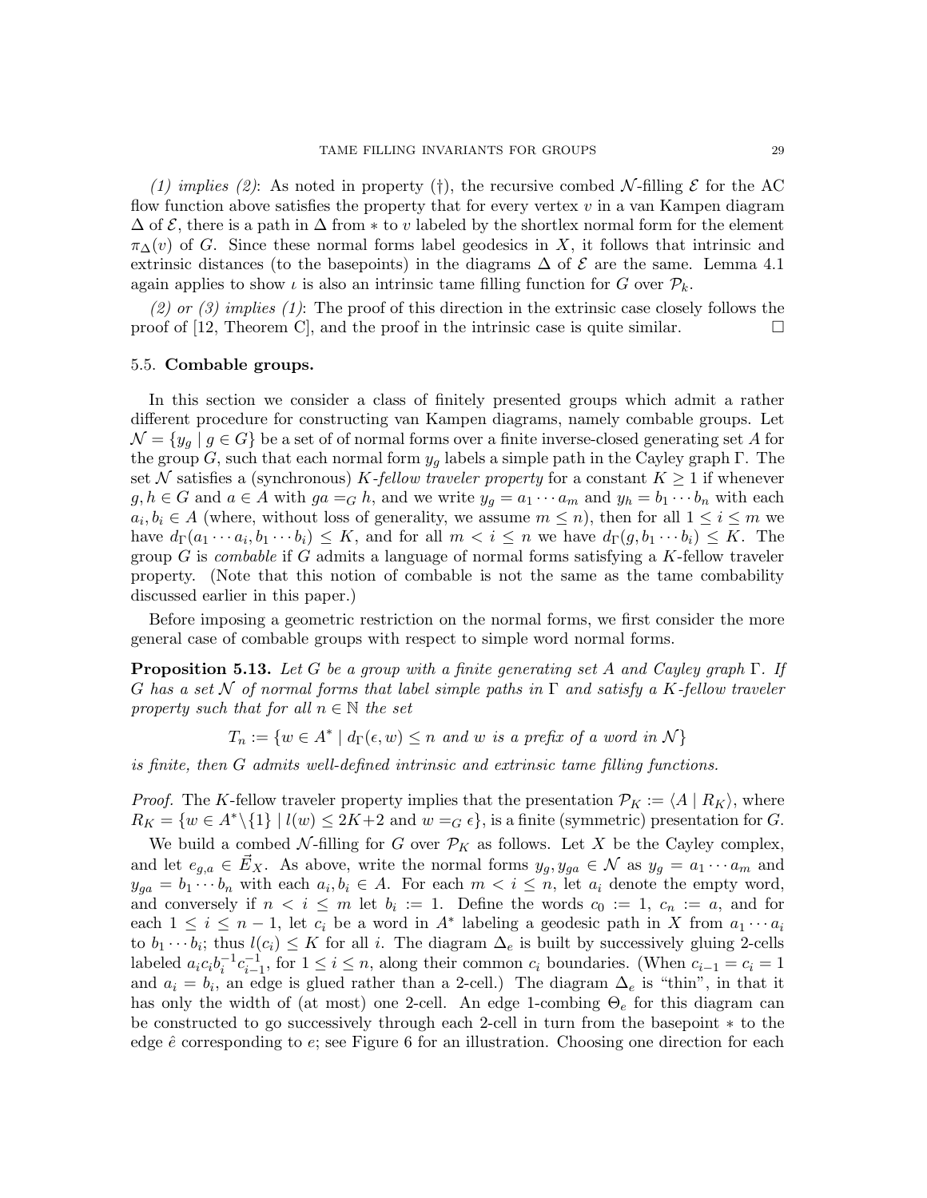*(1) implies (2)*: As noted in property (†), the recursive combed $\mathcal{N}$-filling $\mathcal{E}$ for the AC flow function above satisfies the property that for every vertex $v$ in a van Kampen diagram $\Delta$ of $\mathcal{E}$, there is a path in $\Delta$ from $*$ to $v$ labeled by the shortlex normal form for the element $\pi_\Delta(v)$ of $G$. Since these normal forms label geodesics in $X$, it follows that intrinsic and extrinsic distances (to the basepoints) in the diagrams $\Delta$ of $\mathcal{E}$ are the same. Lemma 4.1 again applies to show $\iota$ is also an intrinsic tame filling function for $G$ over $\mathcal{P}_k$.

*(2) or (3) implies (1)*: The proof of this direction in the extrinsic case closely follows the proof of [12, Theorem C], and the proof in the intrinsic case is quite similar. □

### 5.5. Combable groups.

In this section we consider a class of finitely presented groups which admit a rather different procedure for constructing van Kampen diagrams, namely combable groups. Let $\mathcal{N} = \{y_g \mid g \in G\}$ be a set of of normal forms over a finite inverse-closed generating set $A$ for the group $G$, such that each normal form $y_g$ labels a simple path in the Cayley graph $\Gamma$. The set $\mathcal{N}$ satisfies a (synchronous) *$K$-fellow traveler property* for a constant $K \geq 1$ if whenever $g, h \in G$ and $a \in A$ with $ga =_G h$, and we write $y_g = a_1 \cdots a_m$ and $y_h = b_1 \cdots b_n$ with each $a_i, b_i \in A$ (where, without loss of generality, we assume $m \leq n$), then for all $1 \leq i \leq m$ we have $d_\Gamma(a_1 \cdots a_i, b_1 \cdots b_i) \leq K$, and for all $m < i \leq n$ we have $d_\Gamma(g, b_1 \cdots b_i) \leq K$. The group $G$ is *combable* if $G$ admits a language of normal forms satisfying a $K$-fellow traveler property. (Note that this notion of combable is not the same as the tame combability discussed earlier in this paper.)

Before imposing a geometric restriction on the normal forms, we first consider the more general case of combable groups with respect to simple word normal forms.

**Proposition 5.13.** *Let $G$ be a group with a finite generating set $A$ and Cayley graph $\Gamma$. If $G$ has a set $\mathcal{N}$ of normal forms that label simple paths in $\Gamma$ and satisfy a $K$-fellow traveler property such that for all $n \in \mathbb{N}$ the set*

$$T_n := \{w \in A^* \mid d_\Gamma(\epsilon, w) \leq n \text{ and } w \text{ is a prefix of a word in } \mathcal{N}\}$$

*is finite, then $G$ admits well-defined intrinsic and extrinsic tame filling functions.*

*Proof.* The $K$-fellow traveler property implies that the presentation $\mathcal{P}_K := \langle A \mid R_K \rangle$, where $R_K = \{w \in A^* \backslash \{1\} \mid l(w) \leq 2K+2 \text{ and } w =_G \epsilon\}$, is a finite (symmetric) presentation for $G$.

We build a combed $\mathcal{N}$-filling for $G$ over $\mathcal{P}_K$ as follows. Let $X$ be the Cayley complex, and let $e_{g,a} \in \vec{E}_X$. As above, write the normal forms $y_g, y_{ga} \in \mathcal{N}$ as $y_g = a_1 \cdots a_m$ and $y_{ga} = b_1 \cdots b_n$ with each $a_i, b_i \in A$. For each $m < i \leq n$, let $a_i$ denote the empty word, and conversely if $n < i \leq m$ let $b_i := 1$. Define the words $c_0 := 1$, $c_n := a$, and for each $1 \leq i \leq n-1$, let $c_i$ be a word in $A^*$ labeling a geodesic path in $X$ from $a_1 \cdots a_i$ to $b_1 \cdots b_i$; thus $l(c_i) \leq K$ for all $i$. The diagram $\Delta_e$ is built by successively gluing 2-cells labeled $a_i c_i b_i^{-1} c_{i-1}^{-1}$, for $1 \leq i \leq n$, along their common $c_i$ boundaries. (When $c_{i-1} = c_i = 1$ and $a_i = b_i$, an edge is glued rather than a 2-cell.) The diagram $\Delta_e$ is "thin", in that it has only the width of (at most) one 2-cell. An edge 1-combing $\Theta_e$ for this diagram can be constructed to go successively through each 2-cell in turn from the basepoint $*$ to the edge $\hat{e}$ corresponding to $e$; see Figure 6 for an illustration. Choosing one direction for each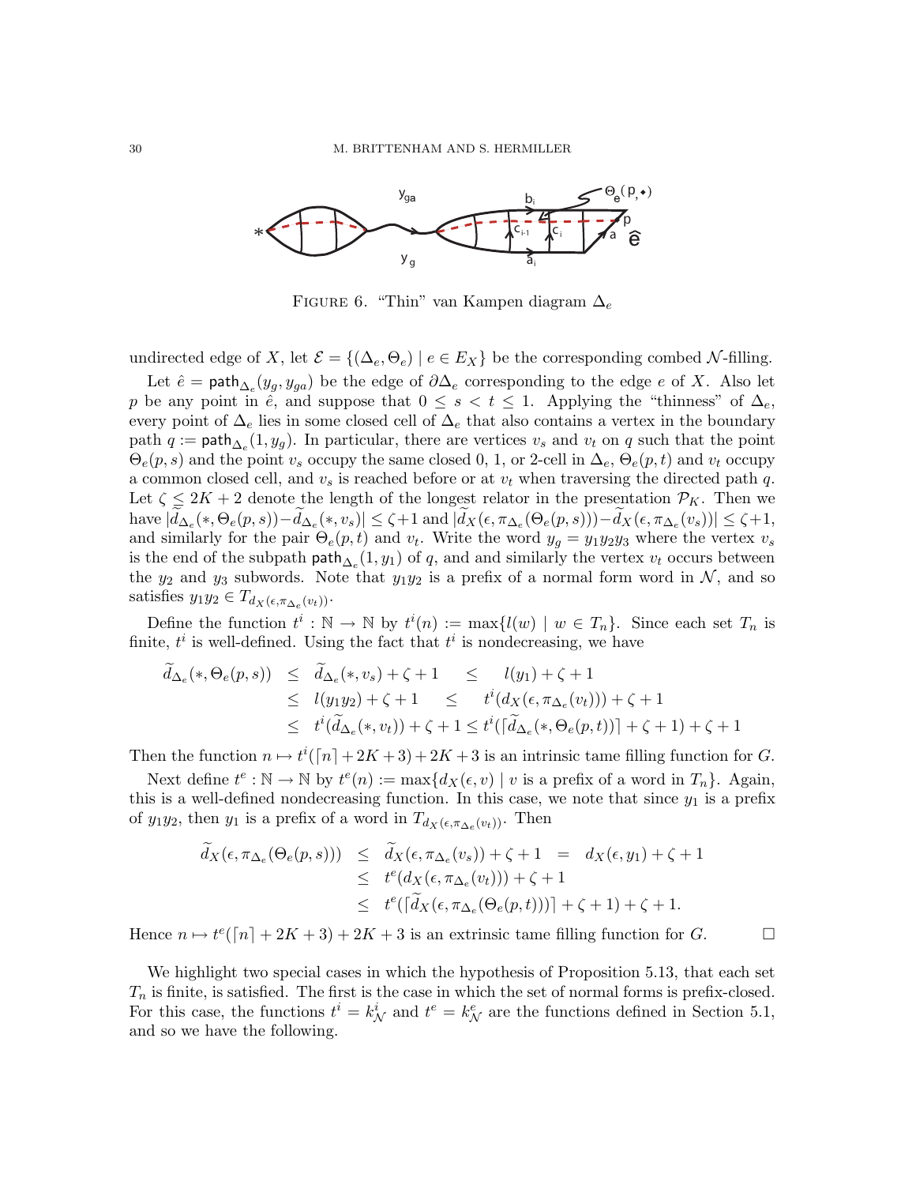FIGURE 6. "Thin" van Kampen diagram $\Delta_e$

undirected edge of $X$, let $\mathcal{E} = \{(\Delta_e, \Theta_e) \mid e \in E_X\}$ be the corresponding combed $\mathcal{N}$-filling.

Let $\hat{e} = \mathsf{path}_{\Delta_e}(y_g, y_{ga})$ be the edge of $\partial\Delta_e$ corresponding to the edge $e$ of $X$. Also let $p$ be any point in $\hat{e}$, and suppose that $0 \leq s < t \leq 1$. Applying the "thinness" of $\Delta_e$, every point of $\Delta_e$ lies in some closed cell of $\Delta_e$ that also contains a vertex in the boundary path $q := \mathsf{path}_{\Delta_e}(1, y_g)$. In particular, there are vertices $v_s$ and $v_t$ on $q$ such that the point $\Theta_e(p, s)$ and the point $v_s$ occupy the same closed 0, 1, or 2-cell in $\Delta_e$, $\Theta_e(p, t)$ and $v_t$ occupy a common closed cell, and $v_s$ is reached before or at $v_t$ when traversing the directed path $q$. Let $\zeta \leq 2K + 2$ denote the length of the longest relator in the presentation $\mathcal{P}_K$. Then we have $|\widetilde{d}_{\Delta_e}(*, \Theta_e(p, s)) - \widetilde{d}_{\Delta_e}(*, v_s)| \leq \zeta + 1$ and $|\widetilde{d}_X(\epsilon, \pi_{\Delta_e}(\Theta_e(p, s))) - \widetilde{d}_X(\epsilon, \pi_{\Delta_e}(v_s))| \leq \zeta + 1$, and similarly for the pair $\Theta_e(p, t)$ and $v_t$. Write the word $y_g = y_1 y_2 y_3$ where the vertex $v_s$ is the end of the subpath $\mathsf{path}_{\Delta_e}(1, y_1)$ of $q$, and and similarly the vertex $v_t$ occurs between the $y_2$ and $y_3$ subwords. Note that $y_1 y_2$ is a prefix of a normal form word in $\mathcal{N}$, and so satisfies $y_1 y_2 \in T_{d_X(\epsilon, \pi_{\Delta_e}(v_t))}$.

Define the function $t^i : \mathbb{N} \to \mathbb{N}$ by $t^i(n) := \max\{l(w) \mid w \in T_n\}$. Since each set $T_n$ is finite, $t^i$ is well-defined. Using the fact that $t^i$ is nondecreasing, we have

$$
\begin{aligned}
\widetilde{d}_{\Delta_e}(*, \Theta_e(p, s)) &\leq \widetilde{d}_{\Delta_e}(*, v_s) + \zeta + 1 \quad \leq \quad l(y_1) + \zeta + 1 \\
&\leq l(y_1 y_2) + \zeta + 1 \quad \leq \quad t^i(d_X(\epsilon, \pi_{\Delta_e}(v_t))) + \zeta + 1 \\
&\leq t^i(\widetilde{d}_{\Delta_e}(*, v_t)) + \zeta + 1 \leq t^i(\lceil \widetilde{d}_{\Delta_e}(*, \Theta_e(p, t)) \rceil + \zeta + 1) + \zeta + 1
\end{aligned}
$$

Then the function $n \mapsto t^i(\lceil n \rceil + 2K + 3) + 2K + 3$ is an intrinsic tame filling function for $G$.

Next define $t^e : \mathbb{N} \to \mathbb{N}$ by $t^e(n) := \max\{d_X(\epsilon, v) \mid v \text{ is a prefix of a word in } T_n\}$. Again, this is a well-defined nondecreasing function. In this case, we note that since $y_1$ is a prefix of $y_1 y_2$, then $y_1$ is a prefix of a word in $T_{d_X(\epsilon, \pi_{\Delta_e}(v_t))}$. Then

$$
\begin{aligned}
\widetilde{d}_X(\epsilon, \pi_{\Delta_e}(\Theta_e(p, s))) &\leq \widetilde{d}_X(\epsilon, \pi_{\Delta_e}(v_s)) + \zeta + 1 \;=\; d_X(\epsilon, y_1) + \zeta + 1 \\
&\leq t^e(d_X(\epsilon, \pi_{\Delta_e}(v_t))) + \zeta + 1 \\
&\leq t^e(\lceil \widetilde{d}_X(\epsilon, \pi_{\Delta_e}(\Theta_e(p, t))) \rceil + \zeta + 1) + \zeta + 1.
\end{aligned}
$$

Hence $n \mapsto t^e(\lceil n \rceil + 2K + 3) + 2K + 3$ is an extrinsic tame filling function for $G$. $\square$

We highlight two special cases in which the hypothesis of Proposition 5.13, that each set $T_n$ is finite, is satisfied. The first is the case in which the set of normal forms is prefix-closed. For this case, the functions $t^i = k^i_{\mathcal{N}}$ and $t^e = k^e_{\mathcal{N}}$ are the functions defined in Section 5.1, and so we have the following.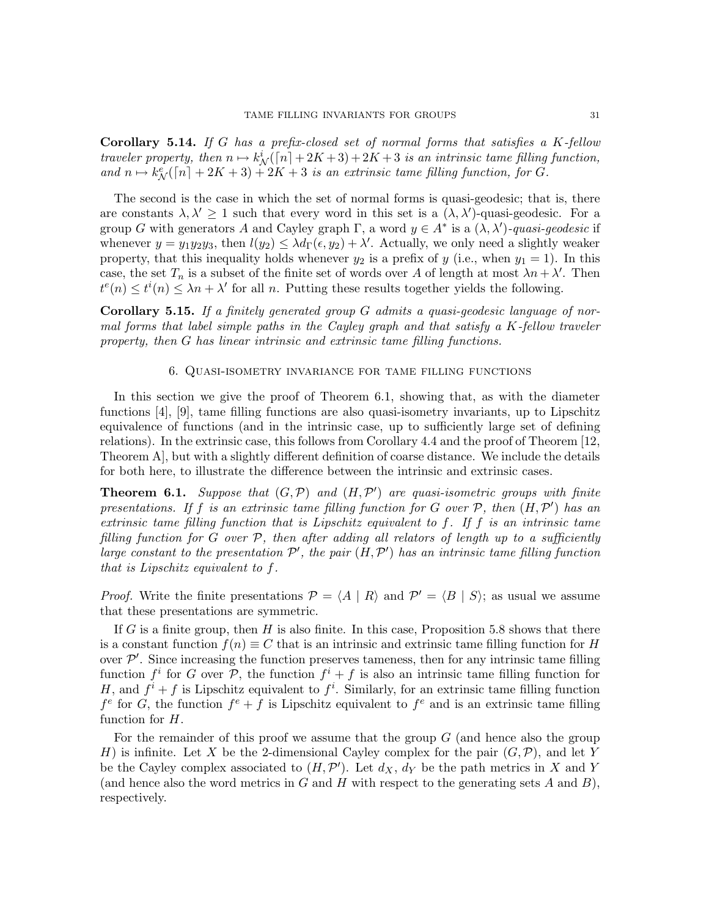**Corollary 5.14.** *If $G$ has a prefix-closed set of normal forms that satisfies a $K$-fellow traveler property, then $n \mapsto k^i_{\mathcal{N}}(\lceil n \rceil + 2K + 3) + 2K + 3$ is an intrinsic tame filling function, and $n \mapsto k^e_{\mathcal{N}}(\lceil n \rceil + 2K + 3) + 2K + 3$ is an extrinsic tame filling function, for $G$.*

The second is the case in which the set of normal forms is quasi-geodesic; that is, there are constants $\lambda, \lambda' \geq 1$ such that every word in this set is a $(\lambda, \lambda')$-quasi-geodesic. For a group $G$ with generators $A$ and Cayley graph $\Gamma$, a word $y \in A^*$ is a $(\lambda, \lambda')$-*quasi-geodesic* if whenever $y = y_1 y_2 y_3$, then $l(y_2) \leq \lambda d_\Gamma(\epsilon, y_2) + \lambda'$. Actually, we only need a slightly weaker property, that this inequality holds whenever $y_2$ is a prefix of $y$ (i.e., when $y_1 = 1$). In this case, the set $T_n$ is a subset of the finite set of words over $A$ of length at most $\lambda n + \lambda'$. Then $t^e(n) \leq t^i(n) \leq \lambda n + \lambda'$ for all $n$. Putting these results together yields the following.

**Corollary 5.15.** *If a finitely generated group $G$ admits a quasi-geodesic language of normal forms that label simple paths in the Cayley graph and that satisfy a $K$-fellow traveler property, then $G$ has linear intrinsic and extrinsic tame filling functions.*

## 6. Quasi-isometry invariance for tame filling functions

In this section we give the proof of Theorem 6.1, showing that, as with the diameter functions [4], [9], tame filling functions are also quasi-isometry invariants, up to Lipschitz equivalence of functions (and in the intrinsic case, up to sufficiently large set of defining relations). In the extrinsic case, this follows from Corollary 4.4 and the proof of Theorem [12, Theorem A], but with a slightly different definition of coarse distance. We include the details for both here, to illustrate the difference between the intrinsic and extrinsic cases.

**Theorem 6.1.** *Suppose that $(G, \mathcal{P})$ and $(H, \mathcal{P}')$ are quasi-isometric groups with finite presentations. If $f$ is an extrinsic tame filling function for $G$ over $\mathcal{P}$, then $(H, \mathcal{P}')$ has an extrinsic tame filling function that is Lipschitz equivalent to $f$. If $f$ is an intrinsic tame filling function for $G$ over $\mathcal{P}$, then after adding all relators of length up to a sufficiently large constant to the presentation $\mathcal{P}'$, the pair $(H, \mathcal{P}')$ has an intrinsic tame filling function that is Lipschitz equivalent to $f$.*

*Proof.* Write the finite presentations $\mathcal{P} = \langle A \mid R \rangle$ and $\mathcal{P}' = \langle B \mid S \rangle$; as usual we assume that these presentations are symmetric.

If $G$ is a finite group, then $H$ is also finite. In this case, Proposition 5.8 shows that there is a constant function $f(n) \equiv C$ that is an intrinsic and extrinsic tame filling function for $H$ over $\mathcal{P}'$. Since increasing the function preserves tameness, then for any intrinsic tame filling function $f^i$ for $G$ over $\mathcal{P}$, the function $f^i + f$ is also an intrinsic tame filling function for $H$, and $f^i + f$ is Lipschitz equivalent to $f^i$. Similarly, for an extrinsic tame filling function $f^e$ for $G$, the function $f^e + f$ is Lipschitz equivalent to $f^e$ and is an extrinsic tame filling function for $H$.

For the remainder of this proof we assume that the group $G$ (and hence also the group $H$) is infinite. Let $X$ be the 2-dimensional Cayley complex for the pair $(G, \mathcal{P})$, and let $Y$ be the Cayley complex associated to $(H, \mathcal{P}')$. Let $d_X$, $d_Y$ be the path metrics in $X$ and $Y$ (and hence also the word metrics in $G$ and $H$ with respect to the generating sets $A$ and $B$), respectively.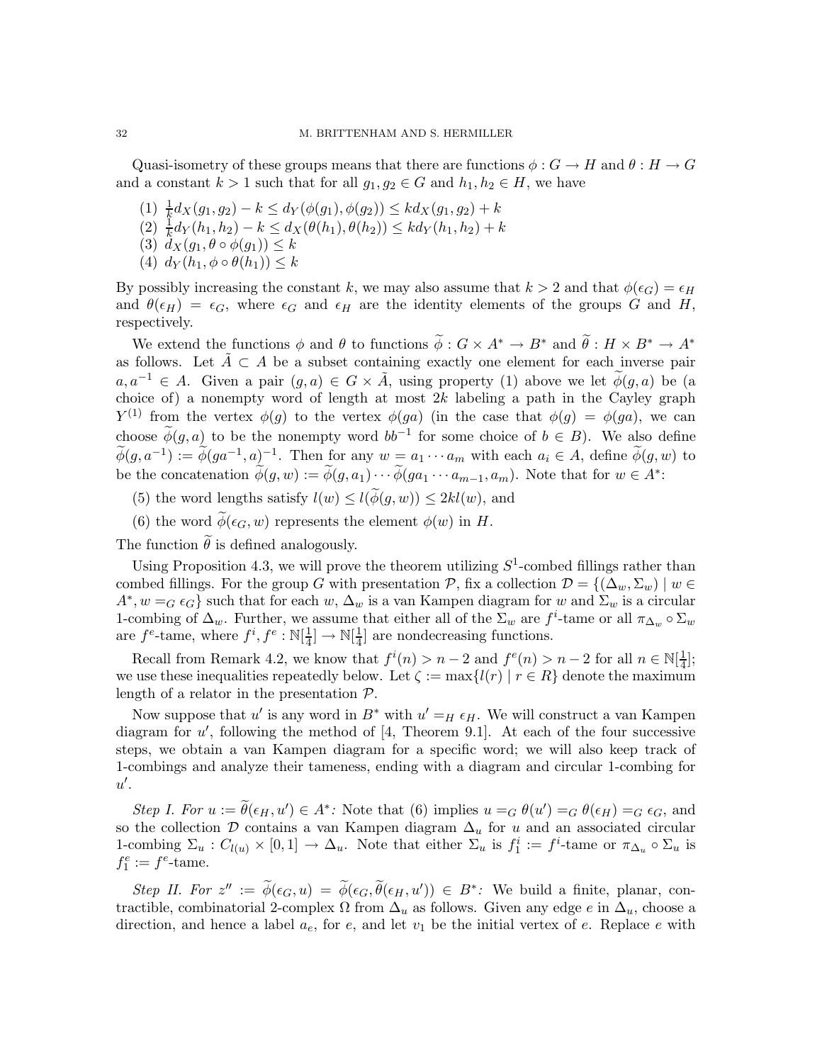Quasi-isometry of these groups means that there are functions $\phi : G \to H$ and $\theta : H \to G$ and a constant $k > 1$ such that for all $g_1, g_2 \in G$ and $h_1, h_2 \in H$, we have

(1) $\frac{1}{k} d_X(g_1, g_2) - k \leq d_Y(\phi(g_1), \phi(g_2)) \leq k d_X(g_1, g_2) + k$
(2) $\frac{1}{k} d_Y(h_1, h_2) - k \leq d_X(\theta(h_1), \theta(h_2)) \leq k d_Y(h_1, h_2) + k$
(3) $d_X(g_1, \theta \circ \phi(g_1)) \leq k$
(4) $d_Y(h_1, \phi \circ \theta(h_1)) \leq k$

By possibly increasing the constant $k$, we may also assume that $k > 2$ and that $\phi(\epsilon_G) = \epsilon_H$ and $\theta(\epsilon_H) = \epsilon_G$, where $\epsilon_G$ and $\epsilon_H$ are the identity elements of the groups $G$ and $H$, respectively.

We extend the functions $\phi$ and $\theta$ to functions $\widetilde{\phi} : G \times A^* \to B^*$ and $\widetilde{\theta} : H \times B^* \to A^*$ as follows. Let $\tilde{A} \subset A$ be a subset containing exactly one element for each inverse pair $a, a^{-1} \in A$. Given a pair $(g, a) \in G \times \tilde{A}$, using property (1) above we let $\widetilde{\phi}(g, a)$ be (a choice of) a nonempty word of length at most $2k$ labeling a path in the Cayley graph $Y^{(1)}$ from the vertex $\phi(g)$ to the vertex $\phi(ga)$ (in the case that $\phi(g) = \phi(ga)$, we can choose $\widetilde{\phi}(g, a)$ to be the nonempty word $bb^{-1}$ for some choice of $b \in B$). We also define $\widetilde{\phi}(g, a^{-1}) := \widetilde{\phi}(ga^{-1}, a)^{-1}$. Then for any $w = a_1 \cdots a_m$ with each $a_i \in A$, define $\widetilde{\phi}(g, w)$ to be the concatenation $\widetilde{\phi}(g, w) := \widetilde{\phi}(g, a_1) \cdots \widetilde{\phi}(ga_1 \cdots a_{m-1}, a_m)$. Note that for $w \in A^*$:

(5) the word lengths satisfy $l(w) \leq l(\widetilde{\phi}(g, w)) \leq 2kl(w)$, and

(6) the word $\widetilde{\phi}(\epsilon_G, w)$ represents the element $\phi(w)$ in $H$.

The function $\widetilde{\theta}$ is defined analogously.

Using Proposition 4.3, we will prove the theorem utilizing $S^1$-combed fillings rather than combed fillings. For the group $G$ with presentation $\mathcal{P}$, fix a collection $\mathcal{D} = \{(\Delta_w, \Sigma_w) \mid w \in A^*, w =_G \epsilon_G\}$ such that for each $w$, $\Delta_w$ is a van Kampen diagram for $w$ and $\Sigma_w$ is a circular 1-combing of $\Delta_w$. Further, we assume that either all of the $\Sigma_w$ are $f^i$-tame or all $\pi_{\Delta_w} \circ \Sigma_w$ are $f^e$-tame, where $f^i, f^e : \mathbb{N}[\frac{1}{4}] \to \mathbb{N}[\frac{1}{4}]$ are nondecreasing functions.

Recall from Remark 4.2, we know that $f^i(n) > n - 2$ and $f^e(n) > n - 2$ for all $n \in \mathbb{N}[\frac{1}{4}]$; we use these inequalities repeatedly below. Let $\zeta := \max\{l(r) \mid r \in R\}$ denote the maximum length of a relator in the presentation $\mathcal{P}$.

Now suppose that $u'$ is any word in $B^*$ with $u' =_H \epsilon_H$. We will construct a van Kampen diagram for $u'$, following the method of [4, Theorem 9.1]. At each of the four successive steps, we obtain a van Kampen diagram for a specific word; we will also keep track of 1-combings and analyze their tameness, ending with a diagram and circular 1-combing for $u'$.

*Step I. For $u := \widetilde{\theta}(\epsilon_H, u') \in A^*$:* Note that (6) implies $u =_G \theta(u') =_G \theta(\epsilon_H) =_G \epsilon_G$, and so the collection $\mathcal{D}$ contains a van Kampen diagram $\Delta_u$ for $u$ and an associated circular 1-combing $\Sigma_u : C_{l(u)} \times [0, 1] \to \Delta_u$. Note that either $\Sigma_u$ is $f_1^i := f^i$-tame or $\pi_{\Delta_u} \circ \Sigma_u$ is $f_1^e := f^e$-tame.

*Step II. For $z'' := \widetilde{\phi}(\epsilon_G, u) = \widetilde{\phi}(\epsilon_G, \widetilde{\theta}(\epsilon_H, u')) \in B^*$:* We build a finite, planar, contractible, combinatorial 2-complex $\Omega$ from $\Delta_u$ as follows. Given any edge $e$ in $\Delta_u$, choose a direction, and hence a label $a_e$, for $e$, and let $v_1$ be the initial vertex of $e$. Replace $e$ with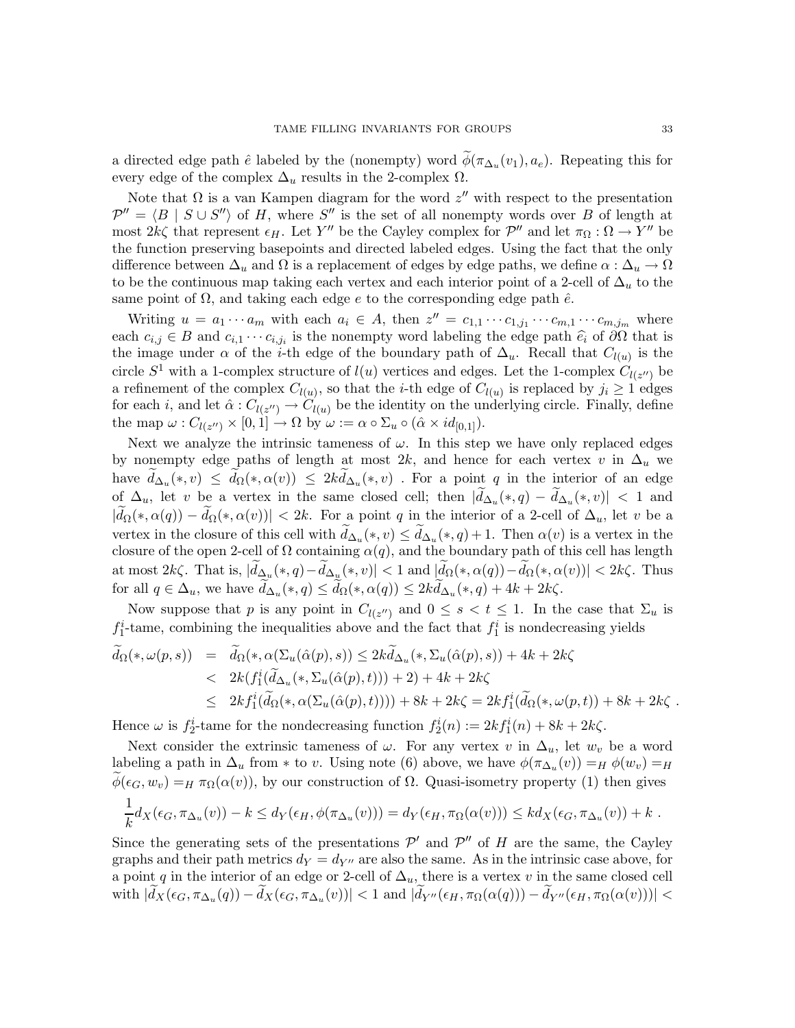a directed edge path $\hat{e}$ labeled by the (nonempty) word $\widetilde{\phi}(\pi_{\Delta_u}(v_1), a_e)$. Repeating this for every edge of the complex $\Delta_u$ results in the 2-complex $\Omega$.

Note that $\Omega$ is a van Kampen diagram for the word $z''$ with respect to the presentation $\mathcal{P}'' = \langle B \mid S \cup S'' \rangle$ of $H$, where $S''$ is the set of all nonempty words over $B$ of length at most $2k\zeta$ that represent $\epsilon_H$. Let $Y''$ be the Cayley complex for $\mathcal{P}''$ and let $\pi_\Omega : \Omega \to Y''$ be the function preserving basepoints and directed labeled edges. Using the fact that the only difference between $\Delta_u$ and $\Omega$ is a replacement of edges by edge paths, we define $\alpha : \Delta_u \to \Omega$ to be the continuous map taking each vertex and each interior point of a 2-cell of $\Delta_u$ to the same point of $\Omega$, and taking each edge $e$ to the corresponding edge path $\hat{e}$.

Writing $u = a_1 \cdots a_m$ with each $a_i \in A$, then $z'' = c_{1,1} \cdots c_{1,j_1} \cdots c_{m,1} \cdots c_{m,j_m}$ where each $c_{i,j} \in B$ and $c_{i,1} \cdots c_{i,j_i}$ is the nonempty word labeling the edge path $\widehat{e_i}$ of $\partial\Omega$ that is the image under $\alpha$ of the $i$-th edge of the boundary path of $\Delta_u$. Recall that $C_{l(u)}$ is the circle $S^1$ with a 1-complex structure of $l(u)$ vertices and edges. Let the 1-complex $C_{l(z'')}$ be a refinement of the complex $C_{l(u)}$, so that the $i$-th edge of $C_{l(u)}$ is replaced by $j_i \geq 1$ edges for each $i$, and let $\hat{\alpha} : C_{l(z'')} \to C_{l(u)}$ be the identity on the underlying circle. Finally, define the map $\omega : C_{l(z'')} \times [0,1] \to \Omega$ by $\omega := \alpha \circ \Sigma_u \circ (\hat{\alpha} \times id_{[0,1]})$.

Next we analyze the intrinsic tameness of $\omega$. In this step we have only replaced edges by nonempty edge paths of length at most $2k$, and hence for each vertex $v$ in $\Delta_u$ we have $\widetilde{d}_{\Delta_u}(*, v) \leq \widetilde{d}_\Omega(*, \alpha(v)) \leq 2k\widetilde{d}_{\Delta_u}(*, v)$ . For a point $q$ in the interior of an edge of $\Delta_u$, let $v$ be a vertex in the same closed cell; then $|\widetilde{d}_{\Delta_u}(*, q) - \widetilde{d}_{\Delta_u}(*, v)| < 1$ and $|\widetilde{d}_\Omega(*, \alpha(q)) - \widetilde{d}_\Omega(*, \alpha(v))| < 2k$. For a point $q$ in the interior of a 2-cell of $\Delta_u$, let $v$ be a vertex in the closure of this cell with $\widetilde{d}_{\Delta_u}(*, v) \leq \widetilde{d}_{\Delta_u}(*, q) + 1$. Then $\alpha(v)$ is a vertex in the closure of the open 2-cell of $\Omega$ containing $\alpha(q)$, and the boundary path of this cell has length at most $2k\zeta$. That is, $|\widetilde{d}_{\Delta_u}(*, q) - \widetilde{d}_{\Delta_u}(*, v)| < 1$ and $|\widetilde{d}_\Omega(*, \alpha(q)) - \widetilde{d}_\Omega(*, \alpha(v))| < 2k\zeta$. Thus for all $q \in \Delta_u$, we have $\widetilde{d}_{\Delta_u}(*, q) \leq \widetilde{d}_\Omega(*, \alpha(q)) \leq 2k\widetilde{d}_{\Delta_u}(*, q) + 4k + 2k\zeta$.

Now suppose that $p$ is any point in $C_{l(z'')}$ and $0 \leq s < t \leq 1$. In the case that $\Sigma_u$ is $f_1^i$-tame, combining the inequalities above and the fact that $f_1^i$ is nondecreasing yields

$$
\begin{aligned}
\widetilde{d}_\Omega(*, \omega(p, s)) &= \widetilde{d}_\Omega(*, \alpha(\Sigma_u(\hat{\alpha}(p), s)) \leq 2k\widetilde{d}_{\Delta_u}(*, \Sigma_u(\hat{\alpha}(p), s)) + 4k + 2k\zeta \\
&< 2k(f_1^i(\widetilde{d}_{\Delta_u}(*, \Sigma_u(\hat{\alpha}(p), t))) + 2) + 4k + 2k\zeta \\
&\leq 2kf_1^i(\widetilde{d}_\Omega(*, \alpha(\Sigma_u(\hat{\alpha}(p), t)))) + 8k + 2k\zeta = 2kf_1^i(\widetilde{d}_\Omega(*, \omega(p, t)) + 8k + 2k\zeta \ .
\end{aligned}
$$

Hence $\omega$ is $f_2^i$-tame for the nondecreasing function $f_2^i(n) := 2kf_1^i(n) + 8k + 2k\zeta$.

Next consider the extrinsic tameness of $\omega$. For any vertex $v$ in $\Delta_u$, let $w_v$ be a word labeling a path in $\Delta_u$ from $*$ to $v$. Using note (6) above, we have $\phi(\pi_{\Delta_u}(v)) =_H \phi(w_v) =_H \widetilde{\phi}(\epsilon_G, w_v) =_H \pi_\Omega(\alpha(v))$, by our construction of $\Omega$. Quasi-isometry property (1) then gives

$$
\frac{1}{k} d_X(\epsilon_G, \pi_{\Delta_u}(v)) - k \leq d_Y(\epsilon_H, \phi(\pi_{\Delta_u}(v))) = d_Y(\epsilon_H, \pi_\Omega(\alpha(v))) \leq kd_X(\epsilon_G, \pi_{\Delta_u}(v)) + k \ .
$$

Since the generating sets of the presentations $\mathcal{P}'$ and $\mathcal{P}''$ of $H$ are the same, the Cayley graphs and their path metrics $d_Y = d_{Y''}$ are also the same. As in the intrinsic case above, for a point $q$ in the interior of an edge or 2-cell of $\Delta_u$, there is a vertex $v$ in the same closed cell with $|\widetilde{d}_X(\epsilon_G, \pi_{\Delta_u}(q)) - \widetilde{d}_X(\epsilon_G, \pi_{\Delta_u}(v))| < 1$ and $|\widetilde{d}_{Y''}(\epsilon_H, \pi_\Omega(\alpha(q))) - \widetilde{d}_{Y''}(\epsilon_H, \pi_\Omega(\alpha(v)))| <$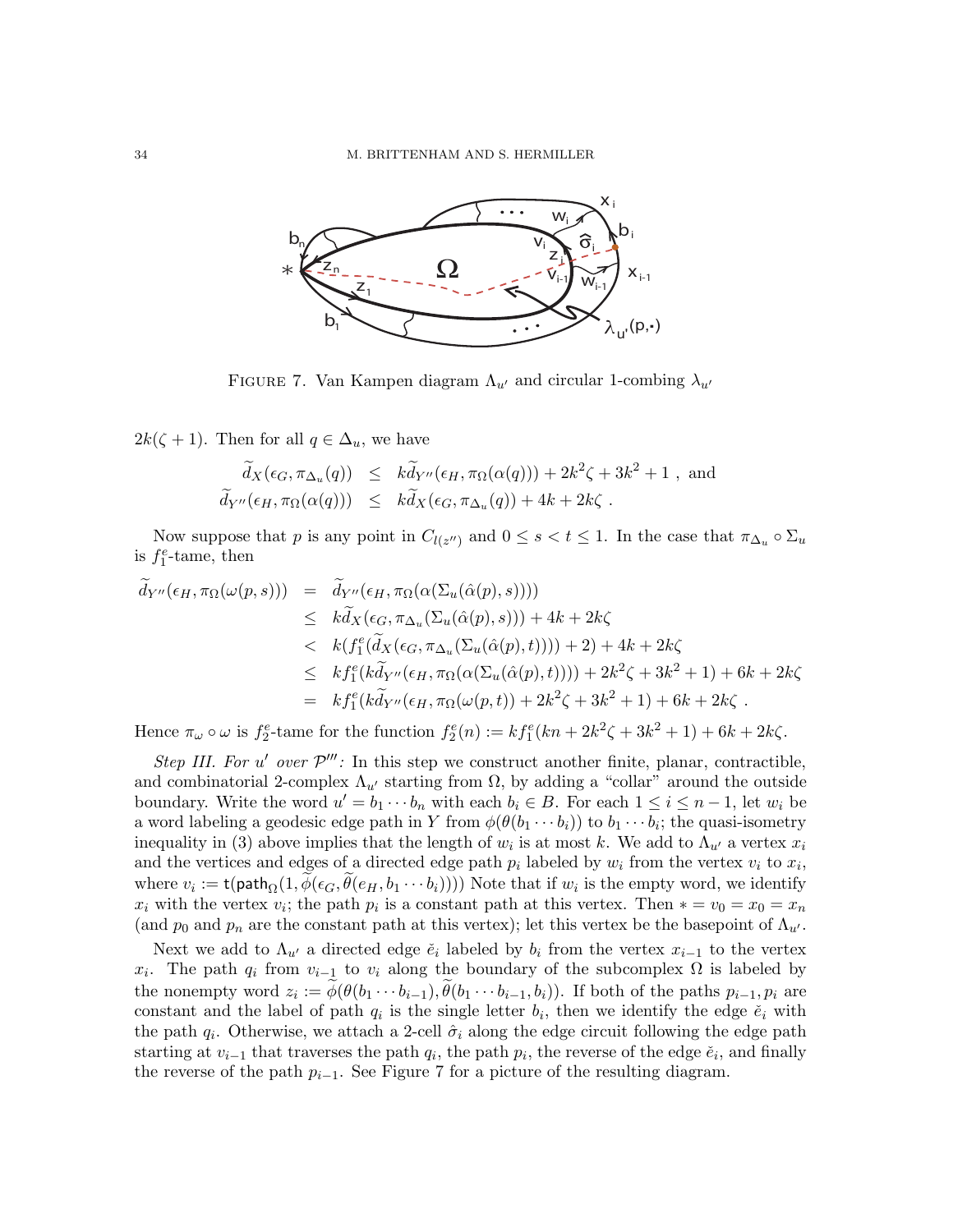FIGURE 7. Van Kampen diagram $\Lambda_{u'}$ and circular 1-combing $\lambda_{u'}$

$2k(\zeta+1)$. Then for all $q \in \Delta_u$, we have

$$\begin{aligned}
\widetilde{d}_X(\epsilon_G, \pi_{\Delta_u}(q)) &\leq k\widetilde{d}_{Y''}(\epsilon_H, \pi_\Omega(\alpha(q))) + 2k^2\zeta + 3k^2 + 1 \text{ , and} \\
\widetilde{d}_{Y''}(\epsilon_H, \pi_\Omega(\alpha(q))) &\leq k\widetilde{d}_X(\epsilon_G, \pi_{\Delta_u}(q)) + 4k + 2k\zeta \text{ .}
\end{aligned}$$

Now suppose that $p$ is any point in $C_{l(z'')}$ and $0 \leq s < t \leq 1$. In the case that $\pi_{\Delta_u} \circ \Sigma_u$ is $f_1^e$-tame, then

$$\begin{aligned}
\widetilde{d}_{Y''}(\epsilon_H, \pi_\Omega(\omega(p,s))) &= \widetilde{d}_{Y''}(\epsilon_H, \pi_\Omega(\alpha(\Sigma_u(\hat{\alpha}(p),s)))) \\
&\leq k\widetilde{d}_X(\epsilon_G, \pi_{\Delta_u}(\Sigma_u(\hat{\alpha}(p),s))) + 4k + 2k\zeta \\
&< k(f_1^e(\widetilde{d}_X(\epsilon_G, \pi_{\Delta_u}(\Sigma_u(\hat{\alpha}(p),t)))) + 2) + 4k + 2k\zeta \\
&\leq kf_1^e(k\widetilde{d}_{Y''}(\epsilon_H, \pi_\Omega(\alpha(\Sigma_u(\hat{\alpha}(p),t)))) + 2k^2\zeta + 3k^2 + 1) + 6k + 2k\zeta \\
&= kf_1^e(k\widetilde{d}_{Y''}(\epsilon_H, \pi_\Omega(\omega(p,t)) + 2k^2\zeta + 3k^2 + 1) + 6k + 2k\zeta \text{ .}
\end{aligned}$$

Hence $\pi_\omega \circ \omega$ is $f_2^e$-tame for the function $f_2^e(n) := kf_1^e(kn + 2k^2\zeta + 3k^2 + 1) + 6k + 2k\zeta$.

*Step III. For $u'$ over $\mathcal{P}'''$:* In this step we construct another finite, planar, contractible, and combinatorial 2-complex $\Lambda_{u'}$ starting from $\Omega$, by adding a "collar" around the outside boundary. Write the word $u' = b_1 \cdots b_n$ with each $b_i \in B$. For each $1 \leq i \leq n-1$, let $w_i$ be a word labeling a geodesic edge path in $Y$ from $\phi(\theta(b_1 \cdots b_i))$ to $b_1 \cdots b_i$; the quasi-isometry inequality in (3) above implies that the length of $w_i$ is at most $k$. We add to $\Lambda_{u'}$ a vertex $x_i$ and the vertices and edges of a directed edge path $p_i$ labeled by $w_i$ from the vertex $v_i$ to $x_i$, where $v_i := \mathsf{t}(\mathsf{path}_\Omega(1, \widetilde{\phi}(\epsilon_G, \widetilde{\theta}(e_H, b_1 \cdots b_i))))$ Note that if $w_i$ is the empty word, we identify $x_i$ with the vertex $v_i$; the path $p_i$ is a constant path at this vertex. Then $* = v_0 = x_0 = x_n$ (and $p_0$ and $p_n$ are the constant path at this vertex); let this vertex be the basepoint of $\Lambda_{u'}$.

Next we add to $\Lambda_{u'}$ a directed edge $\check{e}_i$ labeled by $b_i$ from the vertex $x_{i-1}$ to the vertex $x_i$. The path $q_i$ from $v_{i-1}$ to $v_i$ along the boundary of the subcomplex $\Omega$ is labeled by the nonempty word $z_i := \widetilde{\phi}(\theta(b_1 \cdots b_{i-1}), \widetilde{\theta}(b_1 \cdots b_{i-1}, b_i))$. If both of the paths $p_{i-1}, p_i$ are constant and the label of path $q_i$ is the single letter $b_i$, then we identify the edge $\check{e}_i$ with the path $q_i$. Otherwise, we attach a 2-cell $\hat{\sigma}_i$ along the edge circuit following the edge path starting at $v_{i-1}$ that traverses the path $q_i$, the path $p_i$, the reverse of the edge $\check{e}_i$, and finally the reverse of the path $p_{i-1}$. See Figure 7 for a picture of the resulting diagram.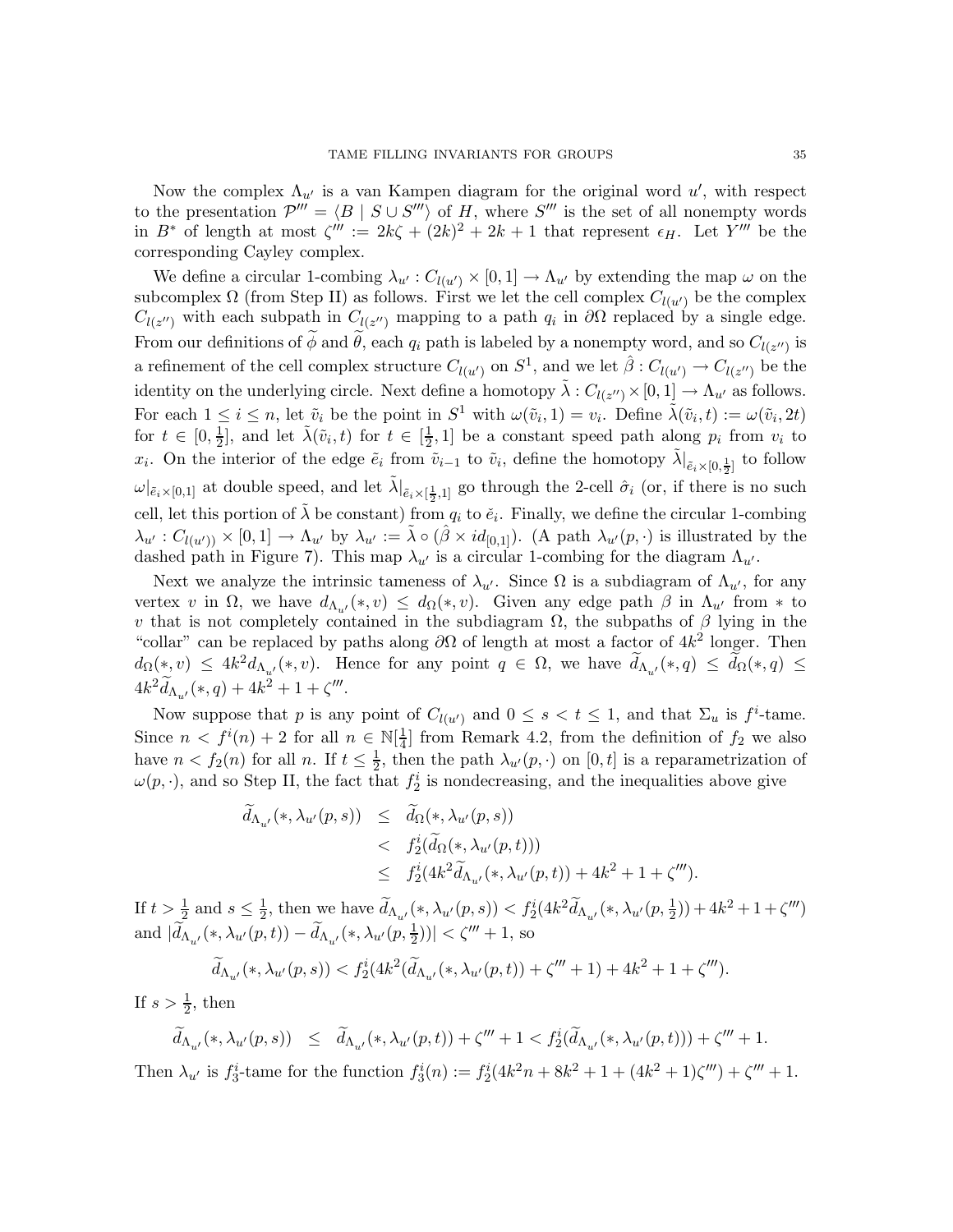Now the complex $\Lambda_{u'}$ is a van Kampen diagram for the original word $u'$, with respect to the presentation $\mathcal{P}''' = \langle B \mid S \cup S''' \rangle$ of $H$, where $S'''$ is the set of all nonempty words in $B^*$ of length at most $\zeta''' := 2k\zeta + (2k)^2 + 2k + 1$ that represent $\epsilon_H$. Let $Y'''$ be the corresponding Cayley complex.

We define a circular 1-combing $\lambda_{u'} : C_{l(u')} \times [0,1] \to \Lambda_{u'}$ by extending the map $\omega$ on the subcomplex $\Omega$ (from Step II) as follows. First we let the cell complex $C_{l(u')}$ be the complex $C_{l(z'')}$ with each subpath in $C_{l(z'')}$ mapping to a path $q_i$ in $\partial\Omega$ replaced by a single edge. From our definitions of $\widetilde{\phi}$ and $\widetilde{\theta}$, each $q_i$ path is labeled by a nonempty word, and so $C_{l(z'')}$ is a refinement of the cell complex structure $C_{l(u')}$ on $S^1$, and we let $\hat{\beta} : C_{l(u')} \to C_{l(z'')}$ be the identity on the underlying circle. Next define a homotopy $\tilde{\lambda} : C_{l(z'')} \times [0,1] \to \Lambda_{u'}$ as follows. For each $1 \leq i \leq n$, let $\tilde{v}_i$ be the point in $S^1$ with $\omega(\tilde{v}_i, 1) = v_i$. Define $\tilde{\lambda}(\tilde{v}_i, t) := \omega(\tilde{v}_i, 2t)$ for $t \in [0, \frac{1}{2}]$, and let $\tilde{\lambda}(\tilde{v}_i, t)$ for $t \in [\frac{1}{2}, 1]$ be a constant speed path along $p_i$ from $v_i$ to $x_i$. On the interior of the edge $\tilde{e}_i$ from $\tilde{v}_{i-1}$ to $\tilde{v}_i$, define the homotopy $\tilde{\lambda}|_{\tilde{e}_i \times [0,\frac{1}{2}]}$ to follow $\omega|_{\tilde{e}_i \times [0,1]}$ at double speed, and let $\tilde{\lambda}|_{\tilde{e}_i \times [\frac{1}{2},1]}$ go through the 2-cell $\hat{\sigma}_i$ (or, if there is no such cell, let this portion of $\tilde{\lambda}$ be constant) from $q_i$ to $\check{e}_i$. Finally, we define the circular 1-combing $\lambda_{u'} : C_{l(u')}) \times [0,1] \to \Lambda_{u'}$ by $\lambda_{u'} := \tilde{\lambda} \circ (\hat{\beta} \times id_{[0,1]})$. (A path $\lambda_{u'}(p, \cdot)$ is illustrated by the dashed path in Figure 7). This map $\lambda_{u'}$ is a circular 1-combing for the diagram $\Lambda_{u'}$.

Next we analyze the intrinsic tameness of $\lambda_{u'}$. Since $\Omega$ is a subdiagram of $\Lambda_{u'}$, for any vertex $v$ in $\Omega$, we have $d_{\Lambda_{u'}}(*, v) \leq d_\Omega(*, v)$. Given any edge path $\beta$ in $\Lambda_{u'}$ from $*$ to $v$ that is not completely contained in the subdiagram $\Omega$, the subpaths of $\beta$ lying in the "collar" can be replaced by paths along $\partial\Omega$ of length at most a factor of $4k^2$ longer. Then $d_\Omega(*, v) \leq 4k^2 d_{\Lambda_{u'}}(*, v)$. Hence for any point $q \in \Omega$, we have $\widetilde{d}_{\Lambda_{u'}}(*, q) \leq \widetilde{d}_\Omega(*, q) \leq 4k^2 \widetilde{d}_{\Lambda_{u'}}(*, q) + 4k^2 + 1 + \zeta'''$.

Now suppose that $p$ is any point of $C_{l(u')}$ and $0 \leq s < t \leq 1$, and that $\Sigma_u$ is $f^i$-tame. Since $n < f^i(n) + 2$ for all $n \in \mathbb{N}[\frac{1}{4}]$ from Remark 4.2, from the definition of $f_2$ we also have $n < f_2(n)$ for all $n$. If $t \leq \frac{1}{2}$, then the path $\lambda_{u'}(p, \cdot)$ on $[0, t]$ is a reparametrization of $\omega(p, \cdot)$, and so Step II, the fact that $f_2^i$ is nondecreasing, and the inequalities above give

$$
\begin{aligned}
\widetilde{d}_{\Lambda_{u'}}(*, \lambda_{u'}(p, s)) &\leq \widetilde{d}_\Omega(*, \lambda_{u'}(p, s)) \\
&< f_2^i(\widetilde{d}_\Omega(*, \lambda_{u'}(p, t))) \\
&\leq f_2^i(4k^2 \widetilde{d}_{\Lambda_{u'}}(*, \lambda_{u'}(p, t)) + 4k^2 + 1 + \zeta''').
\end{aligned}
$$

If $t > \frac{1}{2}$ and $s \leq \frac{1}{2}$, then we have $\widetilde{d}_{\Lambda_{u'}}(*, \lambda_{u'}(p, s)) < f_2^i(4k^2 \widetilde{d}_{\Lambda_{u'}}(*, \lambda_{u'}(p, \frac{1}{2})) + 4k^2 + 1 + \zeta''')$ and $|\widetilde{d}_{\Lambda_{u'}}(*, \lambda_{u'}(p, t)) - \widetilde{d}_{\Lambda_{u'}}(*, \lambda_{u'}(p, \frac{1}{2}))| < \zeta''' + 1$, so

$$
\widetilde{d}_{\Lambda_{u'}}(*, \lambda_{u'}(p, s)) < f_2^i(4k^2(\widetilde{d}_{\Lambda_{u'}}(*, \lambda_{u'}(p, t)) + \zeta''' + 1) + 4k^2 + 1 + \zeta''').
$$

If $s > \frac{1}{2}$, then

$$
\widetilde{d}_{\Lambda_{u'}}(*, \lambda_{u'}(p, s)) \leq \widetilde{d}_{\Lambda_{u'}}(*, \lambda_{u'}(p, t)) + \zeta''' + 1 < f_2^i(\widetilde{d}_{\Lambda_{u'}}(*, \lambda_{u'}(p, t))) + \zeta''' + 1.
$$

Then $\lambda_{u'}$ is $f_3^i$-tame for the function $f_3^i(n) := f_2^i(4k^2 n + 8k^2 + 1 + (4k^2 + 1)\zeta''') + \zeta''' + 1$.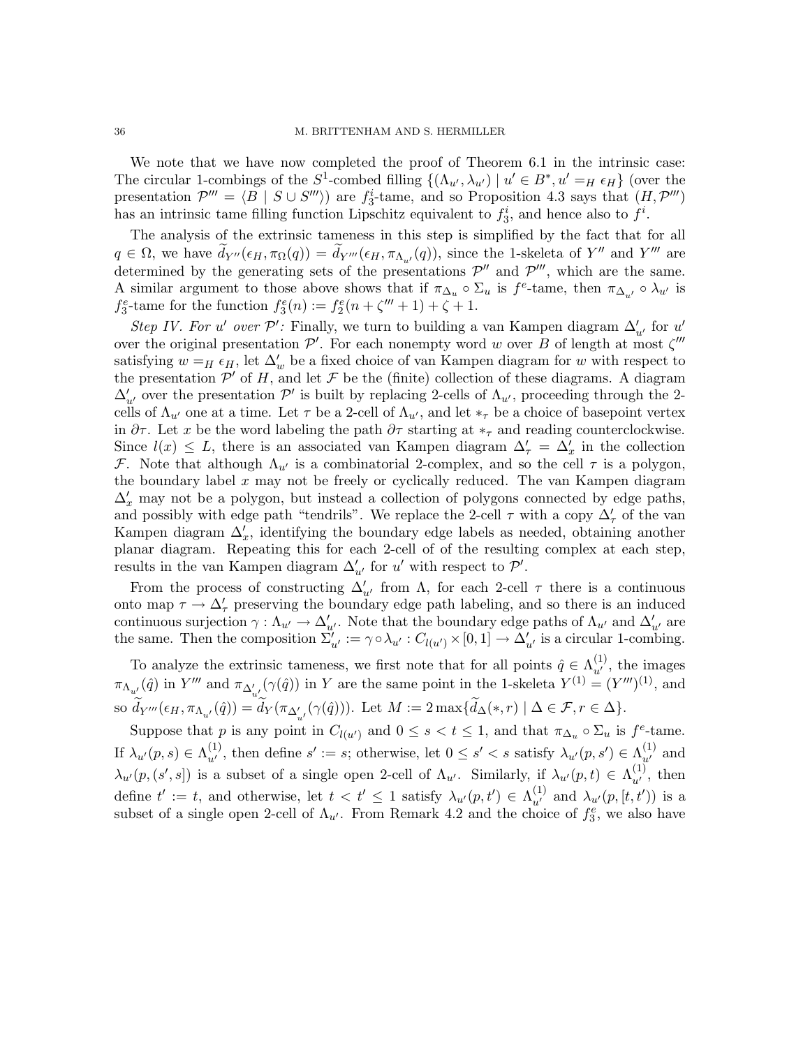We note that we have now completed the proof of Theorem 6.1 in the intrinsic case: The circular 1-combings of the $S^1$-combed filling $\{(\Lambda_{u'}, \lambda_{u'}) \mid u' \in B^*, u' =_H \epsilon_H\}$ (over the presentation $\mathcal{P}''' = \langle B \mid S \cup S''' \rangle$) are $f_3^i$-tame, and so Proposition 4.3 says that $(H, \mathcal{P}''')$ has an intrinsic tame filling function Lipschitz equivalent to $f_3^i$, and hence also to $f^i$.

The analysis of the extrinsic tameness in this step is simplified by the fact that for all $q \in \Omega$, we have $\widetilde{d}_{Y''}(\epsilon_H, \pi_\Omega(q)) = \widetilde{d}_{Y'''}(\epsilon_H, \pi_{\Lambda_{u'}}(q))$, since the 1-skeleta of $Y''$ and $Y'''$ are determined by the generating sets of the presentations $\mathcal{P}''$ and $\mathcal{P}'''$, which are the same. A similar argument to those above shows that if $\pi_{\Delta_u} \circ \Sigma_u$ is $f^e$-tame, then $\pi_{\Delta_{u'}} \circ \lambda_{u'}$ is $f_3^e$-tame for the function $f_3^e(n) := f_2^e(n + \zeta''' + 1) + \zeta + 1$.

*Step IV. For $u'$ over $\mathcal{P}'$:* Finally, we turn to building a van Kampen diagram $\Delta'_{u'}$ for $u'$ over the original presentation $\mathcal{P}'$. For each nonempty word $w$ over $B$ of length at most $\zeta'''$ satisfying $w =_H \epsilon_H$, let $\Delta'_w$ be a fixed choice of van Kampen diagram for $w$ with respect to the presentation $\mathcal{P}'$ of $H$, and let $\mathcal{F}$ be the (finite) collection of these diagrams. A diagram $\Delta'_{u'}$ over the presentation $\mathcal{P}'$ is built by replacing 2-cells of $\Lambda_{u'}$, proceeding through the 2-cells of $\Lambda_{u'}$ one at a time. Let $\tau$ be a 2-cell of $\Lambda_{u'}$, and let $*_\tau$ be a choice of basepoint vertex in $\partial\tau$. Let $x$ be the word labeling the path $\partial\tau$ starting at $*_\tau$ and reading counterclockwise. Since $l(x) \leq L$, there is an associated van Kampen diagram $\Delta'_\tau = \Delta'_x$ in the collection $\mathcal{F}$. Note that although $\Lambda_{u'}$ is a combinatorial 2-complex, and so the cell $\tau$ is a polygon, the boundary label $x$ may not be freely or cyclically reduced. The van Kampen diagram $\Delta'_x$ may not be a polygon, but instead a collection of polygons connected by edge paths, and possibly with edge path "tendrils". We replace the 2-cell $\tau$ with a copy $\Delta'_\tau$ of the van Kampen diagram $\Delta'_x$, identifying the boundary edge labels as needed, obtaining another planar diagram. Repeating this for each 2-cell of of the resulting complex at each step, results in the van Kampen diagram $\Delta'_{u'}$ for $u'$ with respect to $\mathcal{P}'$.

From the process of constructing $\Delta'_{u'}$ from $\Lambda$, for each 2-cell $\tau$ there is a continuous onto map $\tau \to \Delta'_\tau$ preserving the boundary edge path labeling, and so there is an induced continuous surjection $\gamma : \Lambda_{u'} \to \Delta'_{u'}$. Note that the boundary edge paths of $\Lambda_{u'}$ and $\Delta'_{u'}$ are the same. Then the composition $\Sigma'_{u'} := \gamma \circ \lambda_{u'} : C_{l(u')} \times [0,1] \to \Delta'_{u'}$ is a circular 1-combing.

To analyze the extrinsic tameness, we first note that for all points $\hat{q} \in \Lambda_{u'}^{(1)}$, the images $\pi_{\Lambda_{u'}}(\hat{q})$ in $Y'''$ and $\pi_{\Delta'_{u'}}(\gamma(\hat{q}))$ in $Y$ are the same point in the 1-skeleta $Y^{(1)} = (Y''')^{(1)}$, and so $\widetilde{d}_{Y'''}(\epsilon_H, \pi_{\Lambda_{u'}}(\hat{q})) = \widetilde{d}_Y(\pi_{\Delta'_{u'}}(\gamma(\hat{q})))$. Let $M := 2\max\{\widetilde{d}_\Delta(*, r) \mid \Delta \in \mathcal{F}, r \in \Delta\}$.

Suppose that $p$ is any point in $C_{l(u')}$ and $0 \leq s < t \leq 1$, and that $\pi_{\Delta_u} \circ \Sigma_u$ is $f^e$-tame. If $\lambda_{u'}(p, s) \in \Lambda_{u'}^{(1)}$, then define $s' := s$; otherwise, let $0 \leq s' < s$ satisfy $\lambda_{u'}(p, s') \in \Lambda_{u'}^{(1)}$ and $\lambda_{u'}(p, (s', s])$ is a subset of a single open 2-cell of $\Lambda_{u'}$. Similarly, if $\lambda_{u'}(p, t) \in \Lambda_{u'}^{(1)}$, then define $t' := t$, and otherwise, let $t < t' \leq 1$ satisfy $\lambda_{u'}(p, t') \in \Lambda_{u'}^{(1)}$ and $\lambda_{u'}(p, [t, t'))$ is a subset of a single open 2-cell of $\Lambda_{u'}$. From Remark 4.2 and the choice of $f_3^e$, we also have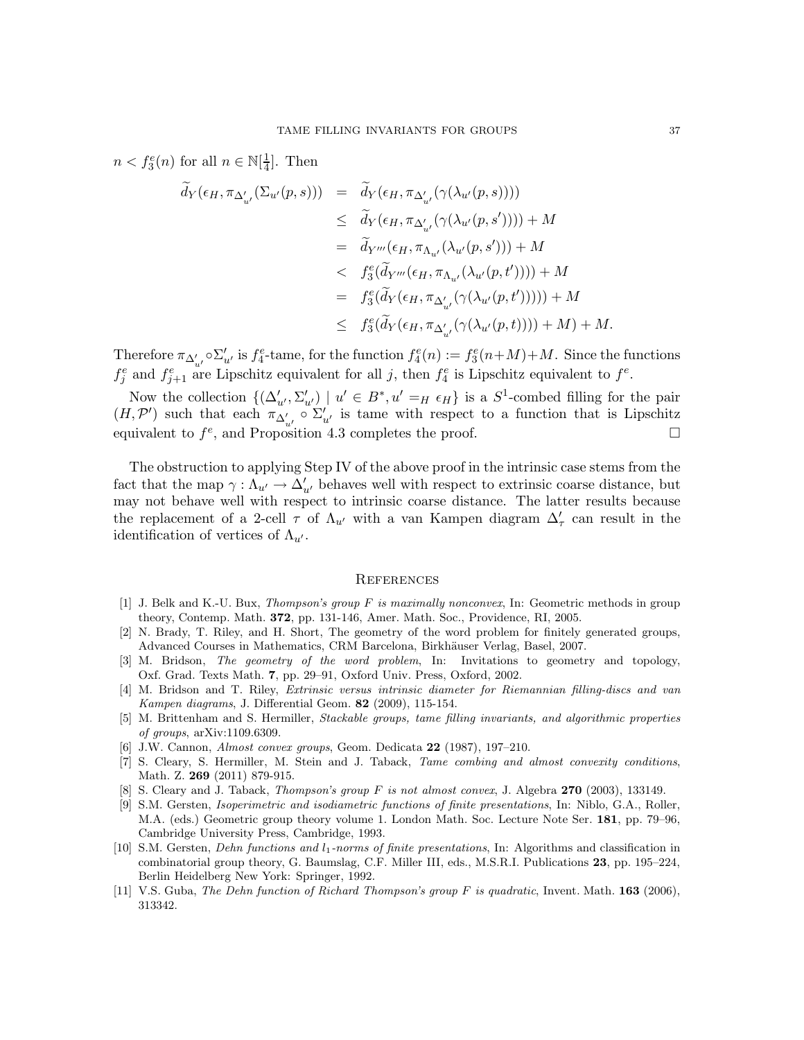$n < f_3^e(n)$ for all $n \in \mathbb{N}[\frac{1}{4}]$. Then

$$
\begin{aligned}
\widetilde{d}_Y(\epsilon_H, \pi_{\Delta'_{u'}}(\Sigma_{u'}(p,s))) &= \widetilde{d}_Y(\epsilon_H, \pi_{\Delta'_{u'}}(\gamma(\lambda_{u'}(p,s)))) \\
&\leq \widetilde{d}_Y(\epsilon_H, \pi_{\Delta'_{u'}}(\gamma(\lambda_{u'}(p,s')))) + M \\
&= \widetilde{d}_{Y'''}(\epsilon_H, \pi_{\Lambda_{u'}}(\lambda_{u'}(p,s'))) + M \\
&< f_3^e(\widetilde{d}_{Y'''}(\epsilon_H, \pi_{\Lambda_{u'}}(\lambda_{u'}(p,t')))) + M \\
&= f_3^e(\widetilde{d}_Y(\epsilon_H, \pi_{\Delta'_{u'}}(\gamma(\lambda_{u'}(p,t'))))) + M \\
&\leq f_3^e(\widetilde{d}_Y(\epsilon_H, \pi_{\Delta'_{u'}}(\gamma(\lambda_{u'}(p,t)))) + M) + M.
\end{aligned}
$$

Therefore $\pi_{\Delta'_{u'}} \circ \Sigma'_{u'}$ is $f_4^e$-tame, for the function $f_4^e(n) := f_3^e(n+M)+M$. Since the functions $f_j^e$ and $f_{j+1}^e$ are Lipschitz equivalent for all $j$, then $f_4^e$ is Lipschitz equivalent to $f^e$.

Now the collection $\{(\Delta'_{u'}, \Sigma'_{u'}) \mid u' \in B^*, u' =_H \epsilon_H\}$ is a $S^1$-combed filling for the pair $(H, \mathcal{P}')$ such that each $\pi_{\Delta'_{u'}} \circ \Sigma'_{u'}$ is tame with respect to a function that is Lipschitz equivalent to $f^e$, and Proposition 4.3 completes the proof. □

The obstruction to applying Step IV of the above proof in the intrinsic case stems from the fact that the map $\gamma : \Lambda_{u'} \to \Delta'_{u'}$ behaves well with respect to extrinsic coarse distance, but may not behave well with respect to intrinsic coarse distance. The latter results because the replacement of a 2-cell $\tau$ of $\Lambda_{u'}$ with a van Kampen diagram $\Delta'_\tau$ can result in the identification of vertices of $\Lambda_{u'}$.

## References

[1] J. Belk and K.-U. Bux, *Thompson's group F is maximally nonconvex*, In: Geometric methods in group theory, Contemp. Math. **372**, pp. 131-146, Amer. Math. Soc., Providence, RI, 2005.

[2] N. Brady, T. Riley, and H. Short, The geometry of the word problem for finitely generated groups, Advanced Courses in Mathematics, CRM Barcelona, Birkhäuser Verlag, Basel, 2007.

[3] M. Bridson, *The geometry of the word problem*, In: Invitations to geometry and topology, Oxf. Grad. Texts Math. **7**, pp. 29–91, Oxford Univ. Press, Oxford, 2002.

[4] M. Bridson and T. Riley, *Extrinsic versus intrinsic diameter for Riemannian filling-discs and van Kampen diagrams*, J. Differential Geom. **82** (2009), 115-154.

[5] M. Brittenham and S. Hermiller, *Stackable groups, tame filling invariants, and algorithmic properties of groups*, arXiv:1109.6309.

[6] J.W. Cannon, *Almost convex groups*, Geom. Dedicata **22** (1987), 197–210.

[7] S. Cleary, S. Hermiller, M. Stein and J. Taback, *Tame combing and almost convexity conditions*, Math. Z. **269** (2011) 879-915.

[8] S. Cleary and J. Taback, *Thompson's group F is not almost convex*, J. Algebra **270** (2003), 133149.

[9] S.M. Gersten, *Isoperimetric and isodiametric functions of finite presentations*, In: Niblo, G.A., Roller, M.A. (eds.) Geometric group theory volume 1. London Math. Soc. Lecture Note Ser. **181**, pp. 79–96, Cambridge University Press, Cambridge, 1993.

[10] S.M. Gersten, *Dehn functions and $l_1$-norms of finite presentations*, In: Algorithms and classification in combinatorial group theory, G. Baumslag, C.F. Miller III, eds., M.S.R.I. Publications **23**, pp. 195–224, Berlin Heidelberg New York: Springer, 1992.

[11] V.S. Guba, *The Dehn function of Richard Thompson's group F is quadratic*, Invent. Math. **163** (2006), 313342.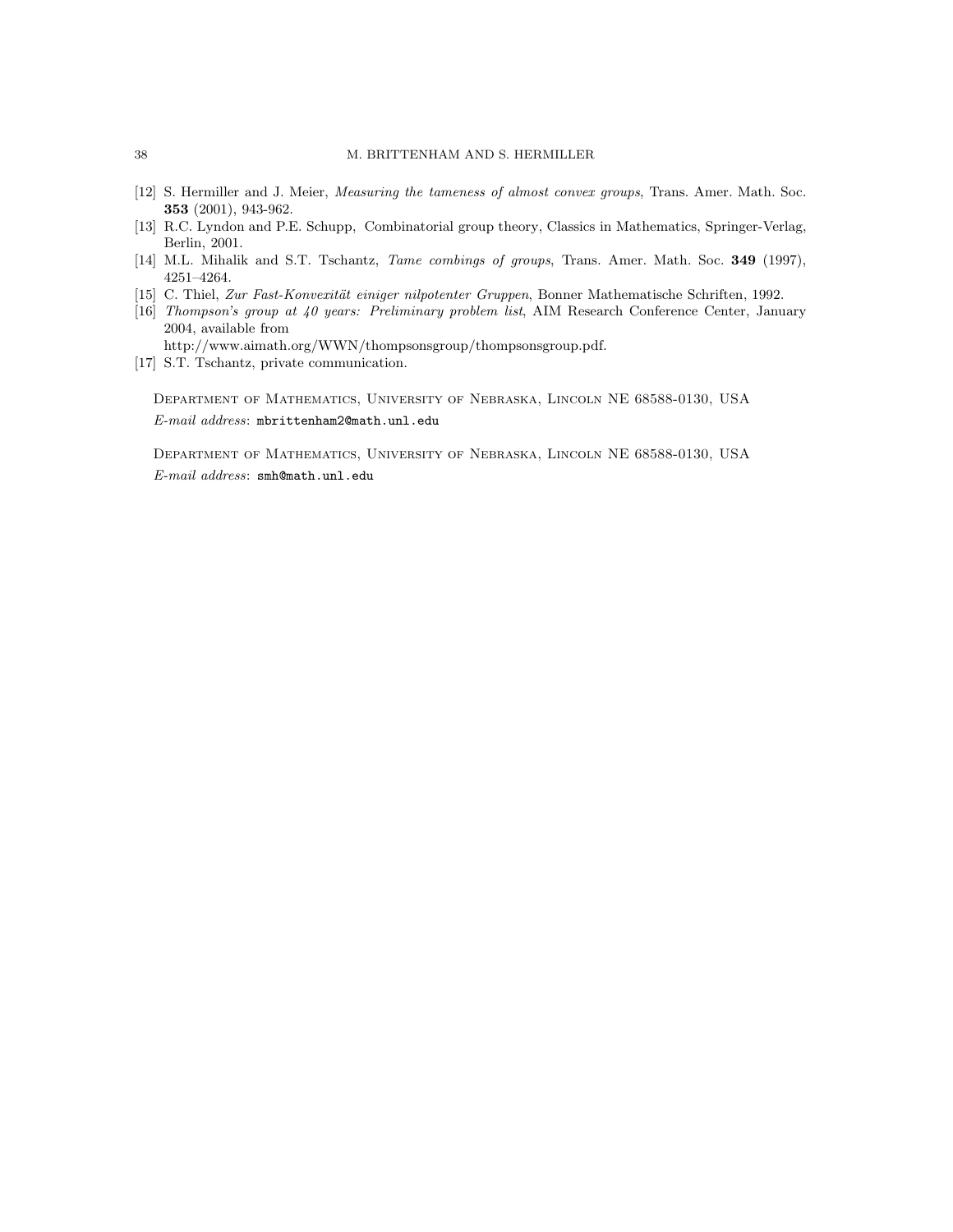[12] S. Hermiller and J. Meier, *Measuring the tameness of almost convex groups*, Trans. Amer. Math. Soc. **353** (2001), 943-962.

[13] R.C. Lyndon and P.E. Schupp, Combinatorial group theory, Classics in Mathematics, Springer-Verlag, Berlin, 2001.

[14] M.L. Mihalik and S.T. Tschantz, *Tame combings of groups*, Trans. Amer. Math. Soc. **349** (1997), 4251–4264.

[15] C. Thiel, *Zur Fast-Konvexität einiger nilpotenter Gruppen*, Bonner Mathematische Schriften, 1992.

[16] *Thompson's group at 40 years: Preliminary problem list*, AIM Research Conference Center, January 2004, available from http://www.aimath.org/WWN/thompsonsgroup/thompsonsgroup.pdf.

[17] S.T. Tschantz, private communication.

Department of Mathematics, University of Nebraska, Lincoln NE 68588-0130, USA

*E-mail address*: `mbrittenham2@math.unl.edu`

Department of Mathematics, University of Nebraska, Lincoln NE 68588-0130, USA

*E-mail address*: `smh@math.unl.edu`